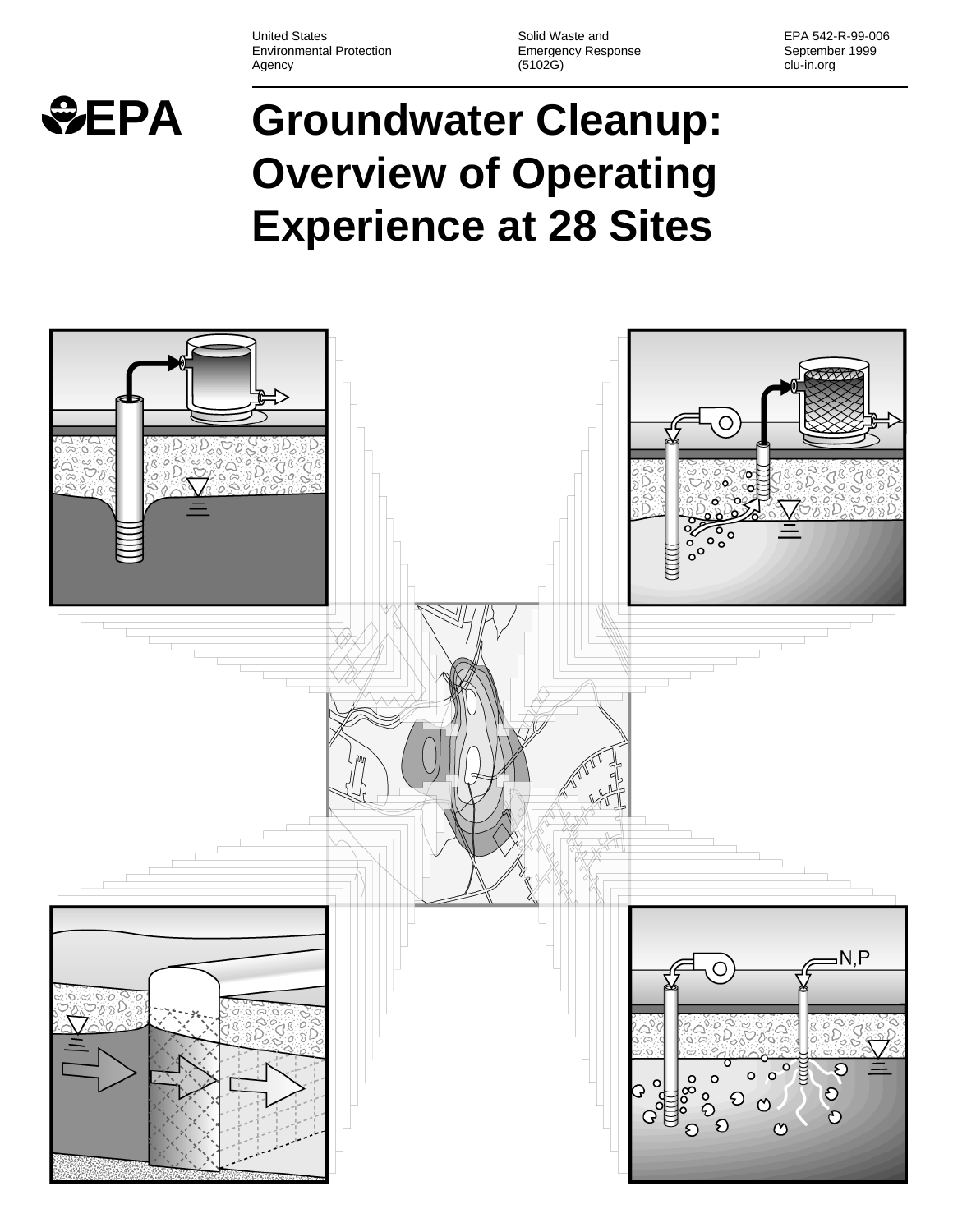United States
Environmental Protection
Agency

Solid Waste and
Emergency Response
(5102G)

EPA 542-R-99-006
September 1999
clu-in.org

EPA

# Groundwater Cleanup: Overview of Operating Experience at 28 Sites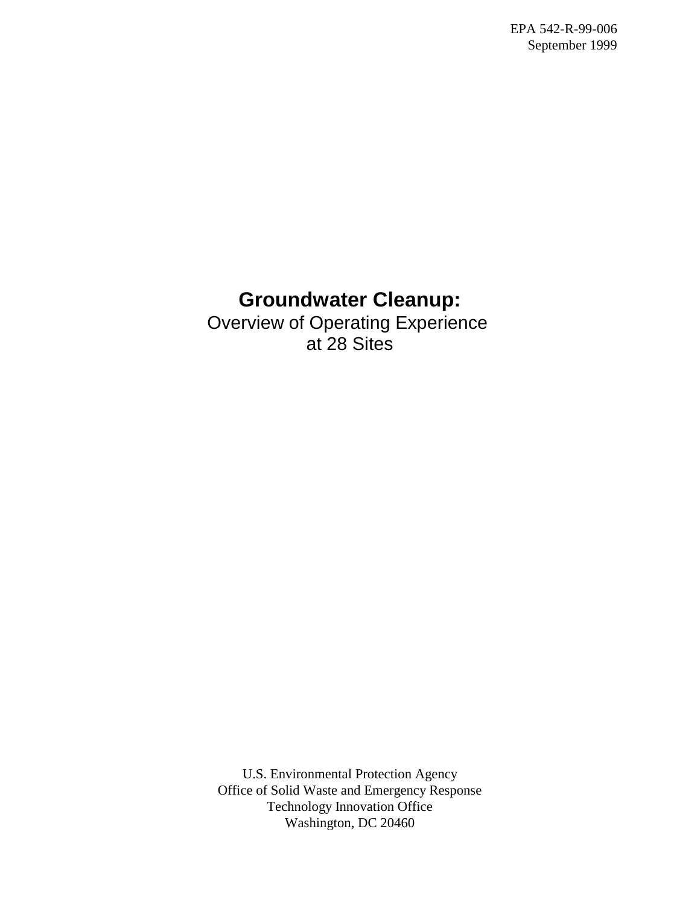EPA 542-R-99-006
September 1999

# Groundwater Cleanup:

Overview of Operating Experience
at 28 Sites

U.S. Environmental Protection Agency
Office of Solid Waste and Emergency Response
Technology Innovation Office
Washington, DC 20460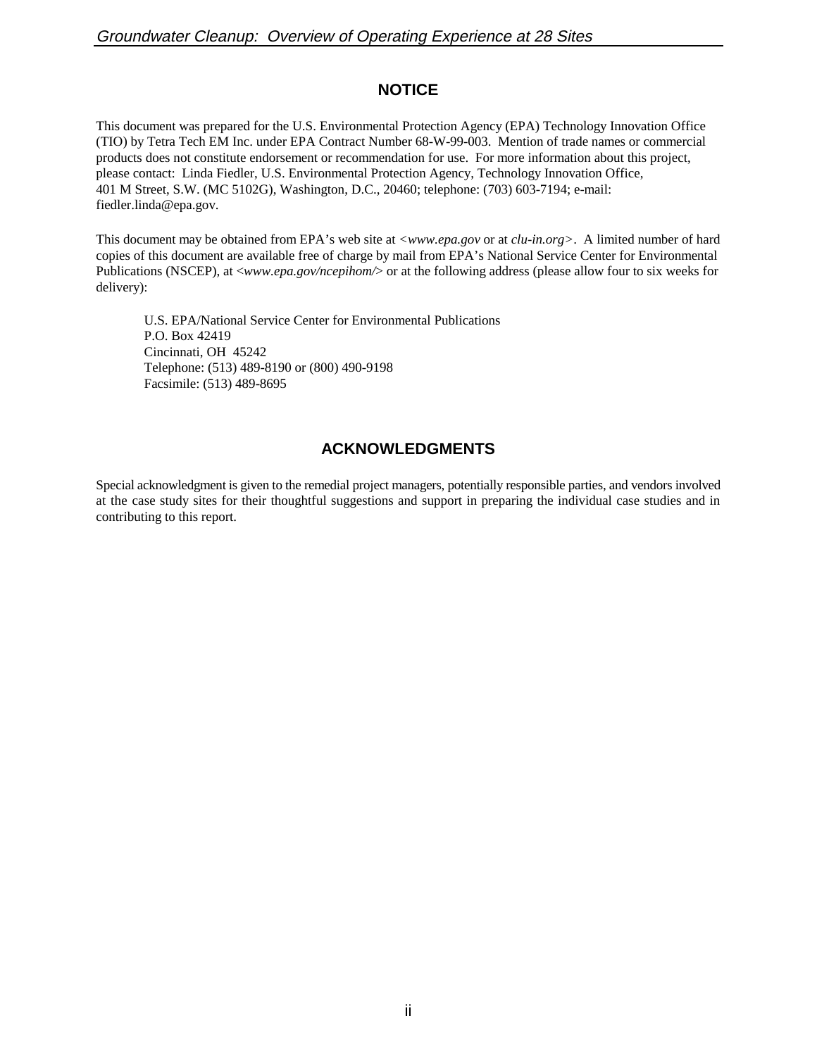## NOTICE

This document was prepared for the U.S. Environmental Protection Agency (EPA) Technology Innovation Office (TIO) by Tetra Tech EM Inc. under EPA Contract Number 68-W-99-003. Mention of trade names or commercial products does not constitute endorsement or recommendation for use. For more information about this project, please contact: Linda Fiedler, U.S. Environmental Protection Agency, Technology Innovation Office, 401 M Street, S.W. (MC 5102G), Washington, D.C., 20460; telephone: (703) 603-7194; e-mail: fiedler.linda@epa.gov.

This document may be obtained from EPA's web site at *<www.epa.gov* or at *clu-in.org>*. A limited number of hard copies of this document are available free of charge by mail from EPA's National Service Center for Environmental Publications (NSCEP), at *<www.epa.gov/ncepihom/>* or at the following address (please allow four to six weeks for delivery):

U.S. EPA/National Service Center for Environmental Publications
P.O. Box 42419
Cincinnati, OH 45242
Telephone: (513) 489-8190 or (800) 490-9198
Facsimile: (513) 489-8695

## ACKNOWLEDGMENTS

Special acknowledgment is given to the remedial project managers, potentially responsible parties, and vendors involved at the case study sites for their thoughtful suggestions and support in preparing the individual case studies and in contributing to this report.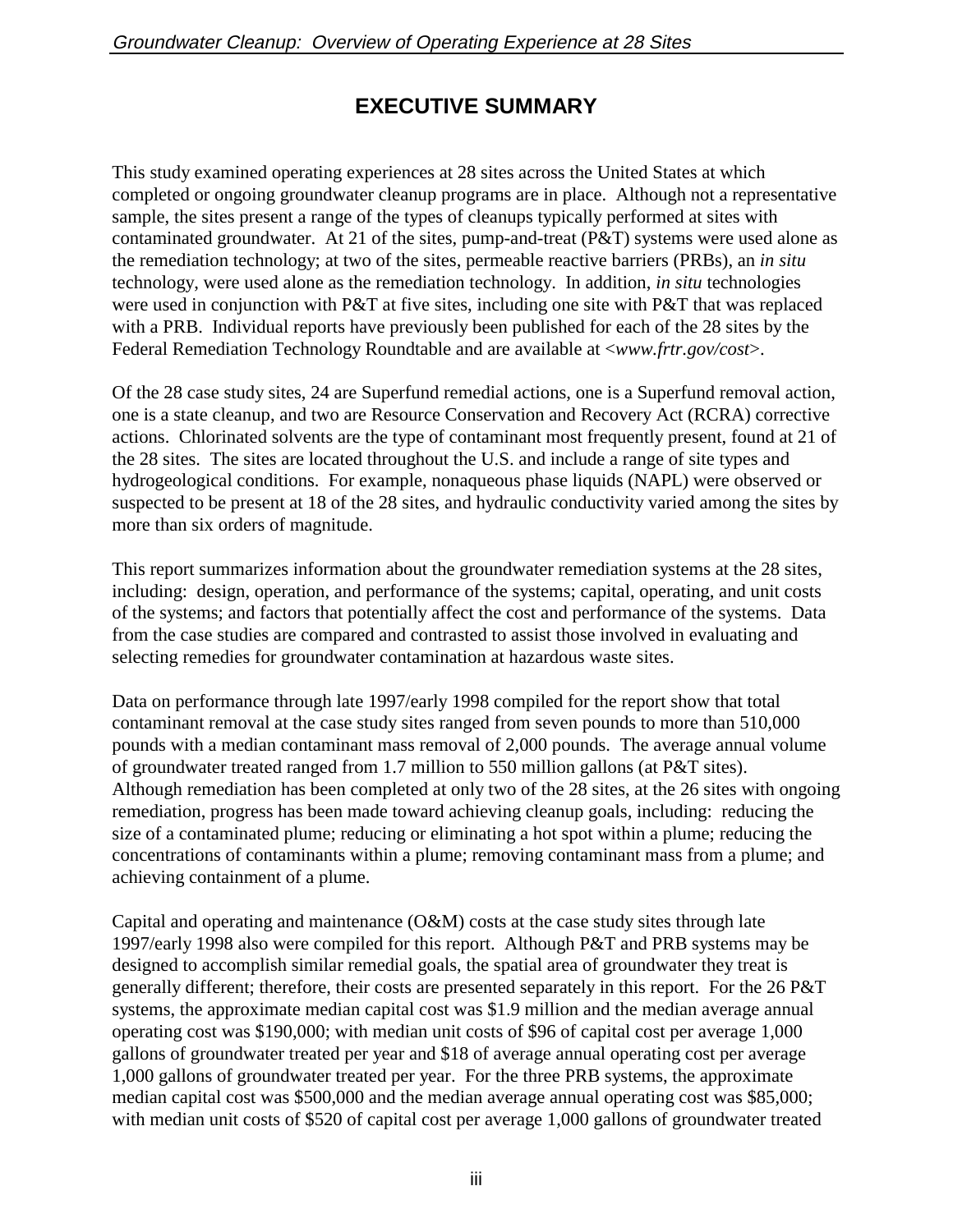# EXECUTIVE SUMMARY

This study examined operating experiences at 28 sites across the United States at which completed or ongoing groundwater cleanup programs are in place. Although not a representative sample, the sites present a range of the types of cleanups typically performed at sites with contaminated groundwater. At 21 of the sites, pump-and-treat (P&T) systems were used alone as the remediation technology; at two of the sites, permeable reactive barriers (PRBs), an *in situ* technology, were used alone as the remediation technology. In addition, *in situ* technologies were used in conjunction with P&T at five sites, including one site with P&T that was replaced with a PRB. Individual reports have previously been published for each of the 28 sites by the Federal Remediation Technology Roundtable and are available at <*www.frtr.gov/cost*>.

Of the 28 case study sites, 24 are Superfund remedial actions, one is a Superfund removal action, one is a state cleanup, and two are Resource Conservation and Recovery Act (RCRA) corrective actions. Chlorinated solvents are the type of contaminant most frequently present, found at 21 of the 28 sites. The sites are located throughout the U.S. and include a range of site types and hydrogeological conditions. For example, nonaqueous phase liquids (NAPL) were observed or suspected to be present at 18 of the 28 sites, and hydraulic conductivity varied among the sites by more than six orders of magnitude.

This report summarizes information about the groundwater remediation systems at the 28 sites, including: design, operation, and performance of the systems; capital, operating, and unit costs of the systems; and factors that potentially affect the cost and performance of the systems. Data from the case studies are compared and contrasted to assist those involved in evaluating and selecting remedies for groundwater contamination at hazardous waste sites.

Data on performance through late 1997/early 1998 compiled for the report show that total contaminant removal at the case study sites ranged from seven pounds to more than 510,000 pounds with a median contaminant mass removal of 2,000 pounds. The average annual volume of groundwater treated ranged from 1.7 million to 550 million gallons (at P&T sites). Although remediation has been completed at only two of the 28 sites, at the 26 sites with ongoing remediation, progress has been made toward achieving cleanup goals, including: reducing the size of a contaminated plume; reducing or eliminating a hot spot within a plume; reducing the concentrations of contaminants within a plume; removing contaminant mass from a plume; and achieving containment of a plume.

Capital and operating and maintenance (O&M) costs at the case study sites through late 1997/early 1998 also were compiled for this report. Although P&T and PRB systems may be designed to accomplish similar remedial goals, the spatial area of groundwater they treat is generally different; therefore, their costs are presented separately in this report. For the 26 P&T systems, the approximate median capital cost was $1.9 million and the median average annual operating cost was $190,000; with median unit costs of $96 of capital cost per average 1,000 gallons of groundwater treated per year and $18 of average annual operating cost per average 1,000 gallons of groundwater treated per year. For the three PRB systems, the approximate median capital cost was $500,000 and the median average annual operating cost was $85,000; with median unit costs of $520 of capital cost per average 1,000 gallons of groundwater treated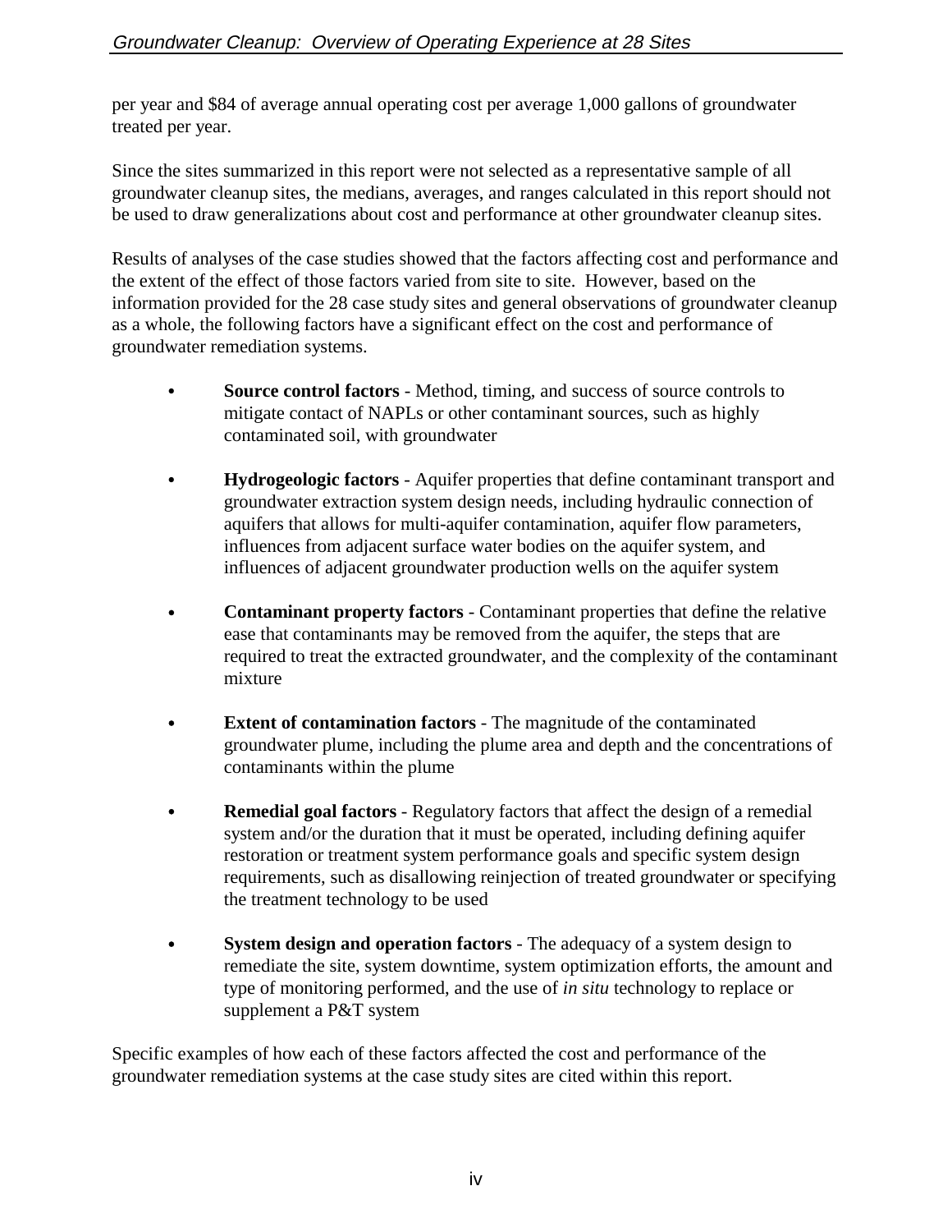per year and $84 of average annual operating cost per average 1,000 gallons of groundwater treated per year.

Since the sites summarized in this report were not selected as a representative sample of all groundwater cleanup sites, the medians, averages, and ranges calculated in this report should not be used to draw generalizations about cost and performance at other groundwater cleanup sites.

Results of analyses of the case studies showed that the factors affecting cost and performance and the extent of the effect of those factors varied from site to site. However, based on the information provided for the 28 case study sites and general observations of groundwater cleanup as a whole, the following factors have a significant effect on the cost and performance of groundwater remediation systems.

- **Source control factors** - Method, timing, and success of source controls to mitigate contact of NAPLs or other contaminant sources, such as highly contaminated soil, with groundwater

- **Hydrogeologic factors** - Aquifer properties that define contaminant transport and groundwater extraction system design needs, including hydraulic connection of aquifers that allows for multi-aquifer contamination, aquifer flow parameters, influences from adjacent surface water bodies on the aquifer system, and influences of adjacent groundwater production wells on the aquifer system

- **Contaminant property factors** - Contaminant properties that define the relative ease that contaminants may be removed from the aquifer, the steps that are required to treat the extracted groundwater, and the complexity of the contaminant mixture

- **Extent of contamination factors** - The magnitude of the contaminated groundwater plume, including the plume area and depth and the concentrations of contaminants within the plume

- **Remedial goal factors** - Regulatory factors that affect the design of a remedial system and/or the duration that it must be operated, including defining aquifer restoration or treatment system performance goals and specific system design requirements, such as disallowing reinjection of treated groundwater or specifying the treatment technology to be used

- **System design and operation factors** - The adequacy of a system design to remediate the site, system downtime, system optimization efforts, the amount and type of monitoring performed, and the use of *in situ* technology to replace or supplement a P&T system

Specific examples of how each of these factors affected the cost and performance of the groundwater remediation systems at the case study sites are cited within this report.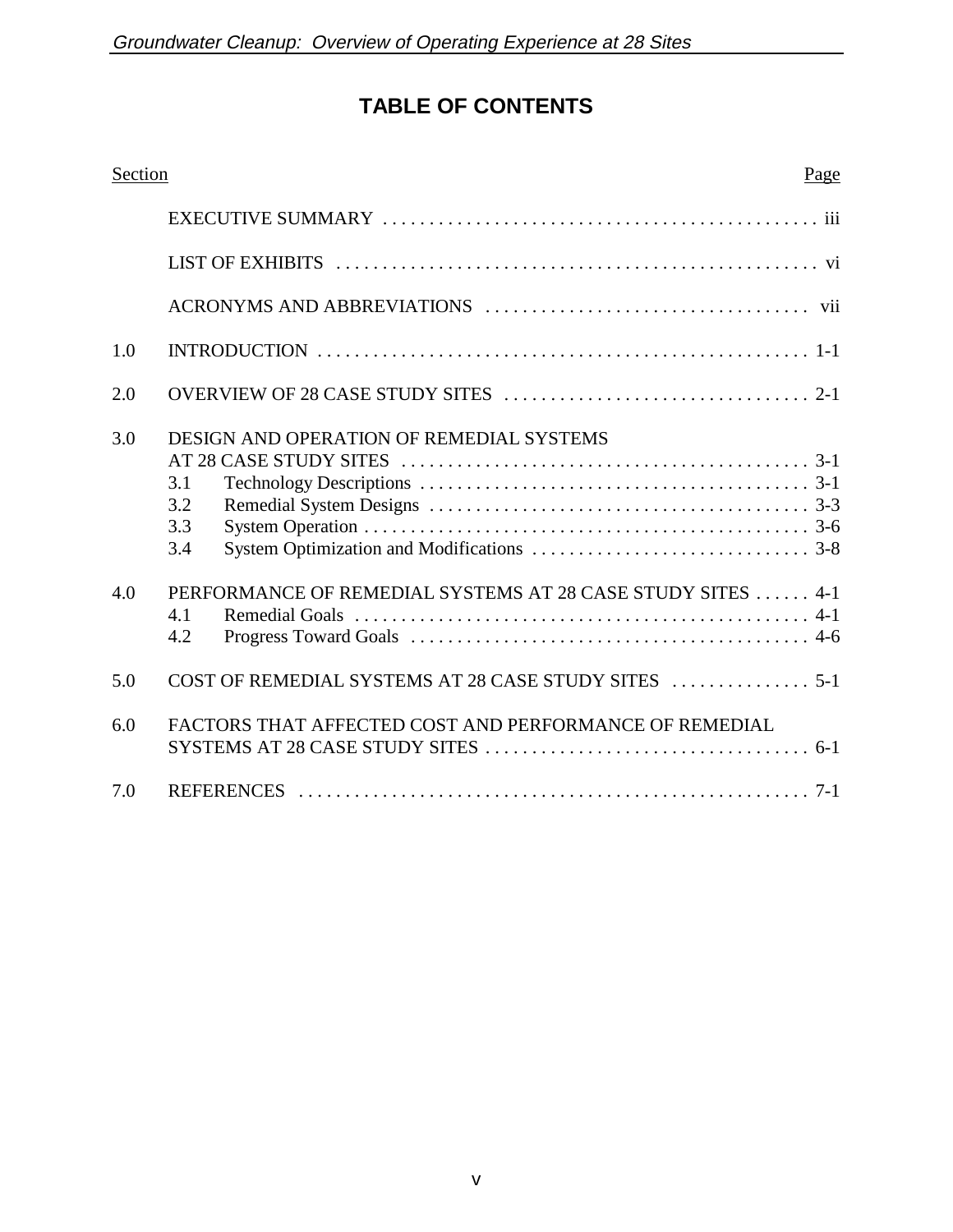# TABLE OF CONTENTS

| Section | | Page |
|---|---|---|
| | EXECUTIVE SUMMARY | iii |
| | LIST OF EXHIBITS | vi |
| | ACRONYMS AND ABBREVIATIONS | vii |
| 1.0 | INTRODUCTION | 1-1 |
| 2.0 | OVERVIEW OF 28 CASE STUDY SITES | 2-1 |
| 3.0 | DESIGN AND OPERATION OF REMEDIAL SYSTEMS AT 28 CASE STUDY SITES | 3-1 |
| | 3.1 Technology Descriptions | 3-1 |
| | 3.2 Remedial System Designs | 3-3 |
| | 3.3 System Operation | 3-6 |
| | 3.4 System Optimization and Modifications | 3-8 |
| 4.0 | PERFORMANCE OF REMEDIAL SYSTEMS AT 28 CASE STUDY SITES | 4-1 |
| | 4.1 Remedial Goals | 4-1 |
| | 4.2 Progress Toward Goals | 4-6 |
| 5.0 | COST OF REMEDIAL SYSTEMS AT 28 CASE STUDY SITES | 5-1 |
| 6.0 | FACTORS THAT AFFECTED COST AND PERFORMANCE OF REMEDIAL SYSTEMS AT 28 CASE STUDY SITES | 6-1 |
| 7.0 | REFERENCES | 7-1 |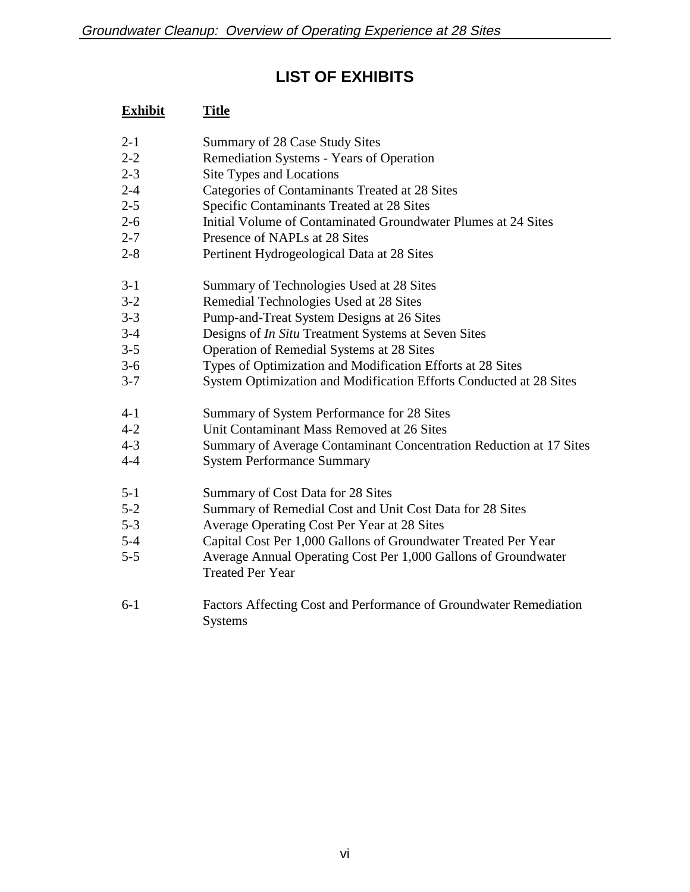# LIST OF EXHIBITS

| Exhibit | Title |
|---|---|
| 2-1 | Summary of 28 Case Study Sites |
| 2-2 | Remediation Systems - Years of Operation |
| 2-3 | Site Types and Locations |
| 2-4 | Categories of Contaminants Treated at 28 Sites |
| 2-5 | Specific Contaminants Treated at 28 Sites |
| 2-6 | Initial Volume of Contaminated Groundwater Plumes at 24 Sites |
| 2-7 | Presence of NAPLs at 28 Sites |
| 2-8 | Pertinent Hydrogeological Data at 28 Sites |
| 3-1 | Summary of Technologies Used at 28 Sites |
| 3-2 | Remedial Technologies Used at 28 Sites |
| 3-3 | Pump-and-Treat System Designs at 26 Sites |
| 3-4 | Designs of *In Situ* Treatment Systems at Seven Sites |
| 3-5 | Operation of Remedial Systems at 28 Sites |
| 3-6 | Types of Optimization and Modification Efforts at 28 Sites |
| 3-7 | System Optimization and Modification Efforts Conducted at 28 Sites |
| 4-1 | Summary of System Performance for 28 Sites |
| 4-2 | Unit Contaminant Mass Removed at 26 Sites |
| 4-3 | Summary of Average Contaminant Concentration Reduction at 17 Sites |
| 4-4 | System Performance Summary |
| 5-1 | Summary of Cost Data for 28 Sites |
| 5-2 | Summary of Remedial Cost and Unit Cost Data for 28 Sites |
| 5-3 | Average Operating Cost Per Year at 28 Sites |
| 5-4 | Capital Cost Per 1,000 Gallons of Groundwater Treated Per Year |
| 5-5 | Average Annual Operating Cost Per 1,000 Gallons of Groundwater Treated Per Year |
| 6-1 | Factors Affecting Cost and Performance of Groundwater Remediation Systems |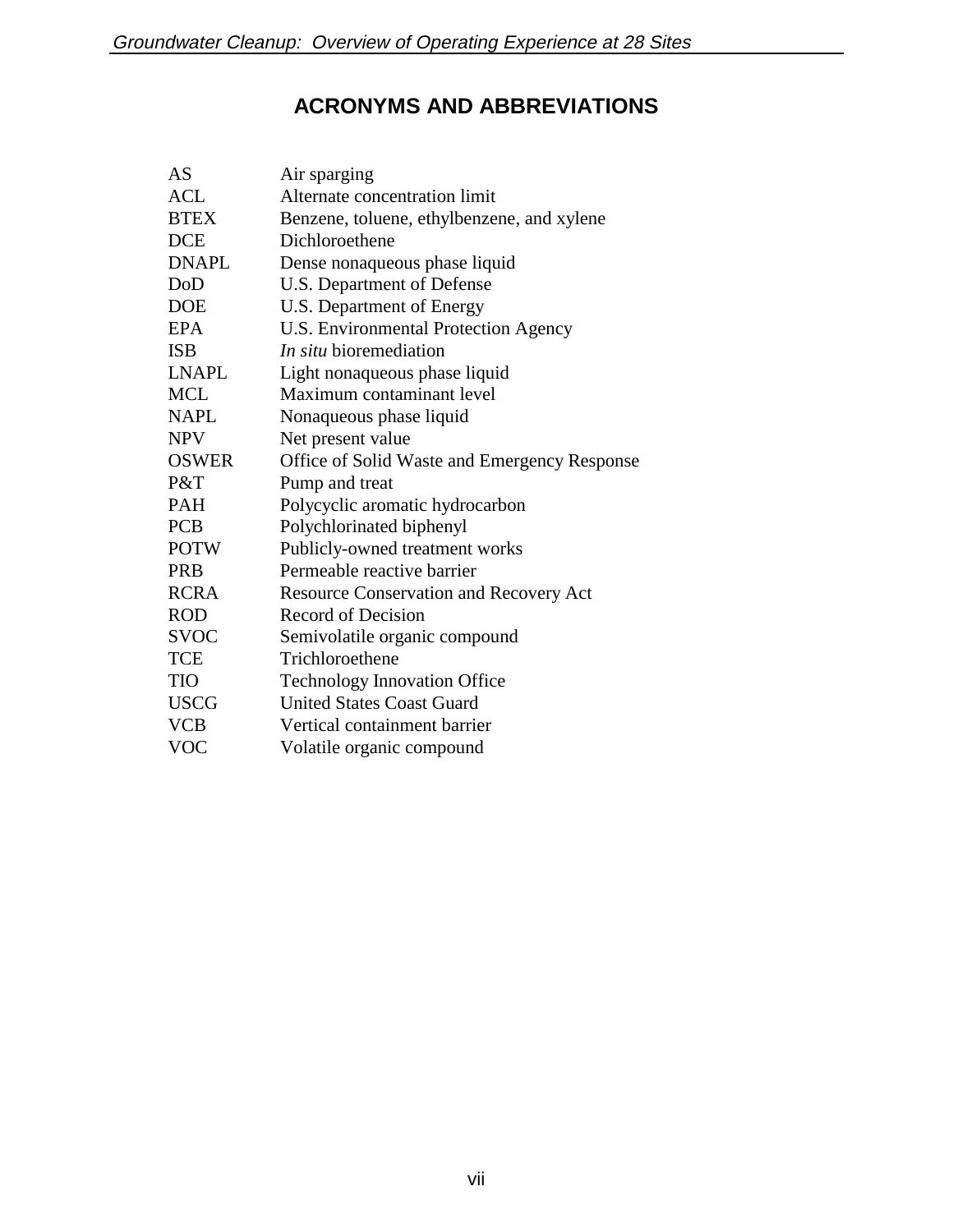# ACRONYMS AND ABBREVIATIONS

| | |
|---|---|
| AS | Air sparging |
| ACL | Alternate concentration limit |
| BTEX | Benzene, toluene, ethylbenzene, and xylene |
| DCE | Dichloroethene |
| DNAPL | Dense nonaqueous phase liquid |
| DoD | U.S. Department of Defense |
| DOE | U.S. Department of Energy |
| EPA | U.S. Environmental Protection Agency |
| ISB | *In situ* bioremediation |
| LNAPL | Light nonaqueous phase liquid |
| MCL | Maximum contaminant level |
| NAPL | Nonaqueous phase liquid |
| NPV | Net present value |
| OSWER | Office of Solid Waste and Emergency Response |
| P&T | Pump and treat |
| PAH | Polycyclic aromatic hydrocarbon |
| PCB | Polychlorinated biphenyl |
| POTW | Publicly-owned treatment works |
| PRB | Permeable reactive barrier |
| RCRA | Resource Conservation and Recovery Act |
| ROD | Record of Decision |
| SVOC | Semivolatile organic compound |
| TCE | Trichloroethene |
| TIO | Technology Innovation Office |
| USCG | United States Coast Guard |
| VCB | Vertical containment barrier |
| VOC | Volatile organic compound |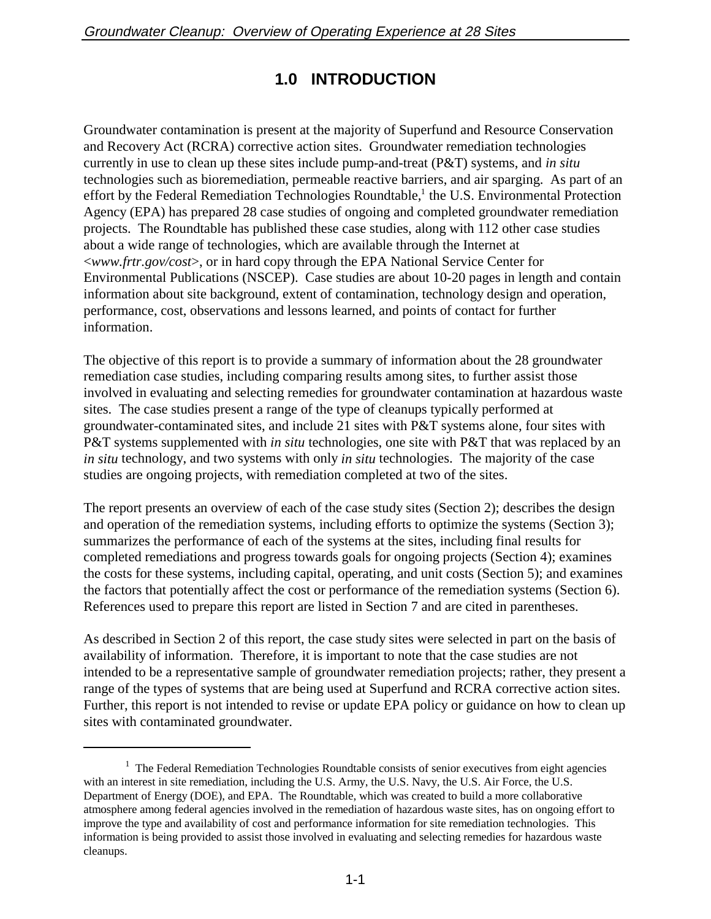# 1.0 INTRODUCTION

Groundwater contamination is present at the majority of Superfund and Resource Conservation and Recovery Act (RCRA) corrective action sites. Groundwater remediation technologies currently in use to clean up these sites include pump-and-treat (P&T) systems, and *in situ* technologies such as bioremediation, permeable reactive barriers, and air sparging. As part of an effort by the Federal Remediation Technologies Roundtable,[1] the U.S. Environmental Protection Agency (EPA) has prepared 28 case studies of ongoing and completed groundwater remediation projects. The Roundtable has published these case studies, along with 112 other case studies about a wide range of technologies, which are available through the Internet at <*www.frtr.gov/cost*>, or in hard copy through the EPA National Service Center for Environmental Publications (NSCEP). Case studies are about 10-20 pages in length and contain information about site background, extent of contamination, technology design and operation, performance, cost, observations and lessons learned, and points of contact for further information.

The objective of this report is to provide a summary of information about the 28 groundwater remediation case studies, including comparing results among sites, to further assist those involved in evaluating and selecting remedies for groundwater contamination at hazardous waste sites. The case studies present a range of the type of cleanups typically performed at groundwater-contaminated sites, and include 21 sites with P&T systems alone, four sites with P&T systems supplemented with *in situ* technologies, one site with P&T that was replaced by an *in situ* technology, and two systems with only *in situ* technologies. The majority of the case studies are ongoing projects, with remediation completed at two of the sites.

The report presents an overview of each of the case study sites (Section 2); describes the design and operation of the remediation systems, including efforts to optimize the systems (Section 3); summarizes the performance of each of the systems at the sites, including final results for completed remediations and progress towards goals for ongoing projects (Section 4); examines the costs for these systems, including capital, operating, and unit costs (Section 5); and examines the factors that potentially affect the cost or performance of the remediation systems (Section 6). References used to prepare this report are listed in Section 7 and are cited in parentheses.

As described in Section 2 of this report, the case study sites were selected in part on the basis of availability of information. Therefore, it is important to note that the case studies are not intended to be a representative sample of groundwater remediation projects; rather, they present a range of the types of systems that are being used at Superfund and RCRA corrective action sites. Further, this report is not intended to revise or update EPA policy or guidance on how to clean up sites with contaminated groundwater.

---

[1] The Federal Remediation Technologies Roundtable consists of senior executives from eight agencies with an interest in site remediation, including the U.S. Army, the U.S. Navy, the U.S. Air Force, the U.S. Department of Energy (DOE), and EPA. The Roundtable, which was created to build a more collaborative atmosphere among federal agencies involved in the remediation of hazardous waste sites, has on ongoing effort to improve the type and availability of cost and performance information for site remediation technologies. This information is being provided to assist those involved in evaluating and selecting remedies for hazardous waste cleanups.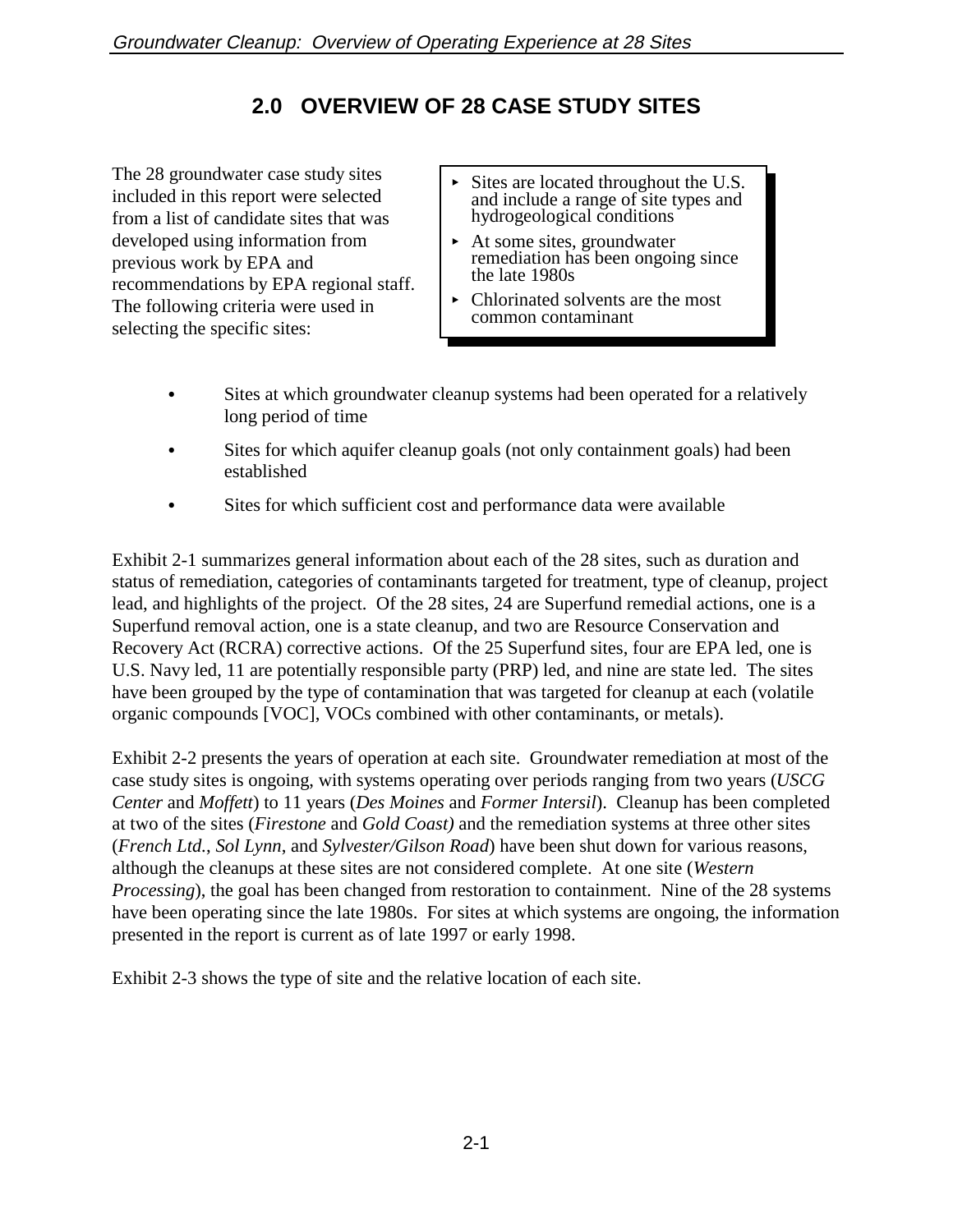# 2.0 OVERVIEW OF 28 CASE STUDY SITES

The 28 groundwater case study sites included in this report were selected from a list of candidate sites that was developed using information from previous work by EPA and recommendations by EPA regional staff. The following criteria were used in selecting the specific sites:

> - Sites are located throughout the U.S. and include a range of site types and hydrogeological conditions
> - At some sites, groundwater remediation has been ongoing since the late 1980s
> - Chlorinated solvents are the most common contaminant

- Sites at which groundwater cleanup systems had been operated for a relatively long period of time
- Sites for which aquifer cleanup goals (not only containment goals) had been established
- Sites for which sufficient cost and performance data were available

Exhibit 2-1 summarizes general information about each of the 28 sites, such as duration and status of remediation, categories of contaminants targeted for treatment, type of cleanup, project lead, and highlights of the project. Of the 28 sites, 24 are Superfund remedial actions, one is a Superfund removal action, one is a state cleanup, and two are Resource Conservation and Recovery Act (RCRA) corrective actions. Of the 25 Superfund sites, four are EPA led, one is U.S. Navy led, 11 are potentially responsible party (PRP) led, and nine are state led. The sites have been grouped by the type of contamination that was targeted for cleanup at each (volatile organic compounds [VOC], VOCs combined with other contaminants, or metals).

Exhibit 2-2 presents the years of operation at each site. Groundwater remediation at most of the case study sites is ongoing, with systems operating over periods ranging from two years (*USCG Center* and *Moffett*) to 11 years (*Des Moines* and *Former Intersil*). Cleanup has been completed at two of the sites (*Firestone* and *Gold Coast)* and the remediation systems at three other sites (*French Ltd.*, *Sol Lynn*, and *Sylvester/Gilson Road*) have been shut down for various reasons, although the cleanups at these sites are not considered complete. At one site (*Western Processing*), the goal has been changed from restoration to containment. Nine of the 28 systems have been operating since the late 1980s. For sites at which systems are ongoing, the information presented in the report is current as of late 1997 or early 1998.

Exhibit 2-3 shows the type of site and the relative location of each site.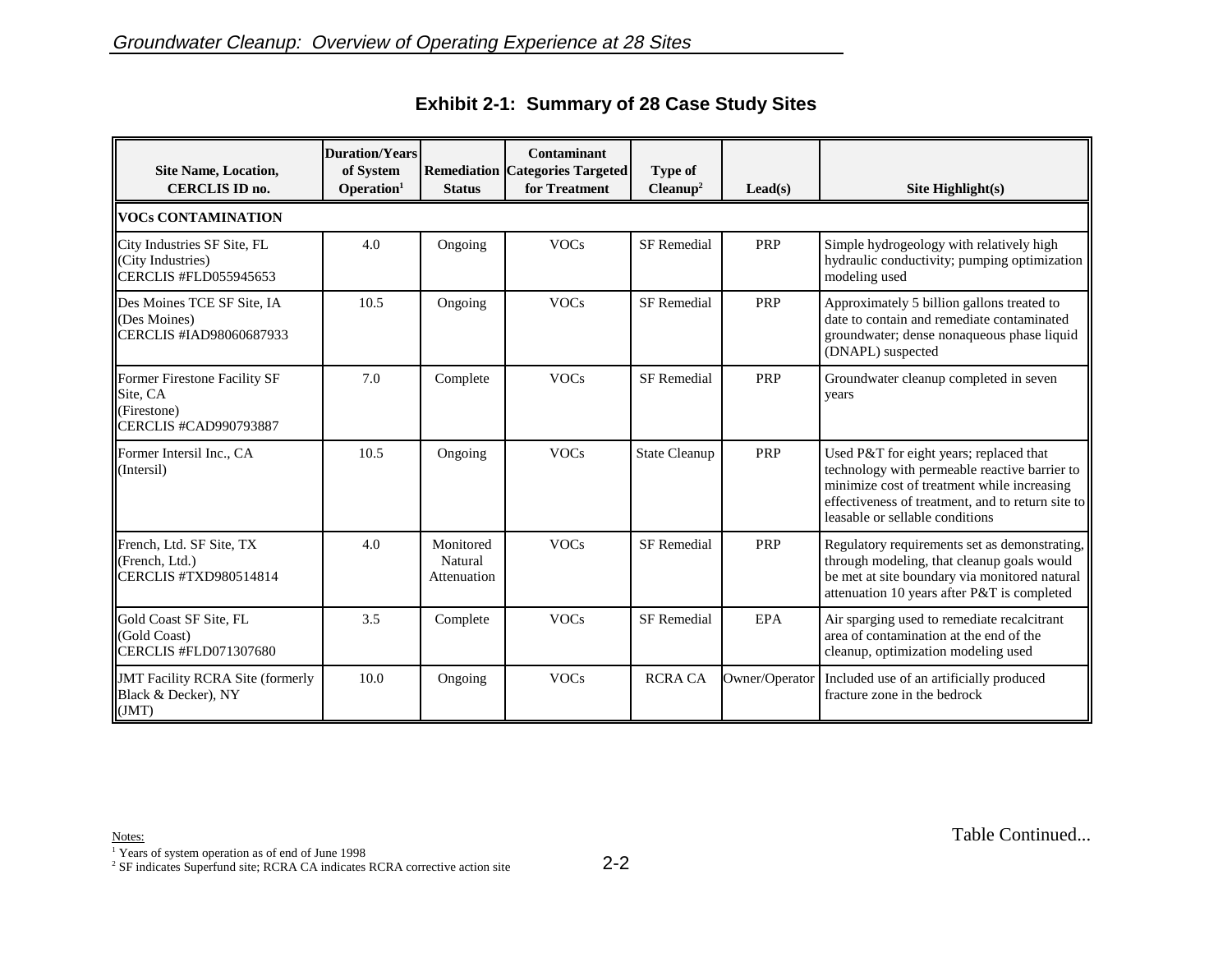**Exhibit 2-1: Summary of 28 Case Study Sites**

| Site Name, Location, CERCLIS ID no. | Duration/Years of System Operation[1] | Remediation Status | Contaminant Categories Targeted for Treatment | Type of Cleanup[2] | Lead(s) | Site Highlight(s) |
|---|---|---|---|---|---|---|
| **VOCs CONTAMINATION** | | | | | | |
| City Industries SF Site, FL (City Industries) CERCLIS #FLD055945653 | 4.0 | Ongoing | VOCs | SF Remedial | PRP | Simple hydrogeology with relatively high hydraulic conductivity; pumping optimization modeling used |
| Des Moines TCE SF Site, IA (Des Moines) CERCLIS #IAD98060687933 | 10.5 | Ongoing | VOCs | SF Remedial | PRP | Approximately 5 billion gallons treated to date to contain and remediate contaminated groundwater; dense nonaqueous phase liquid (DNAPL) suspected |
| Former Firestone Facility SF Site, CA (Firestone) CERCLIS #CAD990793887 | 7.0 | Complete | VOCs | SF Remedial | PRP | Groundwater cleanup completed in seven years |
| Former Intersil Inc., CA (Intersil) | 10.5 | Ongoing | VOCs | State Cleanup | PRP | Used P&T for eight years; replaced that technology with permeable reactive barrier to minimize cost of treatment while increasing effectiveness of treatment, and to return site to leasable or sellable conditions |
| French, Ltd. SF Site, TX (French, Ltd.) CERCLIS #TXD980514814 | 4.0 | Monitored Natural Attenuation | VOCs | SF Remedial | PRP | Regulatory requirements set as demonstrating, through modeling, that cleanup goals would be met at site boundary via monitored natural attenuation 10 years after P&T is completed |
| Gold Coast SF Site, FL (Gold Coast) CERCLIS #FLD071307680 | 3.5 | Complete | VOCs | SF Remedial | EPA | Air sparging used to remediate recalcitrant area of contamination at the end of the cleanup, optimization modeling used |
| JMT Facility RCRA Site (formerly Black & Decker), NY (JMT) | 10.0 | Ongoing | VOCs | RCRA CA | Owner/Operator | Included use of an artificially produced fracture zone in the bedrock |

Notes:
[1] Years of system operation as of end of June 1998
[2] SF indicates Superfund site; RCRA CA indicates RCRA corrective action site

Table Continued...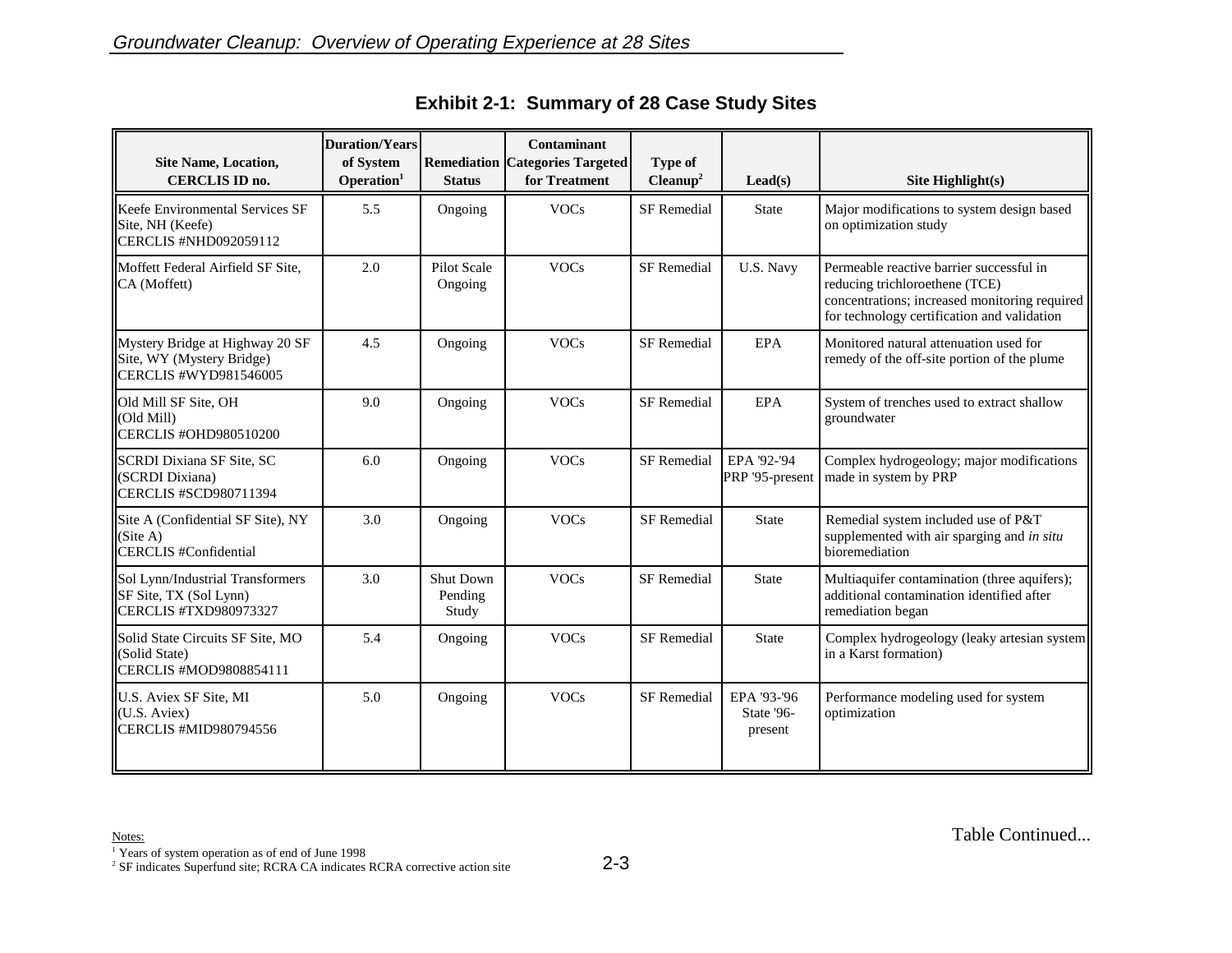## Exhibit 2-1: Summary of 28 Case Study Sites

| Site Name, Location, CERCLIS ID no. | Duration/Years of System Operation[1] | Remediation Status | Contaminant Categories Targeted for Treatment | Type of Cleanup[2] | Lead(s) | Site Highlight(s) |
|---|---|---|---|---|---|---|
| Keefe Environmental Services SF Site, NH (Keefe) CERCLIS #NHD092059112 | 5.5 | Ongoing | VOCs | SF Remedial | State | Major modifications to system design based on optimization study |
| Moffett Federal Airfield SF Site, CA (Moffett) | 2.0 | Pilot Scale Ongoing | VOCs | SF Remedial | U.S. Navy | Permeable reactive barrier successful in reducing trichloroethene (TCE) concentrations; increased monitoring required for technology certification and validation |
| Mystery Bridge at Highway 20 SF Site, WY (Mystery Bridge) CERCLIS #WYD981546005 | 4.5 | Ongoing | VOCs | SF Remedial | EPA | Monitored natural attenuation used for remedy of the off-site portion of the plume |
| Old Mill SF Site, OH (Old Mill) CERCLIS #OHD980510200 | 9.0 | Ongoing | VOCs | SF Remedial | EPA | System of trenches used to extract shallow groundwater |
| SCRDI Dixiana SF Site, SC (SCRDI Dixiana) CERCLIS #SCD980711394 | 6.0 | Ongoing | VOCs | SF Remedial | EPA '92-'94 PRP '95-present | Complex hydrogeology; major modifications made in system by PRP |
| Site A (Confidential SF Site), NY (Site A) CERCLIS #Confidential | 3.0 | Ongoing | VOCs | SF Remedial | State | Remedial system included use of P&T supplemented with air sparging and *in situ* bioremediation |
| Sol Lynn/Industrial Transformers SF Site, TX (Sol Lynn) CERCLIS #TXD980973327 | 3.0 | Shut Down Pending Study | VOCs | SF Remedial | State | Multiaquifer contamination (three aquifers); additional contamination identified after remediation began |
| Solid State Circuits SF Site, MO (Solid State) CERCLIS #MOD9808854111 | 5.4 | Ongoing | VOCs | SF Remedial | State | Complex hydrogeology (leaky artesian system in a Karst formation) |
| U.S. Aviex SF Site, MI (U.S. Aviex) CERCLIS #MID980794556 | 5.0 | Ongoing | VOCs | SF Remedial | EPA '93-'96 State '96-present | Performance modeling used for system optimization |

Table Continued...

Notes:

[1] Years of system operation as of end of June 1998

[2] SF indicates Superfund site; RCRA CA indicates RCRA corrective action site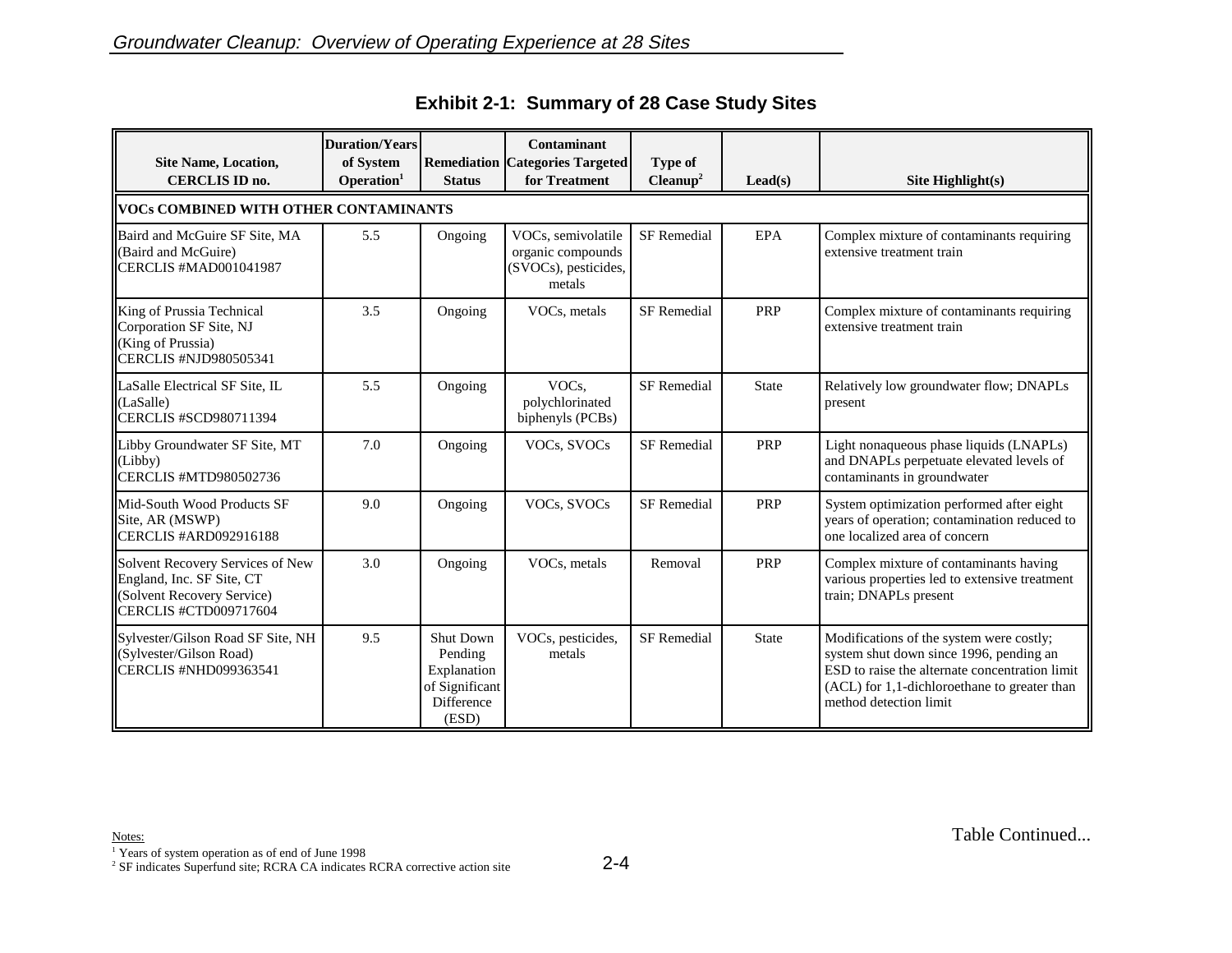## Exhibit 2-1: Summary of 28 Case Study Sites

| Site Name, Location, CERCLIS ID no. | Duration/Years of System Operation[1] | Remediation Status | Contaminant Categories Targeted for Treatment | Type of Cleanup[2] | Lead(s) | Site Highlight(s) |
|---|---|---|---|---|---|---|
| **VOCs COMBINED WITH OTHER CONTAMINANTS** | | | | | | |
| Baird and McGuire SF Site, MA (Baird and McGuire) CERCLIS #MAD001041987 | 5.5 | Ongoing | VOCs, semivolatile organic compounds (SVOCs), pesticides, metals | SF Remedial | EPA | Complex mixture of contaminants requiring extensive treatment train |
| King of Prussia Technical Corporation SF Site, NJ (King of Prussia) CERCLIS #NJD980505341 | 3.5 | Ongoing | VOCs, metals | SF Remedial | PRP | Complex mixture of contaminants requiring extensive treatment train |
| LaSalle Electrical SF Site, IL (LaSalle) CERCLIS #SCD980711394 | 5.5 | Ongoing | VOCs, polychlorinated biphenyls (PCBs) | SF Remedial | State | Relatively low groundwater flow; DNAPLs present |
| Libby Groundwater SF Site, MT (Libby) CERCLIS #MTD980502736 | 7.0 | Ongoing | VOCs, SVOCs | SF Remedial | PRP | Light nonaqueous phase liquids (LNAPLs) and DNAPLs perpetuate elevated levels of contaminants in groundwater |
| Mid-South Wood Products SF Site, AR (MSWP) CERCLIS #ARD092916188 | 9.0 | Ongoing | VOCs, SVOCs | SF Remedial | PRP | System optimization performed after eight years of operation; contamination reduced to one localized area of concern |
| Solvent Recovery Services of New England, Inc. SF Site, CT (Solvent Recovery Service) CERCLIS #CTD009717604 | 3.0 | Ongoing | VOCs, metals | Removal | PRP | Complex mixture of contaminants having various properties led to extensive treatment train; DNAPLs present |
| Sylvester/Gilson Road SF Site, NH (Sylvester/Gilson Road) CERCLIS #NHD099363541 | 9.5 | Shut Down Pending Explanation of Significant Difference (ESD) | VOCs, pesticides, metals | SF Remedial | State | Modifications of the system were costly; system shut down since 1996, pending an ESD to raise the alternate concentration limit (ACL) for 1,1-dichloroethane to greater than method detection limit |

Notes:
[1] Years of system operation as of end of June 1998
[2] SF indicates Superfund site; RCRA CA indicates RCRA corrective action site

Table Continued...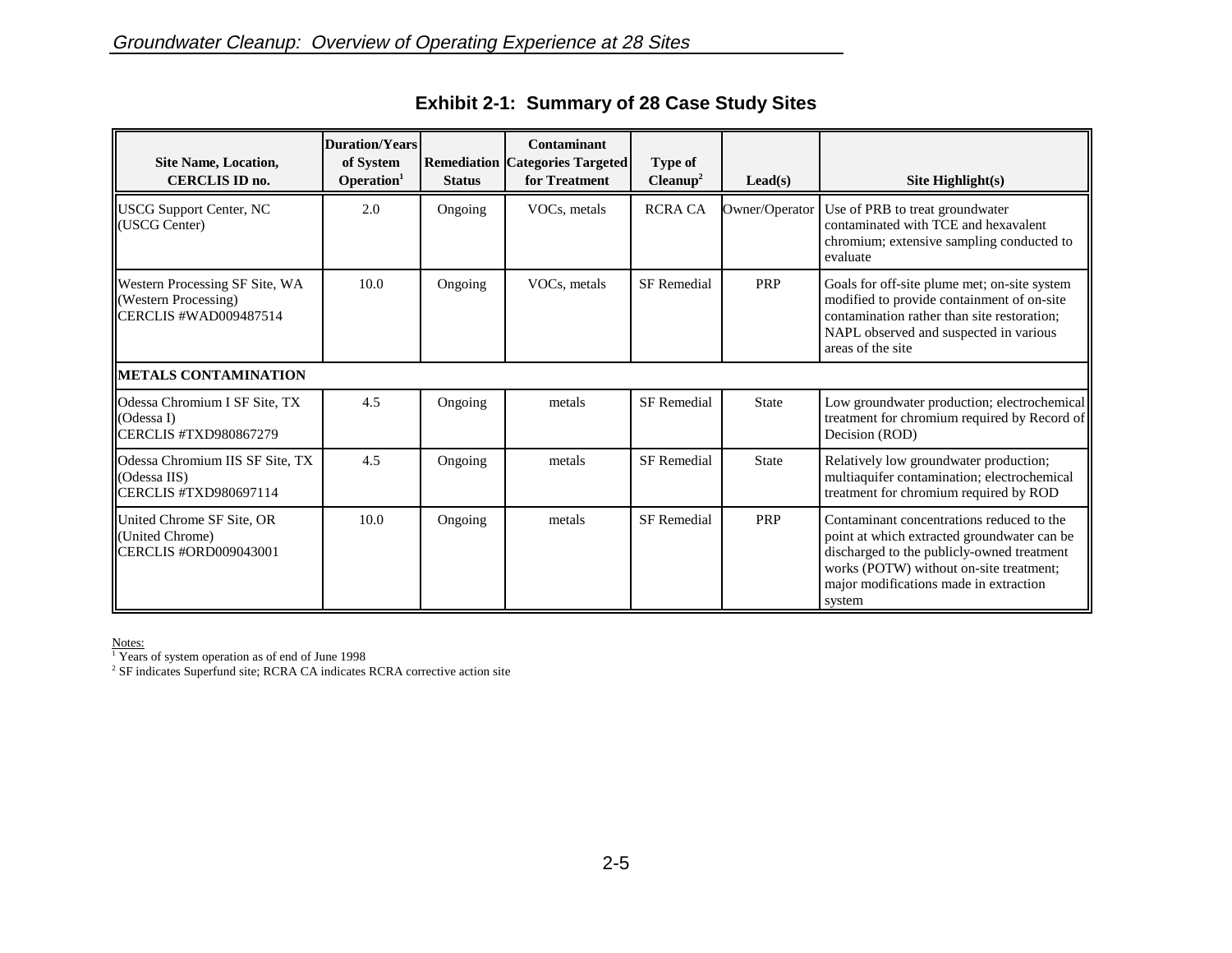## Exhibit 2-1: Summary of 28 Case Study Sites

| Site Name, Location, CERCLIS ID no. | Duration/Years of System Operation[1] | Remediation Status | Contaminant Categories Targeted for Treatment | Type of Cleanup[2] | Lead(s) | Site Highlight(s) |
|---|---|---|---|---|---|---|
| USCG Support Center, NC (USCG Center) | 2.0 | Ongoing | VOCs, metals | RCRA CA | Owner/Operator | Use of PRB to treat groundwater contaminated with TCE and hexavalent chromium; extensive sampling conducted to evaluate |
| Western Processing SF Site, WA (Western Processing) CERCLIS #WAD009487514 | 10.0 | Ongoing | VOCs, metals | SF Remedial | PRP | Goals for off-site plume met; on-site system modified to provide containment of on-site contamination rather than site restoration; NAPL observed and suspected in various areas of the site |
| **METALS CONTAMINATION** | | | | | | |
| Odessa Chromium I SF Site, TX (Odessa I) CERCLIS #TXD980867279 | 4.5 | Ongoing | metals | SF Remedial | State | Low groundwater production; electrochemical treatment for chromium required by Record of Decision (ROD) |
| Odessa Chromium IIS SF Site, TX (Odessa IIS) CERCLIS #TXD980697114 | 4.5 | Ongoing | metals | SF Remedial | State | Relatively low groundwater production; multiaquifer contamination; electrochemical treatment for chromium required by ROD |
| United Chrome SF Site, OR (United Chrome) CERCLIS #ORD009043001 | 10.0 | Ongoing | metals | SF Remedial | PRP | Contaminant concentrations reduced to the point at which extracted groundwater can be discharged to the publicly-owned treatment works (POTW) without on-site treatment; major modifications made in extraction system |

Notes:
[1] Years of system operation as of end of June 1998
[2] SF indicates Superfund site; RCRA CA indicates RCRA corrective action site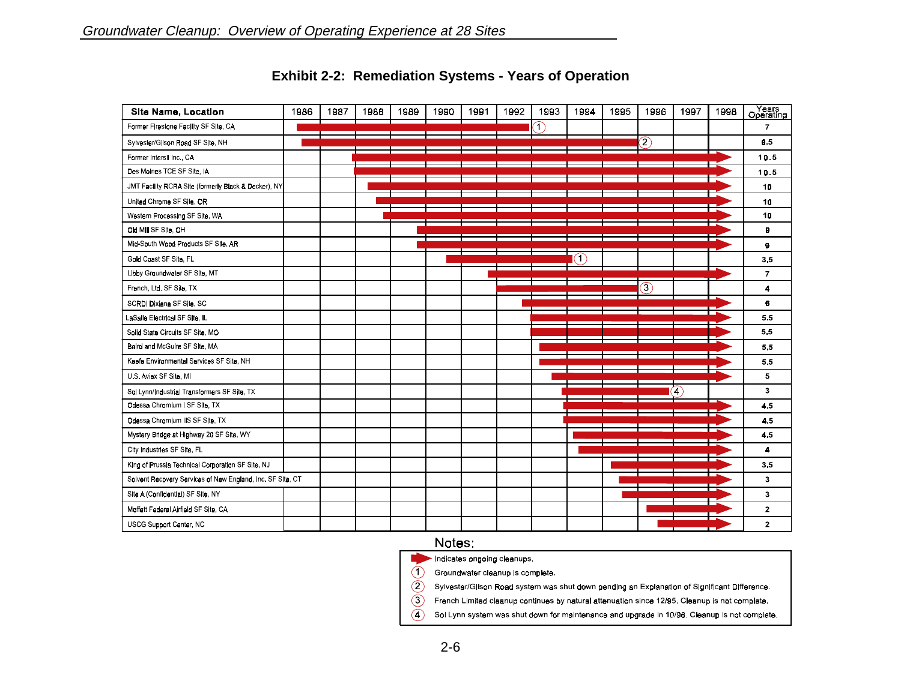## Exhibit 2-2: Remediation Systems - Years of Operation

| Site Name, Location | Operation Period (chart) | Years Operating |
|---|---|---|
| Former Firestone Facility SF Site, CA | 1986 – 1993 (1) | 7 |
| Sylvester/Gilson Road SF Site, NH | 1986 – 1996 (2) | 9.5 |
| Former Intersil Inc., CA | 1988 – ongoing | 10.5 |
| Des Moines TCE SF Site, IA | 1988 – ongoing | 10.5 |
| JMT Facility RCRA Site (formerly Black & Decker), NY | 1988 – ongoing | 10 |
| United Chrome SF Site, OR | 1988 – ongoing | 10 |
| Western Processing SF Site, WA | 1988 – ongoing | 10 |
| Old Mill SF Site, OH | 1989 – ongoing | 9 |
| Mid-South Wood Products SF Site, AR | 1989 – ongoing | 9 |
| Gold Coast SF Site, FL | 1990 – 1994 (1) | 3.5 |
| Libby Groundwater SF Site, MT | 1991 – ongoing | 7 |
| French, Ltd. SF Site, TX | 1992 – 1996 (3) | 4 |
| SCRDI Dixiana SF Site, SC | 1992 – ongoing | 6 |
| LaSalle Electrical SF Site, IL | 1992 – ongoing | 5.5 |
| Solid State Circuits SF Site, MO | 1993 – ongoing | 5.5 |
| Baird and McGuire SF Site, MA | 1993 – ongoing | 5.5 |
| Keefe Environmental Services SF Site, NH | 1993 – ongoing | 5.5 |
| U.S. Aviex SF Site, MI | 1993 – ongoing | 5 |
| Sol Lynn/Industrial Transformers SF Site, TX | 1993 – 1996 (4) | 3 |
| Odessa Chromium I SF Site, TX | 1993 – ongoing | 4.5 |
| Odessa Chromium IIS SF Site, TX | 1993 – ongoing | 4.5 |
| Mystery Bridge at Highway 20 SF Site, WY | 1994 – ongoing | 4.5 |
| City Industries SF Site, FL | 1994 – ongoing | 4 |
| King of Prussia Technical Corporation SF Site, NJ | 1995 – ongoing | 3.5 |
| Solvent Recovery Services of New England, Inc. SF Site, CT | 1995 – ongoing | 3 |
| Site A (Confidential) SF Site, NY | 1995 – ongoing | 3 |
| Moffett Federal Airfield SF Site, CA | 1996 – ongoing | 2 |
| USCG Support Center, NC | 1996 – ongoing | 2 |

Notes:

- Arrow: Indicates ongoing cleanups.
- (1) Groundwater cleanup is complete.
- (2) Sylvester/Gilson Road system was shut down pending an Explanation of Significant Difference.
- (3) French Limited cleanup continues by natural attenuation since 12/95. Cleanup is not complete.
- (4) Sol Lynn system was shut down for maintenance and upgrade in 10/96. Cleanup is not complete.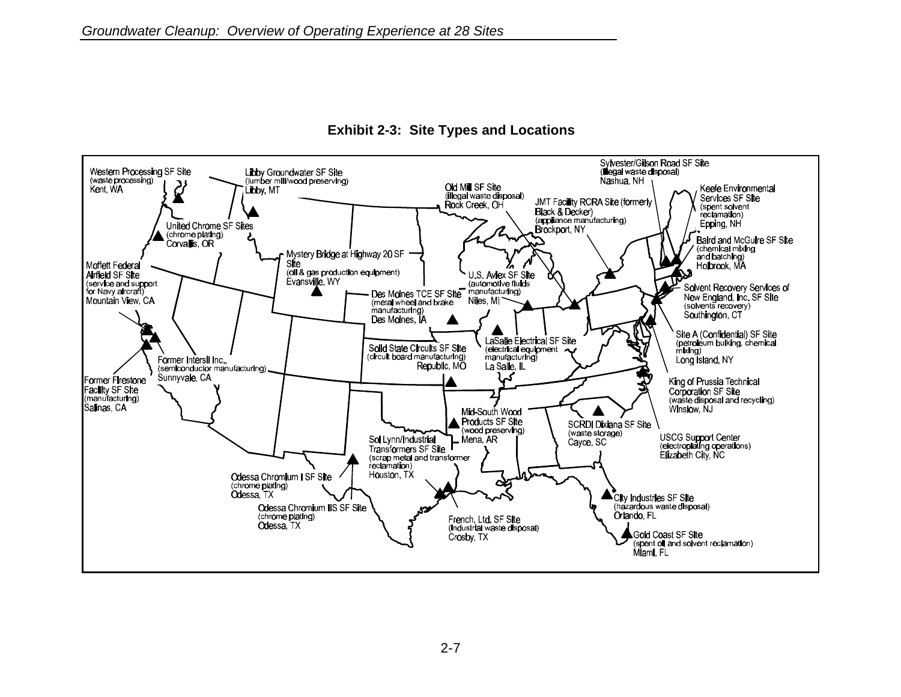**Exhibit 2-3: Site Types and Locations**

Western Processing SF Site
(waste processing)
Kent, WA

Libby Groundwater SF Site
(lumber mill/wood preserving)
Libby, MT

Old Mill SF Site
(illegal waste disposal)
Rock Creek, OH

Sylvester/Gilson Road SF Site
(illegal waste disposal)
Nashua, NH

Keefe Environmental Services SF Site
(spent solvent reclamation)
Epping, NH

JMT Facility RCRA Site (formerly Black & Decker)
(appliance manufacturing)
Brockport, NY

Baird and McGuire SF Site
(chemical mixing and batching)
Holbrook, MA

United Chrome SF Sites
(chrome plating)
Corvallis, OR

Mystery Bridge at Highway 20 SF Site
(oil & gas production equipment)
Evansville, WY

Moffett Federal Airfield SF Site
(service and support for Navy aircraft)
Mountain View, CA

U.S. Aviex SF Site
(automotive fluids manufacturing)
Niles, MI

Solvent Recovery Services of New England, Inc. SF Site
(solvents recovery)
Southington, CT

Des Moines TCE SF Site
(metal wheel and brake manufacturing)
Des Moines, IA

LaSalle Electrical SF Site
(electrical equipment manufacturing)
La Salle, IL

Site A (Confidential) SF Site
(petroleum bulking, chemical mixing)
Long Island, NY

Former Intersil Inc.
(semiconductor manufacturing)
Sunnyvale, CA

Solid State Circuits SF Site
(circuit board manufacturing)
Republic, MO

King of Prussia Technical Corporation SF Site
(waste disposal and recycling)
Winslow, NJ

Former Firestone Facility SF Site
(manufacturing)
Salinas, CA

Mid-South Wood Products SF Site
(wood preserving)
Mena, AR

SCRDI Dixiana SF Site
(waste storage)
Cayce, SC

USCG Support Center
(electroplating operations)
Elizabeth City, NC

Sol Lynn/Industrial Transformers SF Site
(scrap metal and transformer reclamation)
Houston, TX

Odessa Chromium I SF Site
(chrome plating)
Odessa, TX

Odessa Chromium IIS SF Site
(chrome plating)
Odessa, TX

French, Ltd. SF Site
(industrial waste disposal)
Crosby, TX

City Industries SF Site
(hazardous waste disposal)
Orlando, FL

Gold Coast SF Site
(spent oil and solvent reclamation)
Miami, FL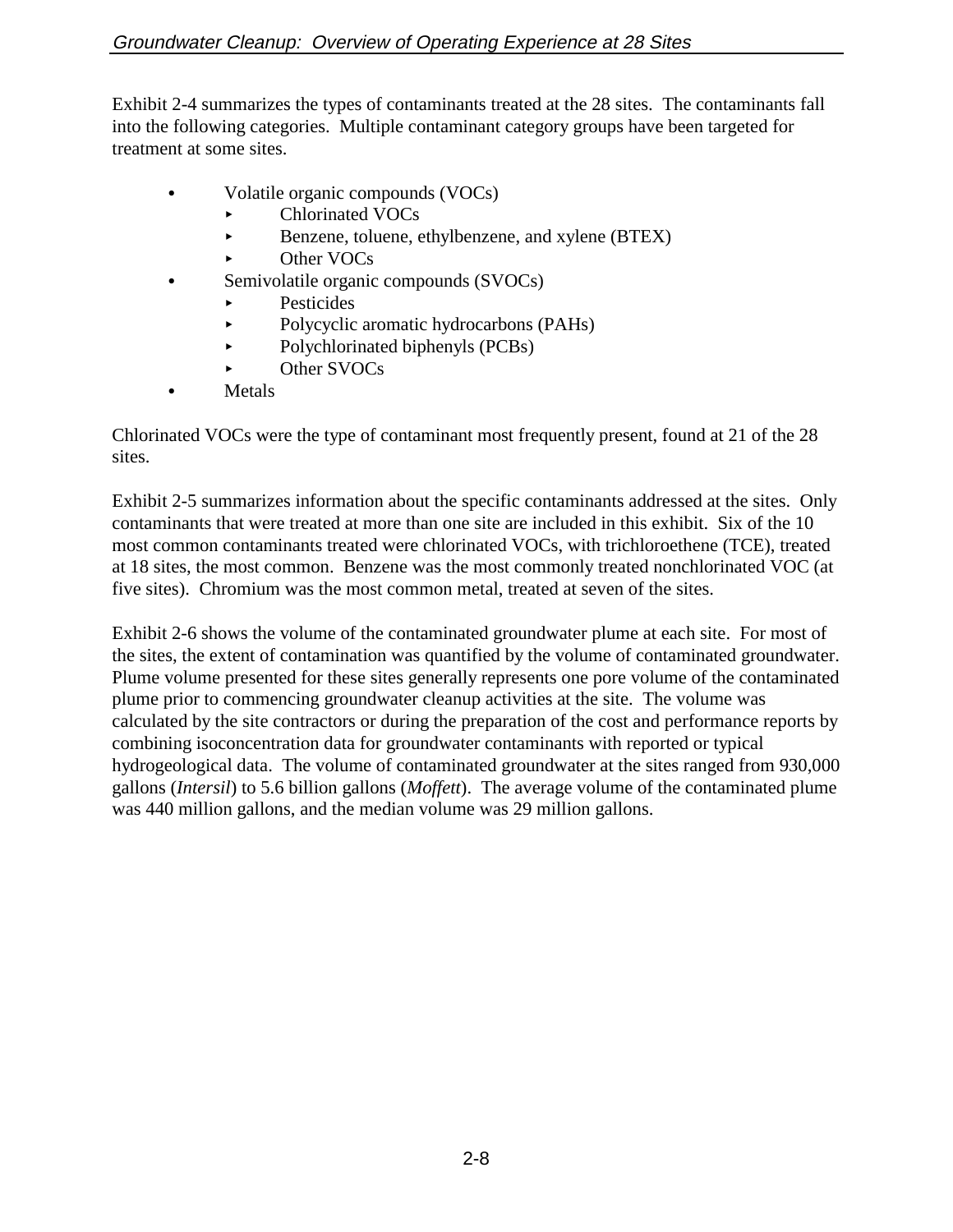Exhibit 2-4 summarizes the types of contaminants treated at the 28 sites. The contaminants fall into the following categories. Multiple contaminant category groups have been targeted for treatment at some sites.

- Volatile organic compounds (VOCs)
  - Chlorinated VOCs
  - Benzene, toluene, ethylbenzene, and xylene (BTEX)
  - Other VOCs
- Semivolatile organic compounds (SVOCs)
  - Pesticides
  - Polycyclic aromatic hydrocarbons (PAHs)
  - Polychlorinated biphenyls (PCBs)
  - Other SVOCs
- Metals

Chlorinated VOCs were the type of contaminant most frequently present, found at 21 of the 28 sites.

Exhibit 2-5 summarizes information about the specific contaminants addressed at the sites. Only contaminants that were treated at more than one site are included in this exhibit. Six of the 10 most common contaminants treated were chlorinated VOCs, with trichloroethene (TCE), treated at 18 sites, the most common. Benzene was the most commonly treated nonchlorinated VOC (at five sites). Chromium was the most common metal, treated at seven of the sites.

Exhibit 2-6 shows the volume of the contaminated groundwater plume at each site. For most of the sites, the extent of contamination was quantified by the volume of contaminated groundwater. Plume volume presented for these sites generally represents one pore volume of the contaminated plume prior to commencing groundwater cleanup activities at the site. The volume was calculated by the site contractors or during the preparation of the cost and performance reports by combining isoconcentration data for groundwater contaminants with reported or typical hydrogeological data. The volume of contaminated groundwater at the sites ranged from 930,000 gallons (*Intersil*) to 5.6 billion gallons (*Moffett*). The average volume of the contaminated plume was 440 million gallons, and the median volume was 29 million gallons.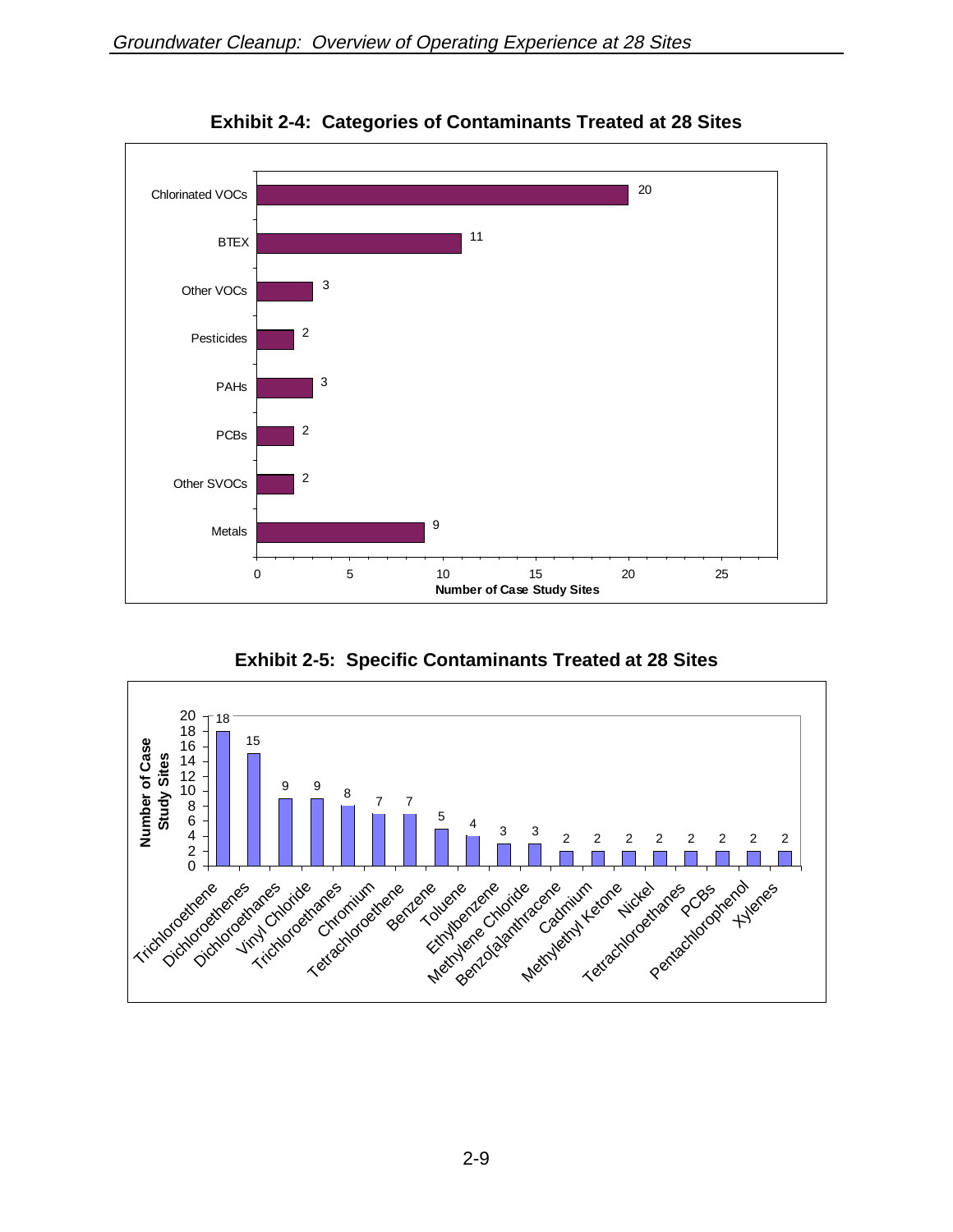**Exhibit 2-4: Categories of Contaminants Treated at 28 Sites**

| Category | Number of Case Study Sites |
|---|---|
| Chlorinated VOCs | 20 |
| BTEX | 11 |
| Other VOCs | 3 |
| Pesticides | 2 |
| PAHs | 3 |
| PCBs | 2 |
| Other SVOCs | 2 |
| Metals | 9 |

**Exhibit 2-5: Specific Contaminants Treated at 28 Sites**

| Contaminant | Number of Case Study Sites |
|---|---|
| Trichloroethene | 18 |
| Dichloroethenes | 15 |
| Dichloroethanes | 9 |
| Vinyl Chloride | 9 |
| Trichloroethanes | 8 |
| Chromium | 7 |
| Tetrachloroethene | 7 |
| Benzene | 5 |
| Toluene | 4 |
| Ethylbenzene | 3 |
| Methylene Chloride | 3 |
| Benzo[a]anthracene | 2 |
| Cadmium | 2 |
| Methylethyl Ketone | 2 |
| Nickel | 2 |
| Tetrachloroethanes | 2 |
| PCBs | 2 |
| Pentachlorophenol | 2 |
| Xylenes | 2 |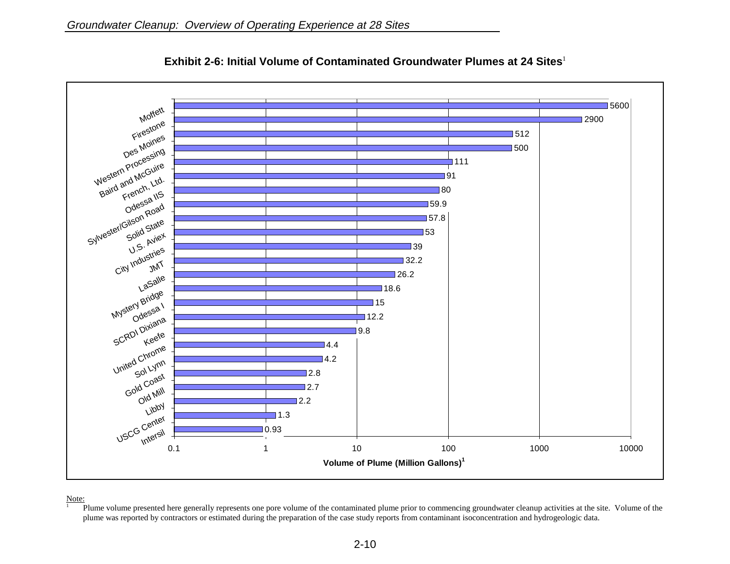**Exhibit 2-6: Initial Volume of Contaminated Groundwater Plumes at 24 Sites**[1]

| Site | Volume of Plume (Million Gallons)[1] |
|---|---|
| Moffett | 5600 |
| Firestone | 2900 |
| Des Moines | 512 |
| Western Processing | 500 |
| Baird and McGuire | 111 |
| French, Ltd. | 91 |
| Odessa IIS | 80 |
| Sylvester/Gilson Road | 59.9 |
| Solid State | 57.8 |
| U.S. Aviex | 53 |
| City Industries | 39 |
| JMT | 32.2 |
| LaSalle | 26.2 |
| Mystery Bridge | 18.6 |
| Odessa I | 15 |
| SCRDI Dixiana | 12.2 |
| Keefe | 9.8 |
| United Chrome | 4.4 |
| Sol Lynn | 4.2 |
| Gold Coast | 2.8 |
| Old Mill | 2.7 |
| Libby | 2.2 |
| USCG Center | 1.3 |
| Intersil | 0.93 |

Note:

[1] Plume volume presented here generally represents one pore volume of the contaminated plume prior to commencing groundwater cleanup activities at the site. Volume of the plume was reported by contractors or estimated during the preparation of the case study reports from contaminant isoconcentration and hydrogeologic data.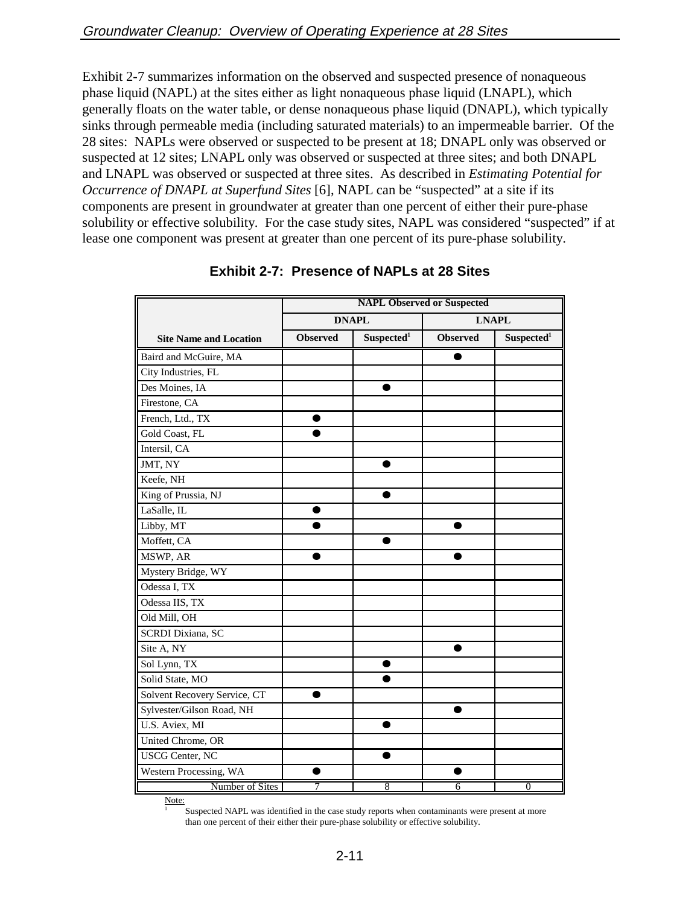Exhibit 2-7 summarizes information on the observed and suspected presence of nonaqueous phase liquid (NAPL) at the sites either as light nonaqueous phase liquid (LNAPL), which generally floats on the water table, or dense nonaqueous phase liquid (DNAPL), which typically sinks through permeable media (including saturated materials) to an impermeable barrier. Of the 28 sites: NAPLs were observed or suspected to be present at 18; DNAPL only was observed or suspected at 12 sites; LNAPL only was observed or suspected at three sites; and both DNAPL and LNAPL was observed or suspected at three sites. As described in *Estimating Potential for Occurrence of DNAPL at Superfund Sites* [6], NAPL can be "suspected" at a site if its components are present in groundwater at greater than one percent of either their pure-phase solubility or effective solubility. For the case study sites, NAPL was considered "suspected" if at lease one component was present at greater than one percent of its pure-phase solubility.

**Exhibit 2-7: Presence of NAPLs at 28 Sites**

| | NAPL Observed or Suspected | | | |
|---|---|---|---|---|
| | DNAPL | | LNAPL | |
| Site Name and Location | Observed | Suspected[1] | Observed | Suspected[1] |
| Baird and McGuire, MA | | | ● | |
| City Industries, FL | | | | |
| Des Moines, IA | | ● | | |
| Firestone, CA | | | | |
| French, Ltd., TX | ● | | | |
| Gold Coast, FL | ● | | | |
| Intersil, CA | | | | |
| JMT, NY | | ● | | |
| Keefe, NH | | | | |
| King of Prussia, NJ | | ● | | |
| LaSalle, IL | ● | | | |
| Libby, MT | ● | | ● | |
| Moffett, CA | | ● | | |
| MSWP, AR | ● | | ● | |
| Mystery Bridge, WY | | | | |
| Odessa I, TX | | | | |
| Odessa IIS, TX | | | | |
| Old Mill, OH | | | | |
| SCRDI Dixiana, SC | | | | |
| Site A, NY | | | ● | |
| Sol Lynn, TX | | ● | | |
| Solid State, MO | | ● | | |
| Solvent Recovery Service, CT | ● | | | |
| Sylvester/Gilson Road, NH | | | ● | |
| U.S. Aviex, MI | | ● | | |
| United Chrome, OR | | | | |
| USCG Center, NC | | ● | | |
| Western Processing, WA | ● | | ● | |
| Number of Sites | 7 | 8 | 6 | 0 |

Note:
[1] Suspected NAPL was identified in the case study reports when contaminants were present at more than one percent of their either their pure-phase solubility or effective solubility.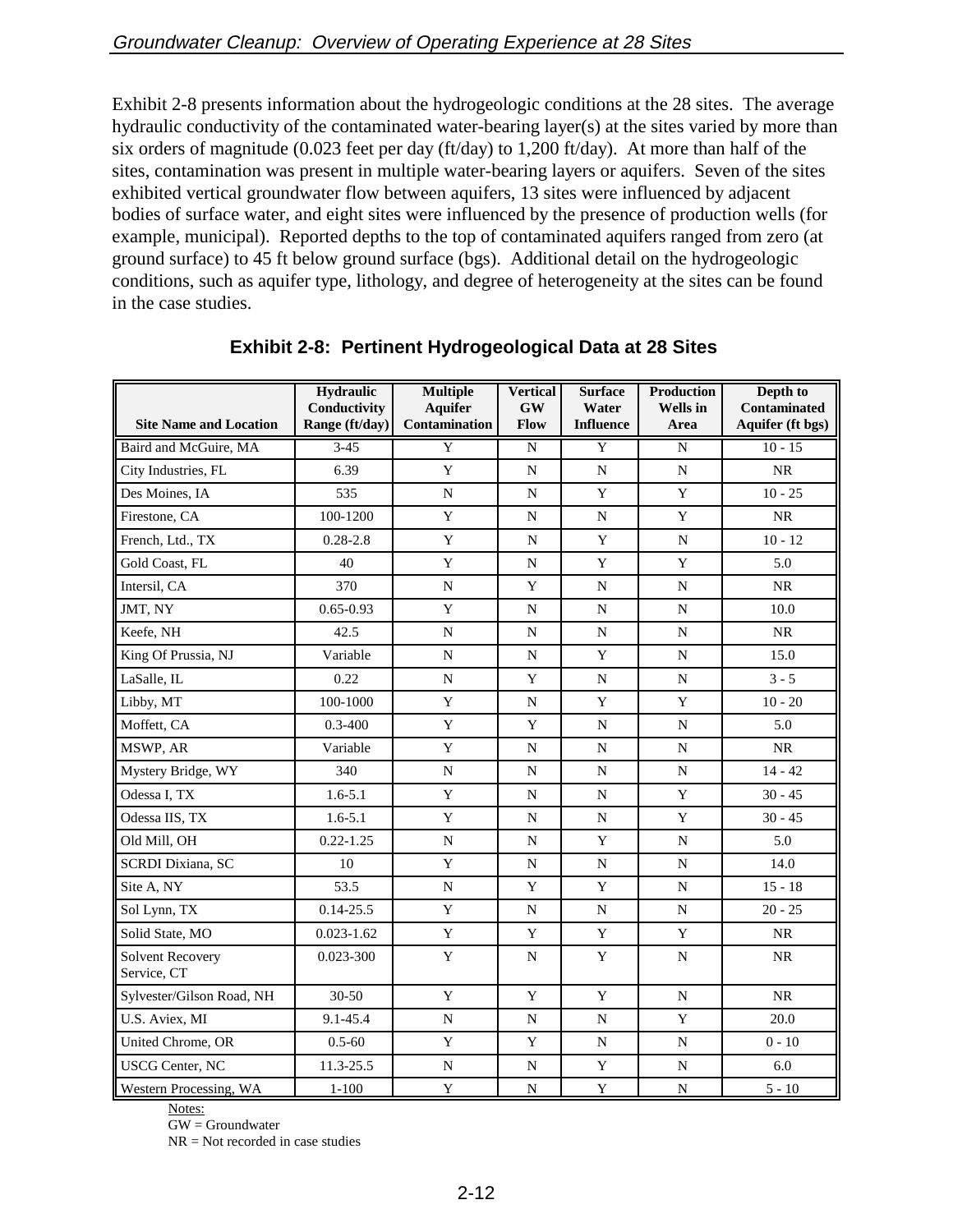Exhibit 2-8 presents information about the hydrogeologic conditions at the 28 sites. The average hydraulic conductivity of the contaminated water-bearing layer(s) at the sites varied by more than six orders of magnitude (0.023 feet per day (ft/day) to 1,200 ft/day). At more than half of the sites, contamination was present in multiple water-bearing layers or aquifers. Seven of the sites exhibited vertical groundwater flow between aquifers, 13 sites were influenced by adjacent bodies of surface water, and eight sites were influenced by the presence of production wells (for example, municipal). Reported depths to the top of contaminated aquifers ranged from zero (at ground surface) to 45 ft below ground surface (bgs). Additional detail on the hydrogeologic conditions, such as aquifer type, lithology, and degree of heterogeneity at the sites can be found in the case studies.

**Exhibit 2-8: Pertinent Hydrogeological Data at 28 Sites**

| Site Name and Location | Hydraulic Conductivity Range (ft/day) | Multiple Aquifer Contamination | Vertical GW Flow | Surface Water Influence | Production Wells in Area | Depth to Contaminated Aquifer (ft bgs) |
|---|---|---|---|---|---|---|
| Baird and McGuire, MA | 3-45 | Y | N | Y | N | 10 - 15 |
| City Industries, FL | 6.39 | Y | N | N | N | NR |
| Des Moines, IA | 535 | N | N | Y | Y | 10 - 25 |
| Firestone, CA | 100-1200 | Y | N | N | Y | NR |
| French, Ltd., TX | 0.28-2.8 | Y | N | Y | N | 10 - 12 |
| Gold Coast, FL | 40 | Y | N | Y | Y | 5.0 |
| Intersil, CA | 370 | N | Y | N | N | NR |
| JMT, NY | 0.65-0.93 | Y | N | N | N | 10.0 |
| Keefe, NH | 42.5 | N | N | N | N | NR |
| King Of Prussia, NJ | Variable | N | N | Y | N | 15.0 |
| LaSalle, IL | 0.22 | N | Y | N | N | 3 - 5 |
| Libby, MT | 100-1000 | Y | N | Y | Y | 10 - 20 |
| Moffett, CA | 0.3-400 | Y | Y | N | N | 5.0 |
| MSWP, AR | Variable | Y | N | N | N | NR |
| Mystery Bridge, WY | 340 | N | N | N | N | 14 - 42 |
| Odessa I, TX | 1.6-5.1 | Y | N | N | Y | 30 - 45 |
| Odessa IIS, TX | 1.6-5.1 | Y | N | N | Y | 30 - 45 |
| Old Mill, OH | 0.22-1.25 | N | N | Y | N | 5.0 |
| SCRDI Dixiana, SC | 10 | Y | N | N | N | 14.0 |
| Site A, NY | 53.5 | N | Y | Y | N | 15 - 18 |
| Sol Lynn, TX | 0.14-25.5 | Y | N | N | N | 20 - 25 |
| Solid State, MO | 0.023-1.62 | Y | Y | Y | Y | NR |
| Solvent Recovery Service, CT | 0.023-300 | Y | N | Y | N | NR |
| Sylvester/Gilson Road, NH | 30-50 | Y | Y | Y | N | NR |
| U.S. Aviex, MI | 9.1-45.4 | N | N | N | Y | 20.0 |
| United Chrome, OR | 0.5-60 | Y | Y | N | N | 0 - 10 |
| USCG Center, NC | 11.3-25.5 | N | N | Y | N | 6.0 |
| Western Processing, WA | 1-100 | Y | N | Y | N | 5 - 10 |

Notes:
GW = Groundwater
NR = Not recorded in case studies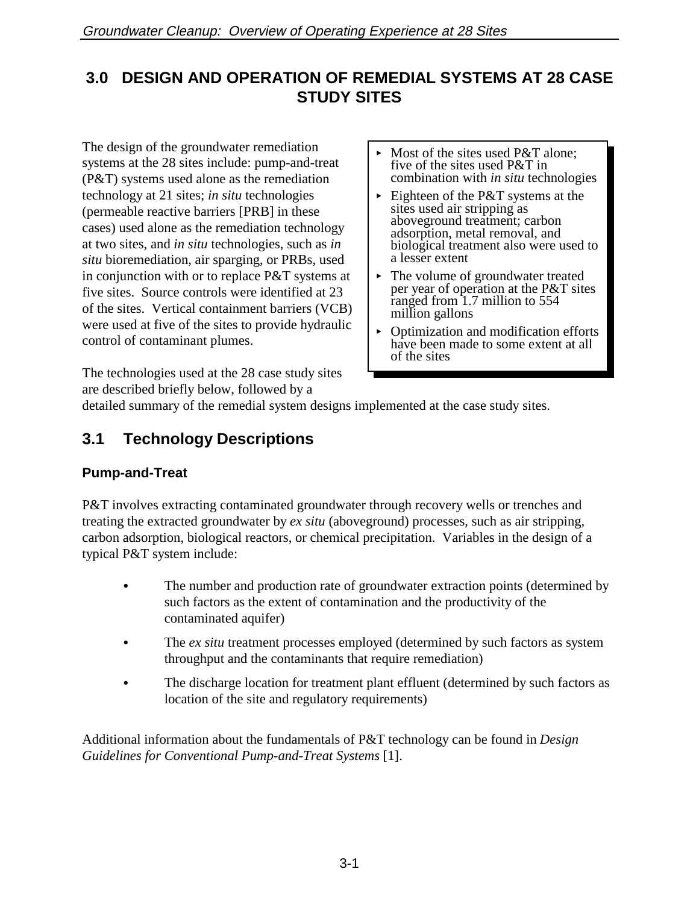# 3.0 DESIGN AND OPERATION OF REMEDIAL SYSTEMS AT 28 CASE STUDY SITES

The design of the groundwater remediation systems at the 28 sites include: pump-and-treat (P&T) systems used alone as the remediation technology at 21 sites; *in situ* technologies (permeable reactive barriers [PRB] in these cases) used alone as the remediation technology at two sites, and *in situ* technologies, such as *in situ* bioremediation, air sparging, or PRBs, used in conjunction with or to replace P&T systems at five sites. Source controls were identified at 23 of the sites. Vertical containment barriers (VCB) were used at five of the sites to provide hydraulic control of contaminant plumes.

> - Most of the sites used P&T alone; five of the sites used P&T in combination with *in situ* technologies
> - Eighteen of the P&T systems at the sites used air stripping as aboveground treatment; carbon adsorption, metal removal, and biological treatment also were used to a lesser extent
> - The volume of groundwater treated per year of operation at the P&T sites ranged from 1.7 million to 554 million gallons
> - Optimization and modification efforts have been made to some extent at all of the sites

The technologies used at the 28 case study sites are described briefly below, followed by a detailed summary of the remedial system designs implemented at the case study sites.

## 3.1 Technology Descriptions

### Pump-and-Treat

P&T involves extracting contaminated groundwater through recovery wells or trenches and treating the extracted groundwater by *ex situ* (aboveground) processes, such as air stripping, carbon adsorption, biological reactors, or chemical precipitation. Variables in the design of a typical P&T system include:

- The number and production rate of groundwater extraction points (determined by such factors as the extent of contamination and the productivity of the contaminated aquifer)
- The *ex situ* treatment processes employed (determined by such factors as system throughput and the contaminants that require remediation)
- The discharge location for treatment plant effluent (determined by such factors as location of the site and regulatory requirements)

Additional information about the fundamentals of P&T technology can be found in *Design Guidelines for Conventional Pump-and-Treat Systems* [1].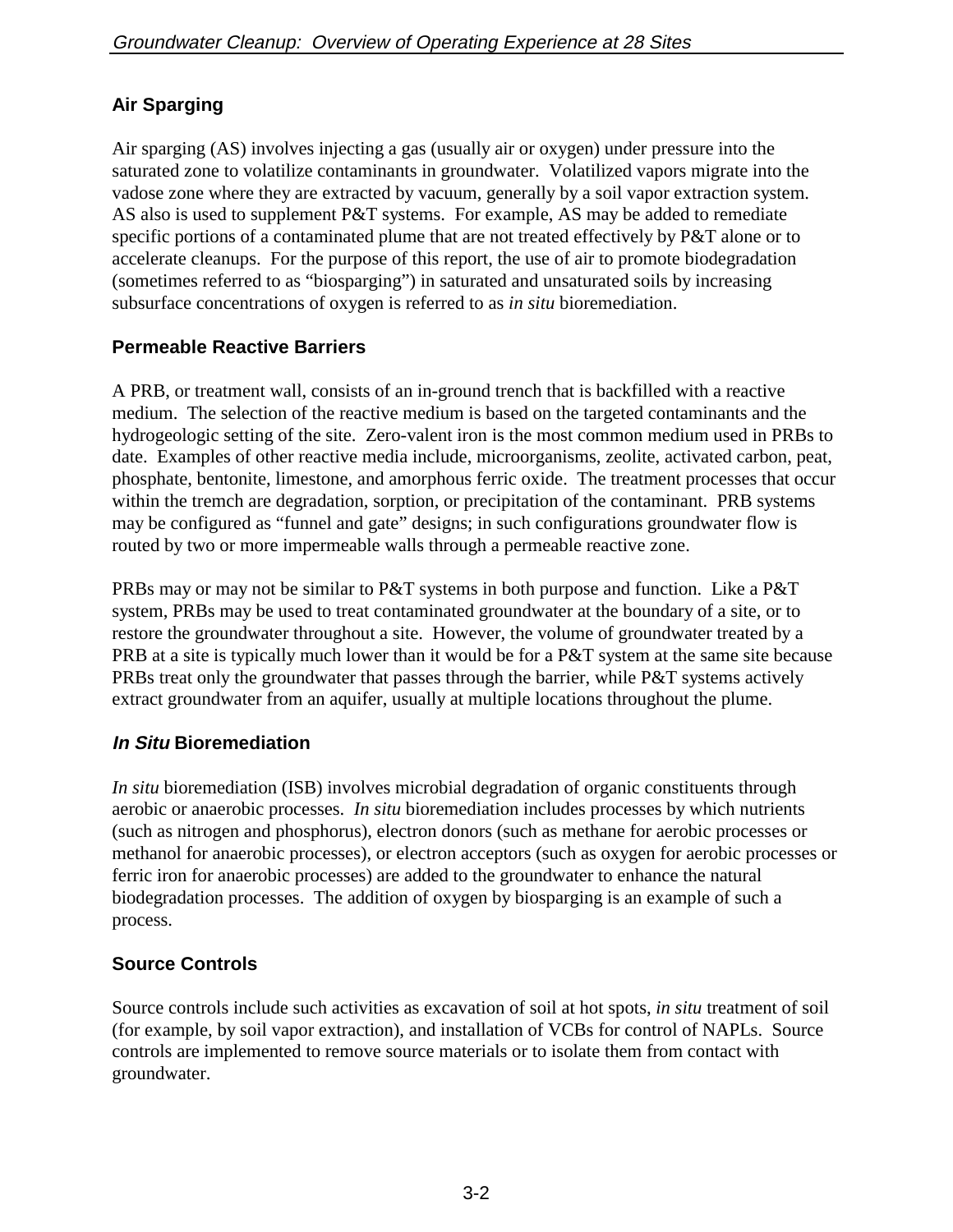## Air Sparging

Air sparging (AS) involves injecting a gas (usually air or oxygen) under pressure into the saturated zone to volatilize contaminants in groundwater. Volatilized vapors migrate into the vadose zone where they are extracted by vacuum, generally by a soil vapor extraction system. AS also is used to supplement P&T systems. For example, AS may be added to remediate specific portions of a contaminated plume that are not treated effectively by P&T alone or to accelerate cleanups. For the purpose of this report, the use of air to promote biodegradation (sometimes referred to as "biosparging") in saturated and unsaturated soils by increasing subsurface concentrations of oxygen is referred to as *in situ* bioremediation.

## Permeable Reactive Barriers

A PRB, or treatment wall, consists of an in-ground trench that is backfilled with a reactive medium. The selection of the reactive medium is based on the targeted contaminants and the hydrogeologic setting of the site. Zero-valent iron is the most common medium used in PRBs to date. Examples of other reactive media include, microorganisms, zeolite, activated carbon, peat, phosphate, bentonite, limestone, and amorphous ferric oxide. The treatment processes that occur within the tremch are degradation, sorption, or precipitation of the contaminant. PRB systems may be configured as "funnel and gate" designs; in such configurations groundwater flow is routed by two or more impermeable walls through a permeable reactive zone.

PRBs may or may not be similar to P&T systems in both purpose and function. Like a P&T system, PRBs may be used to treat contaminated groundwater at the boundary of a site, or to restore the groundwater throughout a site. However, the volume of groundwater treated by a PRB at a site is typically much lower than it would be for a P&T system at the same site because PRBs treat only the groundwater that passes through the barrier, while P&T systems actively extract groundwater from an aquifer, usually at multiple locations throughout the plume.

## *In Situ* Bioremediation

*In situ* bioremediation (ISB) involves microbial degradation of organic constituents through aerobic or anaerobic processes. *In situ* bioremediation includes processes by which nutrients (such as nitrogen and phosphorus), electron donors (such as methane for aerobic processes or methanol for anaerobic processes), or electron acceptors (such as oxygen for aerobic processes or ferric iron for anaerobic processes) are added to the groundwater to enhance the natural biodegradation processes. The addition of oxygen by biosparging is an example of such a process.

## Source Controls

Source controls include such activities as excavation of soil at hot spots, *in situ* treatment of soil (for example, by soil vapor extraction), and installation of VCBs for control of NAPLs. Source controls are implemented to remove source materials or to isolate them from contact with groundwater.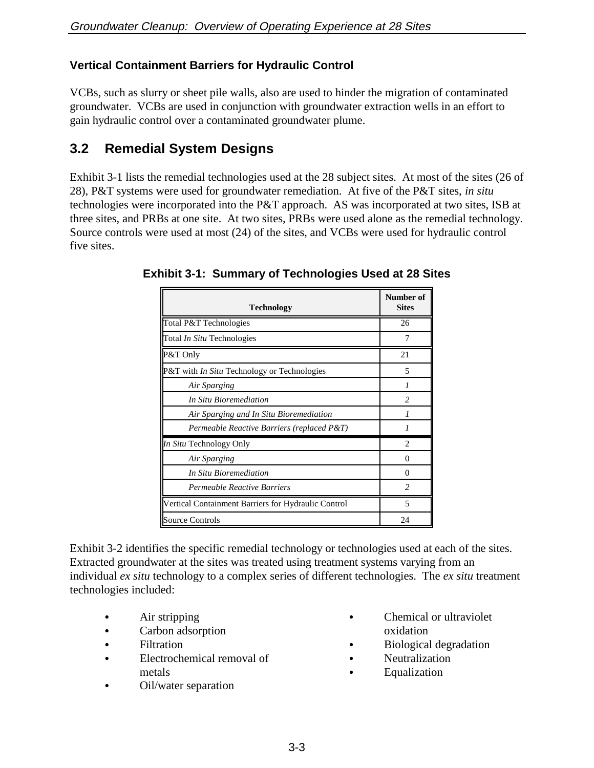### Vertical Containment Barriers for Hydraulic Control

VCBs, such as slurry or sheet pile walls, also are used to hinder the migration of contaminated groundwater. VCBs are used in conjunction with groundwater extraction wells in an effort to gain hydraulic control over a contaminated groundwater plume.

## 3.2 Remedial System Designs

Exhibit 3-1 lists the remedial technologies used at the 28 subject sites. At most of the sites (26 of 28), P&T systems were used for groundwater remediation. At five of the P&T sites, *in situ* technologies were incorporated into the P&T approach. AS was incorporated at two sites, ISB at three sites, and PRBs at one site. At two sites, PRBs were used alone as the remedial technology. Source controls were used at most (24) of the sites, and VCBs were used for hydraulic control five sites.

**Exhibit 3-1: Summary of Technologies Used at 28 Sites**

| Technology | Number of Sites |
|---|---|
| Total P&T Technologies | 26 |
| Total *In Situ* Technologies | 7 |
| P&T Only | 21 |
| P&T with *In Situ* Technology or Technologies | 5 |
| *Air Sparging* | *1* |
| *In Situ Bioremediation* | *2* |
| *Air Sparging and In Situ Bioremediation* | *1* |
| *Permeable Reactive Barriers (replaced P&T)* | *1* |
| *In Situ* Technology Only | 2 |
| *Air Sparging* | 0 |
| *In Situ Bioremediation* | 0 |
| *Permeable Reactive Barriers* | *2* |
| Vertical Containment Barriers for Hydraulic Control | 5 |
| Source Controls | 24 |

Exhibit 3-2 identifies the specific remedial technology or technologies used at each of the sites. Extracted groundwater at the sites was treated using treatment systems varying from an individual *ex situ* technology to a complex series of different technologies. The *ex situ* treatment technologies included:

- Air stripping
- Carbon adsorption
- Filtration
- Electrochemical removal of metals
- Oil/water separation
- Chemical or ultraviolet oxidation
- Biological degradation
- Neutralization
- Equalization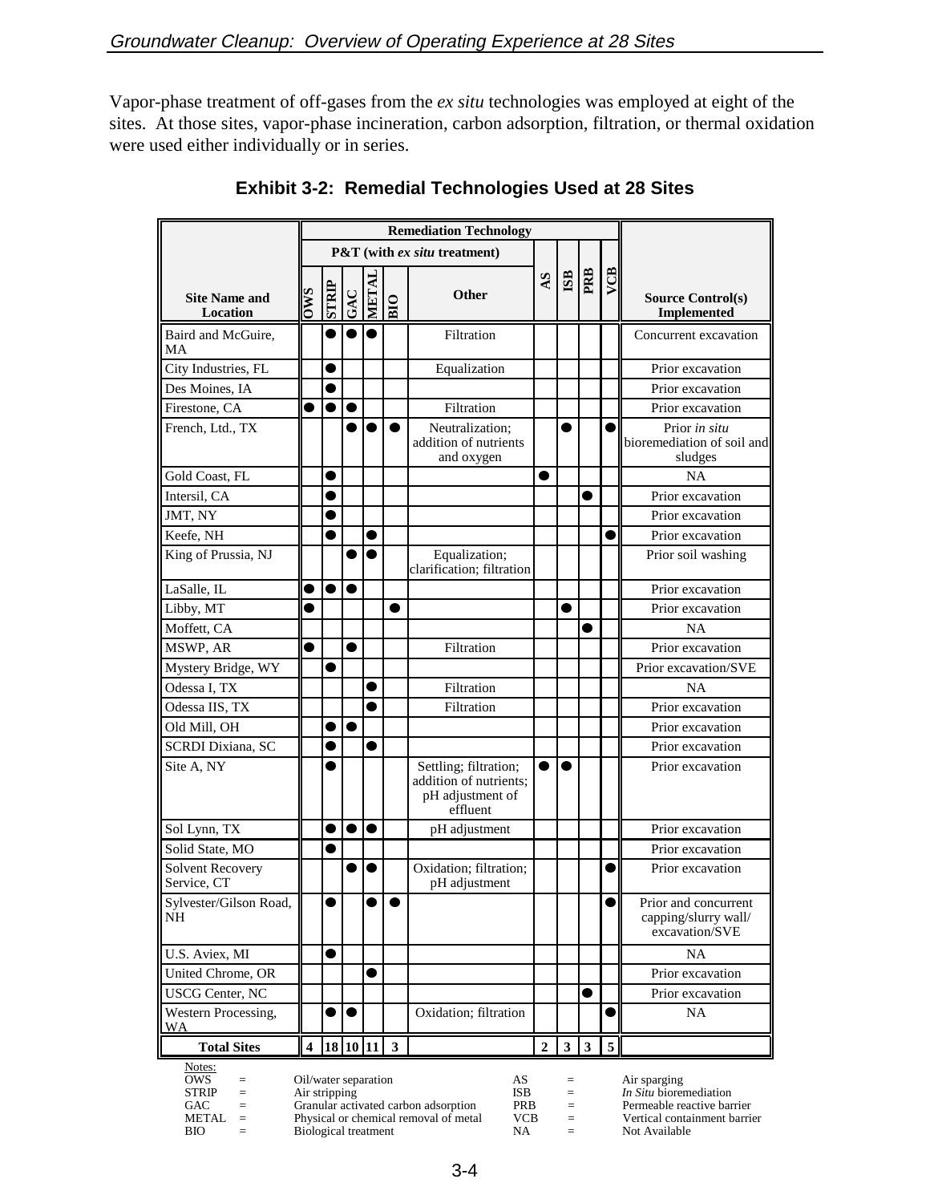Vapor-phase treatment of off-gases from the *ex situ* technologies was employed at eight of the sites. At those sites, vapor-phase incineration, carbon adsorption, filtration, or thermal oxidation were used either individually or in series.

**Exhibit 3-2: Remedial Technologies Used at 28 Sites**

| Site Name and Location | Remediation Technology | | | | | | | | | | Source Control(s) Implemented |
|---|---|---|---|---|---|---|---|---|---|---|---|
| | P&T (with *ex situ* treatment) | | | | | | | | | | |
| | OWS | STRIP | GAC | METAL | BIO | Other | AS | ISB | PRB | VCB | |
| Baird and McGuire, MA | | ● | ● | ● | | Filtration | | | | | Concurrent excavation |
| City Industries, FL | | ● | | | | Equalization | | | | | Prior excavation |
| Des Moines, IA | | ● | | | | | | | | | Prior excavation |
| Firestone, CA | ● | ● | ● | | | Filtration | | | | | Prior excavation |
| French, Ltd., TX | | | ● | ● | ● | Neutralization; addition of nutrients and oxygen | | ● | | ● | Prior *in situ* bioremediation of soil and sludges |
| Gold Coast, FL | | ● | | | | | ● | | | | NA |
| Intersil, CA | | ● | | | | | | | ● | | Prior excavation |
| JMT, NY | | ● | | | | | | | | | Prior excavation |
| Keefe, NH | | ● | | ● | | | | | | ● | Prior excavation |
| King of Prussia, NJ | | | ● | ● | | Equalization; clarification; filtration | | | | | Prior soil washing |
| LaSalle, IL | ● | ● | ● | | | | | | | | Prior excavation |
| Libby, MT | ● | | | | ● | | | ● | | | Prior excavation |
| Moffett, CA | | | | | | | | | ● | | NA |
| MSWP, AR | ● | | ● | | | Filtration | | | | | Prior excavation |
| Mystery Bridge, WY | | ● | | | | | | | | | Prior excavation/SVE |
| Odessa I, TX | | | | ● | | Filtration | | | | | NA |
| Odessa IIS, TX | | | | ● | | Filtration | | | | | Prior excavation |
| Old Mill, OH | | ● | ● | | | | | | | | Prior excavation |
| SCRDI Dixiana, SC | | ● | | ● | | | | | | | Prior excavation |
| Site A, NY | | ● | | | | Settling; filtration; addition of nutrients; pH adjustment of effluent | ● | ● | | | Prior excavation |
| Sol Lynn, TX | | ● | ● | ● | | pH adjustment | | | | | Prior excavation |
| Solid State, MO | | ● | | | | | | | | | Prior excavation |
| Solvent Recovery Service, CT | | | ● | ● | | Oxidation; filtration; pH adjustment | | | | ● | Prior excavation |
| Sylvester/Gilson Road, NH | | ● | | ● | ● | | | | | ● | Prior and concurrent capping/slurry wall/ excavation/SVE |
| U.S. Aviex, MI | | ● | | | | | | | | | NA |
| United Chrome, OR | | | | ● | | | | | | | Prior excavation |
| USCG Center, NC | | | | | | | | | ● | | Prior excavation |
| Western Processing, WA | | ● | ● | | | Oxidation; filtration | | | | ● | NA |
| **Total Sites** | **4** | **18** | **10** | **11** | **3** | | **2** | **3** | **3** | **5** | |

Notes:

| | | | | | |
|---|---|---|---|---|---|
| OWS | = | Oil/water separation | AS | = | Air sparging |
| STRIP | = | Air stripping | ISB | = | *In Situ* bioremediation |
| GAC | = | Granular activated carbon adsorption | PRB | = | Permeable reactive barrier |
| METAL | = | Physical or chemical removal of metal | VCB | = | Vertical containment barrier |
| BIO | = | Biological treatment | NA | = | Not Available |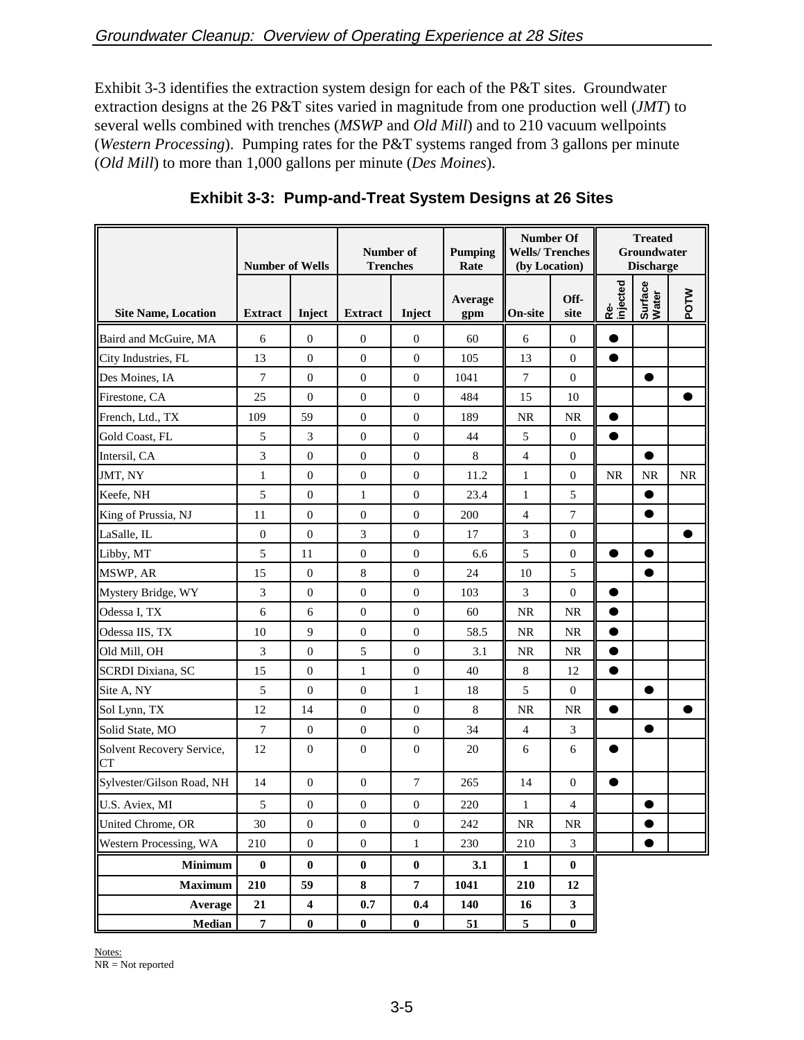Exhibit 3-3 identifies the extraction system design for each of the P&T sites. Groundwater extraction designs at the 26 P&T sites varied in magnitude from one production well (*JMT*) to several wells combined with trenches (*MSWP* and *Old Mill*) and to 210 vacuum wellpoints (*Western Processing*). Pumping rates for the P&T systems ranged from 3 gallons per minute (*Old Mill*) to more than 1,000 gallons per minute (*Des Moines*).

### Exhibit 3-3: Pump-and-Treat System Designs at 26 Sites

| | Number of Wells | | Number of Trenches | | Pumping Rate | Number Of Wells/ Trenches (by Location) | | Treated Groundwater Discharge | | |
|---|---|---|---|---|---|---|---|---|---|---|
| **Site Name, Location** | **Extract** | **Inject** | **Extract** | **Inject** | **Average gpm** | **On-site** | **Off-site** | **Re-injected** | **Surface Water** | **POTW** |
| Baird and McGuire, MA | 6 | 0 | 0 | 0 | 60 | 6 | 0 | ● | | |
| City Industries, FL | 13 | 0 | 0 | 0 | 105 | 13 | 0 | ● | | |
| Des Moines, IA | 7 | 0 | 0 | 0 | 1041 | 7 | 0 | | ● | |
| Firestone, CA | 25 | 0 | 0 | 0 | 484 | 15 | 10 | | | ● |
| French, Ltd., TX | 109 | 59 | 0 | 0 | 189 | NR | NR | ● | | |
| Gold Coast, FL | 5 | 3 | 0 | 0 | 44 | 5 | 0 | ● | | |
| Intersil, CA | 3 | 0 | 0 | 0 | 8 | 4 | 0 | | ● | |
| JMT, NY | 1 | 0 | 0 | 0 | 11.2 | 1 | 0 | NR | NR | NR |
| Keefe, NH | 5 | 0 | 1 | 0 | 23.4 | 1 | 5 | | ● | |
| King of Prussia, NJ | 11 | 0 | 0 | 0 | 200 | 4 | 7 | | ● | |
| LaSalle, IL | 0 | 0 | 3 | 0 | 17 | 3 | 0 | | | ● |
| Libby, MT | 5 | 11 | 0 | 0 | 6.6 | 5 | 0 | ● | ● | |
| MSWP, AR | 15 | 0 | 8 | 0 | 24 | 10 | 5 | | ● | |
| Mystery Bridge, WY | 3 | 0 | 0 | 0 | 103 | 3 | 0 | ● | | |
| Odessa I, TX | 6 | 6 | 0 | 0 | 60 | NR | NR | ● | | |
| Odessa IIS, TX | 10 | 9 | 0 | 0 | 58.5 | NR | NR | ● | | |
| Old Mill, OH | 3 | 0 | 5 | 0 | 3.1 | NR | NR | ● | | |
| SCRDI Dixiana, SC | 15 | 0 | 1 | 0 | 40 | 8 | 12 | ● | | |
| Site A, NY | 5 | 0 | 0 | 1 | 18 | 5 | 0 | | ● | |
| Sol Lynn, TX | 12 | 14 | 0 | 0 | 8 | NR | NR | ● | | ● |
| Solid State, MO | 7 | 0 | 0 | 0 | 34 | 4 | 3 | | ● | |
| Solvent Recovery Service, CT | 12 | 0 | 0 | 0 | 20 | 6 | 6 | ● | | |
| Sylvester/Gilson Road, NH | 14 | 0 | 0 | 7 | 265 | 14 | 0 | ● | | |
| U.S. Aviex, MI | 5 | 0 | 0 | 0 | 220 | 1 | 4 | | ● | |
| United Chrome, OR | 30 | 0 | 0 | 0 | 242 | NR | NR | | ● | |
| Western Processing, WA | 210 | 0 | 0 | 1 | 230 | 210 | 3 | | ● | |
| **Minimum** | **0** | **0** | **0** | **0** | **3.1** | **1** | **0** | | | |
| **Maximum** | **210** | **59** | **8** | **7** | **1041** | **210** | **12** | | | |
| **Average** | **21** | **4** | **0.7** | **0.4** | **140** | **16** | **3** | | | |
| **Median** | **7** | **0** | **0** | **0** | **51** | **5** | **0** | | | |

Notes:
NR = Not reported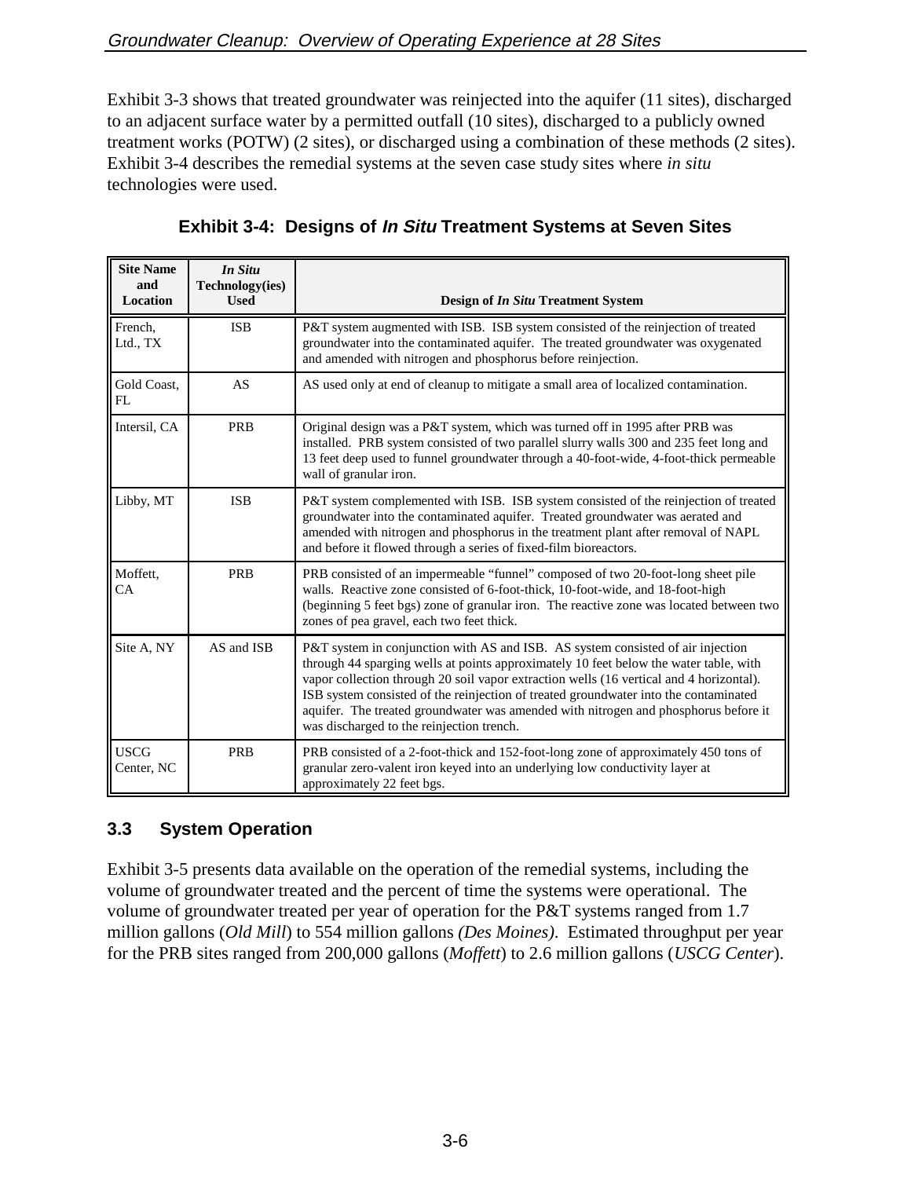Exhibit 3-3 shows that treated groundwater was reinjected into the aquifer (11 sites), discharged to an adjacent surface water by a permitted outfall (10 sites), discharged to a publicly owned treatment works (POTW) (2 sites), or discharged using a combination of these methods (2 sites). Exhibit 3-4 describes the remedial systems at the seven case study sites where *in situ* technologies were used.

**Exhibit 3-4: Designs of *In Situ* Treatment Systems at Seven Sites**

| Site Name and Location | *In Situ* Technology(ies) Used | Design of *In Situ* Treatment System |
|---|---|---|
| French, Ltd., TX | ISB | P&T system augmented with ISB. ISB system consisted of the reinjection of treated groundwater into the contaminated aquifer. The treated groundwater was oxygenated and amended with nitrogen and phosphorus before reinjection. |
| Gold Coast, FL | AS | AS used only at end of cleanup to mitigate a small area of localized contamination. |
| Intersil, CA | PRB | Original design was a P&T system, which was turned off in 1995 after PRB was installed. PRB system consisted of two parallel slurry walls 300 and 235 feet long and 13 feet deep used to funnel groundwater through a 40-foot-wide, 4-foot-thick permeable wall of granular iron. |
| Libby, MT | ISB | P&T system complemented with ISB. ISB system consisted of the reinjection of treated groundwater into the contaminated aquifer. Treated groundwater was aerated and amended with nitrogen and phosphorus in the treatment plant after removal of NAPL and before it flowed through a series of fixed-film bioreactors. |
| Moffett, CA | PRB | PRB consisted of an impermeable "funnel" composed of two 20-foot-long sheet pile walls. Reactive zone consisted of 6-foot-thick, 10-foot-wide, and 18-foot-high (beginning 5 feet bgs) zone of granular iron. The reactive zone was located between two zones of pea gravel, each two feet thick. |
| Site A, NY | AS and ISB | P&T system in conjunction with AS and ISB. AS system consisted of air injection through 44 sparging wells at points approximately 10 feet below the water table, with vapor collection through 20 soil vapor extraction wells (16 vertical and 4 horizontal). ISB system consisted of the reinjection of treated groundwater into the contaminated aquifer. The treated groundwater was amended with nitrogen and phosphorus before it was discharged to the reinjection trench. |
| USCG Center, NC | PRB | PRB consisted of a 2-foot-thick and 152-foot-long zone of approximately 450 tons of granular zero-valent iron keyed into an underlying low conductivity layer at approximately 22 feet bgs. |

## 3.3 System Operation

Exhibit 3-5 presents data available on the operation of the remedial systems, including the volume of groundwater treated and the percent of time the systems were operational. The volume of groundwater treated per year of operation for the P&T systems ranged from 1.7 million gallons (*Old Mill*) to 554 million gallons *(Des Moines)*. Estimated throughput per year for the PRB sites ranged from 200,000 gallons (*Moffett*) to 2.6 million gallons (*USCG Center*).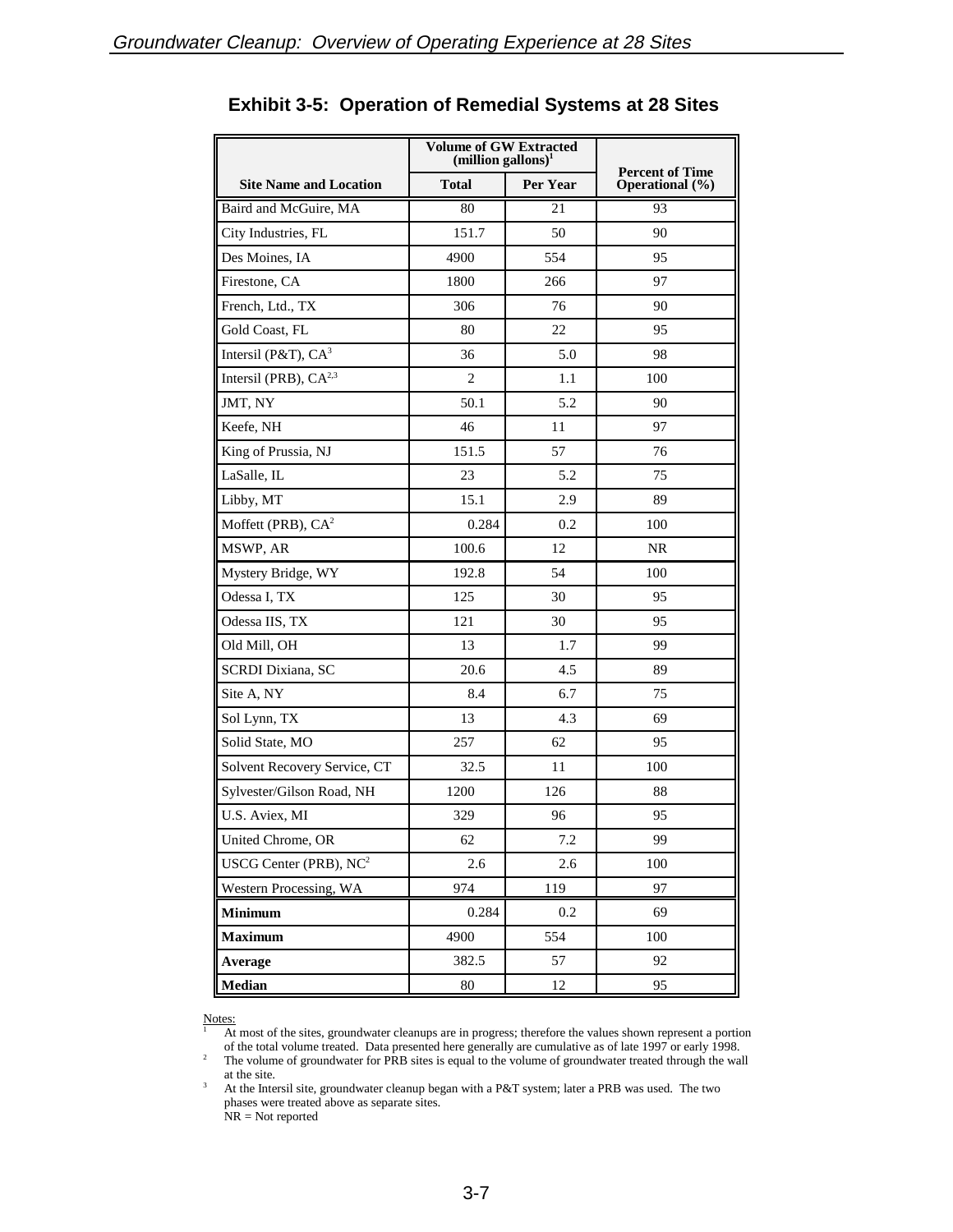## Exhibit 3-5: Operation of Remedial Systems at 28 Sites

| Site Name and Location | Volume of GW Extracted (million gallons)[1] | | Percent of Time Operational (%) |
|---|---|---|---|
| | Total | Per Year | |
| Baird and McGuire, MA | 80 | 21 | 93 |
| City Industries, FL | 151.7 | 50 | 90 |
| Des Moines, IA | 4900 | 554 | 95 |
| Firestone, CA | 1800 | 266 | 97 |
| French, Ltd., TX | 306 | 76 | 90 |
| Gold Coast, FL | 80 | 22 | 95 |
| Intersil (P&T), CA[3] | 36 | 5.0 | 98 |
| Intersil (PRB), CA[2,3] | 2 | 1.1 | 100 |
| JMT, NY | 50.1 | 5.2 | 90 |
| Keefe, NH | 46 | 11 | 97 |
| King of Prussia, NJ | 151.5 | 57 | 76 |
| LaSalle, IL | 23 | 5.2 | 75 |
| Libby, MT | 15.1 | 2.9 | 89 |
| Moffett (PRB), CA[2] | 0.284 | 0.2 | 100 |
| MSWP, AR | 100.6 | 12 | NR |
| Mystery Bridge, WY | 192.8 | 54 | 100 |
| Odessa I, TX | 125 | 30 | 95 |
| Odessa IIS, TX | 121 | 30 | 95 |
| Old Mill, OH | 13 | 1.7 | 99 |
| SCRDI Dixiana, SC | 20.6 | 4.5 | 89 |
| Site A, NY | 8.4 | 6.7 | 75 |
| Sol Lynn, TX | 13 | 4.3 | 69 |
| Solid State, MO | 257 | 62 | 95 |
| Solvent Recovery Service, CT | 32.5 | 11 | 100 |
| Sylvester/Gilson Road, NH | 1200 | 126 | 88 |
| U.S. Aviex, MI | 329 | 96 | 95 |
| United Chrome, OR | 62 | 7.2 | 99 |
| USCG Center (PRB), NC[2] | 2.6 | 2.6 | 100 |
| Western Processing, WA | 974 | 119 | 97 |
| **Minimum** | 0.284 | 0.2 | 69 |
| **Maximum** | 4900 | 554 | 100 |
| **Average** | 382.5 | 57 | 92 |
| **Median** | 80 | 12 | 95 |

Notes:

[1] At most of the sites, groundwater cleanups are in progress; therefore the values shown represent a portion of the total volume treated. Data presented here generally are cumulative as of late 1997 or early 1998.

[2] The volume of groundwater for PRB sites is equal to the volume of groundwater treated through the wall at the site.

[3] At the Intersil site, groundwater cleanup began with a P&T system; later a PRB was used. The two phases were treated above as separate sites.

NR = Not reported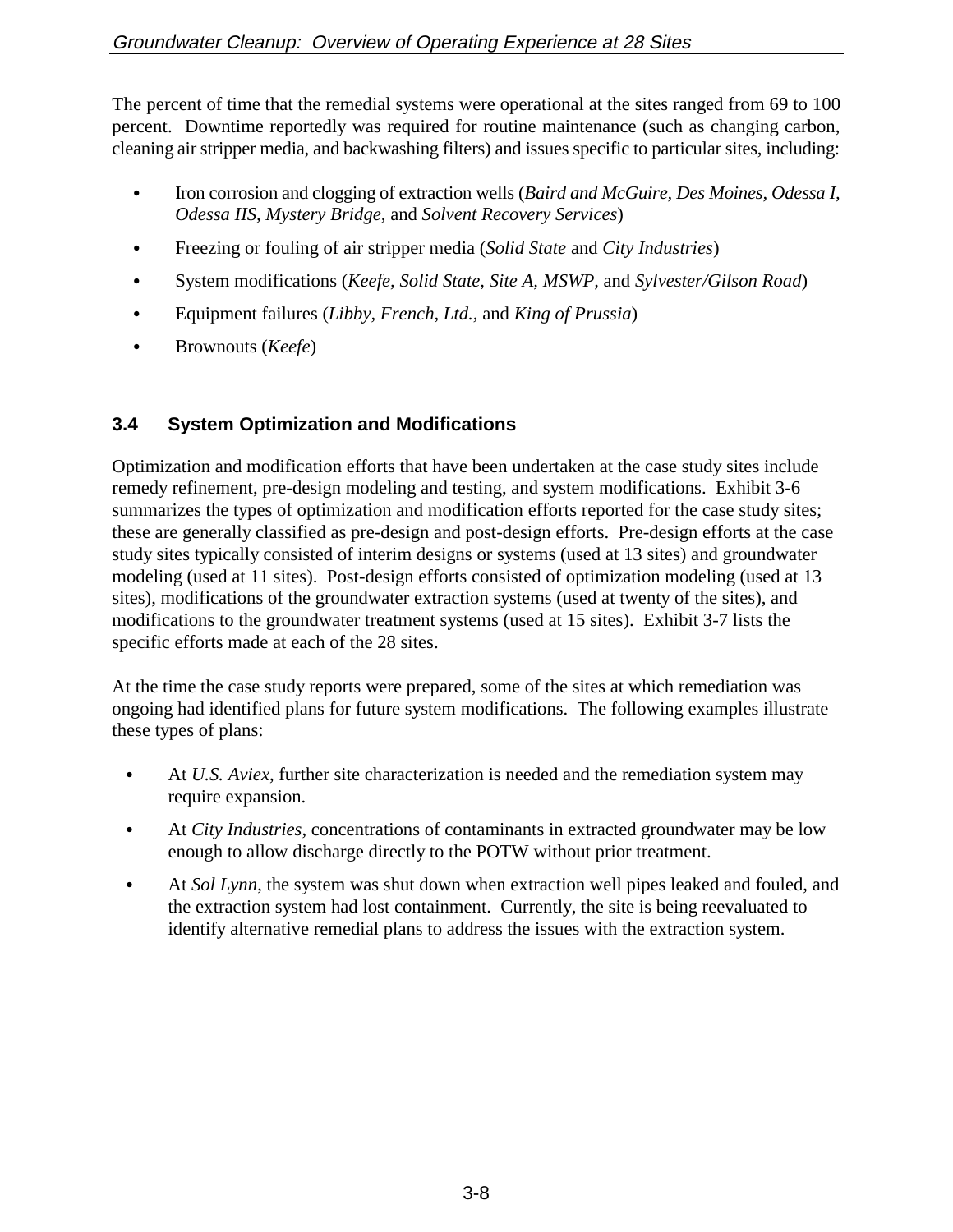The percent of time that the remedial systems were operational at the sites ranged from 69 to 100 percent. Downtime reportedly was required for routine maintenance (such as changing carbon, cleaning air stripper media, and backwashing filters) and issues specific to particular sites, including:

- Iron corrosion and clogging of extraction wells (*Baird and McGuire, Des Moines, Odessa I, Odessa IIS, Mystery Bridge,* and *Solvent Recovery Services*)
- Freezing or fouling of air stripper media (*Solid State* and *City Industries*)
- System modifications (*Keefe, Solid State, Site A, MSWP,* and *Sylvester/Gilson Road*)
- Equipment failures (*Libby, French, Ltd.,* and *King of Prussia*)
- Brownouts (*Keefe*)

## 3.4 System Optimization and Modifications

Optimization and modification efforts that have been undertaken at the case study sites include remedy refinement, pre-design modeling and testing, and system modifications. Exhibit 3-6 summarizes the types of optimization and modification efforts reported for the case study sites; these are generally classified as pre-design and post-design efforts. Pre-design efforts at the case study sites typically consisted of interim designs or systems (used at 13 sites) and groundwater modeling (used at 11 sites). Post-design efforts consisted of optimization modeling (used at 13 sites), modifications of the groundwater extraction systems (used at twenty of the sites), and modifications to the groundwater treatment systems (used at 15 sites). Exhibit 3-7 lists the specific efforts made at each of the 28 sites.

At the time the case study reports were prepared, some of the sites at which remediation was ongoing had identified plans for future system modifications. The following examples illustrate these types of plans:

- At *U.S. Aviex*, further site characterization is needed and the remediation system may require expansion.
- At *City Industries*, concentrations of contaminants in extracted groundwater may be low enough to allow discharge directly to the POTW without prior treatment.
- At *Sol Lynn*, the system was shut down when extraction well pipes leaked and fouled, and the extraction system had lost containment. Currently, the site is being reevaluated to identify alternative remedial plans to address the issues with the extraction system.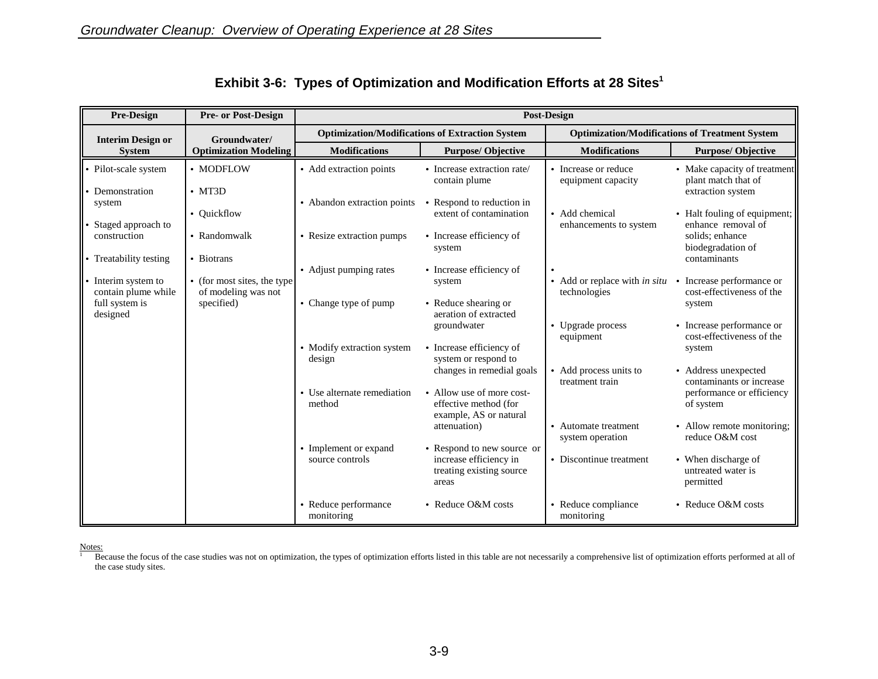## Exhibit 3-6: Types of Optimization and Modification Efforts at 28 Sites[1]

| Pre-Design | Pre- or Post-Design | Post-Design | | | |
|---|---|---|---|---|---|
| | | Optimization/Modifications of Extraction System | | Optimization/Modifications of Treatment System | |
| Interim Design or System | Groundwater/ Optimization Modeling | Modifications | Purpose/ Objective | Modifications | Purpose/ Objective |
| • Pilot-scale system<br>• Demonstration system<br>• Staged approach to construction<br>• Treatability testing<br>• Interim system to contain plume while full system is designed | • MODFLOW<br>• MT3D<br>• Quickflow<br>• Randomwalk<br>• Biotrans<br>• (for most sites, the type of modeling was not specified) | • Add extraction points | • Increase extraction rate/ contain plume | • Increase or reduce equipment capacity | • Make capacity of treatment plant match that of extraction system |
| | | • Abandon extraction points | • Respond to reduction in extent of contamination | • Add chemical enhancements to system | • Halt fouling of equipment; enhance removal of solids; enhance biodegradation of contaminants |
| | | • Resize extraction pumps | • Increase efficiency of system | • | |
| | | • Adjust pumping rates | • Increase efficiency of system | • Add or replace with *in situ* technologies | • Increase performance or cost-effectiveness of the system |
| | | • Change type of pump | • Reduce shearing or aeration of extracted groundwater | • Upgrade process equipment | • Increase performance or cost-effectiveness of the system |
| | | • Modify extraction system design | • Increase efficiency of system or respond to changes in remedial goals | • Add process units to treatment train | • Address unexpected contaminants or increase performance or efficiency of system |
| | | • Use alternate remediation method | • Allow use of more cost-effective method (for example, AS or natural attenuation) | • Automate treatment system operation | • Allow remote monitoring; reduce O&M cost |
| | | • Implement or expand source controls | • Respond to new source or increase efficiency in treating existing source areas | • Discontinue treatment | • When discharge of untreated water is permitted |
| | | • Reduce performance monitoring | • Reduce O&M costs | • Reduce compliance monitoring | • Reduce O&M costs |

Notes:
[1] Because the focus of the case studies was not on optimization, the types of optimization efforts listed in this table are not necessarily a comprehensive list of optimization efforts performed at all of the case study sites.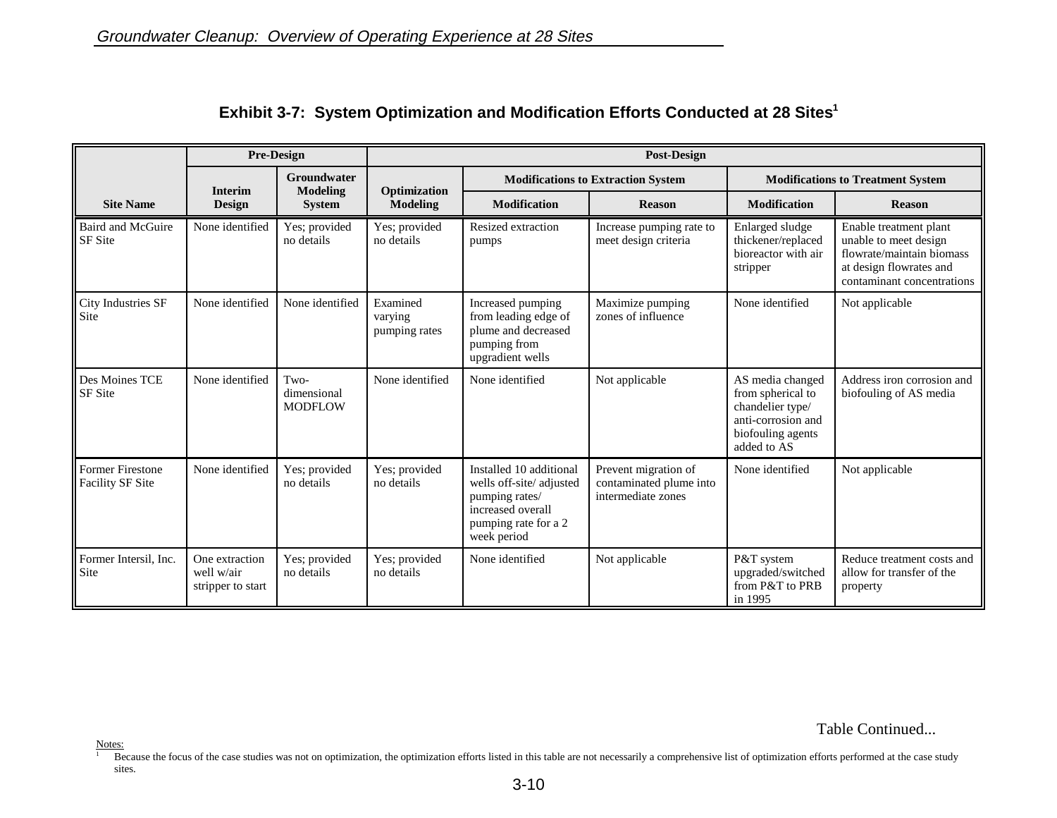### Exhibit 3-7: System Optimization and Modification Efforts Conducted at 28 Sites[1]

| Site Name | Pre-Design | | Post-Design | | | | |
|---|---|---|---|---|---|---|---|
| | Interim Design | Groundwater Modeling System | Optimization Modeling | Modifications to Extraction System | | Modifications to Treatment System | |
| | | | | Modification | Reason | Modification | Reason |
| Baird and McGuire SF Site | None identified | Yes; provided no details | Yes; provided no details | Resized extraction pumps | Increase pumping rate to meet design criteria | Enlarged sludge thickener/replaced bioreactor with air stripper | Enable treatment plant unable to meet design flowrate/maintain biomass at design flowrates and contaminant concentrations |
| City Industries SF Site | None identified | None identified | Examined varying pumping rates | Increased pumping from leading edge of plume and decreased pumping from upgradient wells | Maximize pumping zones of influence | None identified | Not applicable |
| Des Moines TCE SF Site | None identified | Two-dimensional MODFLOW | None identified | None identified | Not applicable | AS media changed from spherical to chandelier type/ anti-corrosion and biofouling agents added to AS | Address iron corrosion and biofouling of AS media |
| Former Firestone Facility SF Site | None identified | Yes; provided no details | Yes; provided no details | Installed 10 additional wells off-site/ adjusted pumping rates/ increased overall pumping rate for a 2 week period | Prevent migration of contaminated plume into intermediate zones | None identified | Not applicable |
| Former Intersil, Inc. Site | One extraction well w/air stripper to start | Yes; provided no details | Yes; provided no details | None identified | Not applicable | P&T system upgraded/switched from P&T to PRB in 1995 | Reduce treatment costs and allow for transfer of the property |

Table Continued...

Notes:
[1] Because the focus of the case studies was not on optimization, the optimization efforts listed in this table are not necessarily a comprehensive list of optimization efforts performed at the case study sites.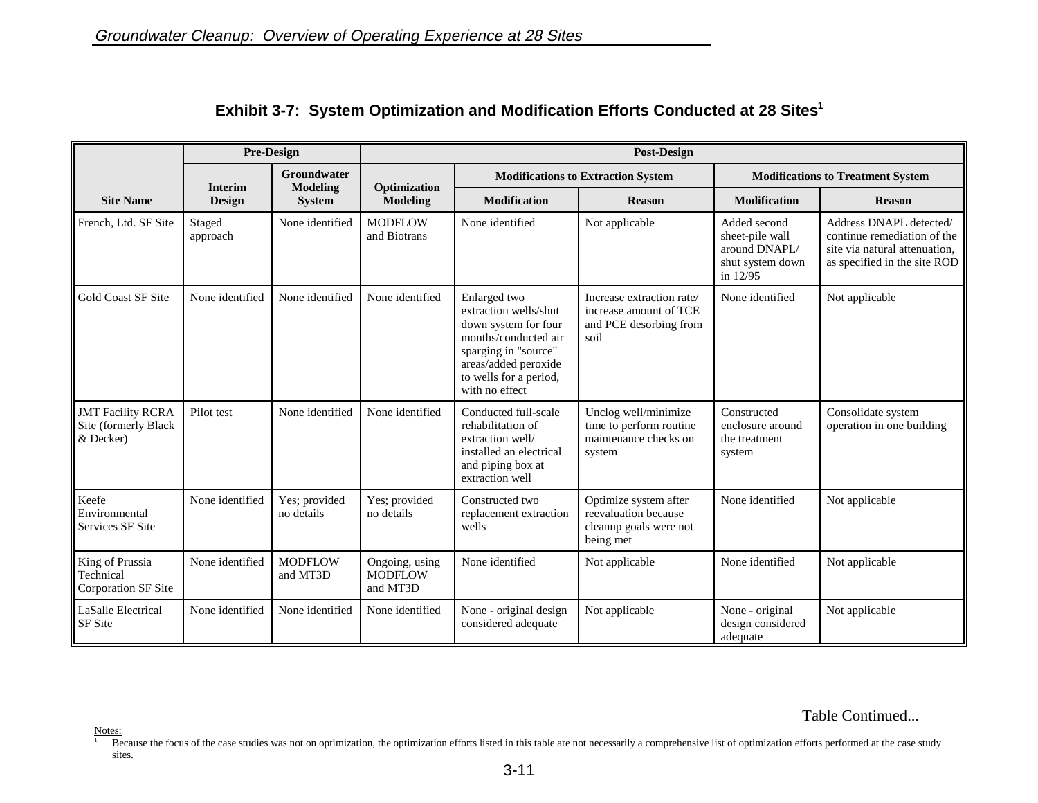## Exhibit 3-7: System Optimization and Modification Efforts Conducted at 28 Sites[1]

| | Pre-Design | | Post-Design | | | | |
|---|---|---|---|---|---|---|---|
| | | | | Modifications to Extraction System | | Modifications to Treatment System | |
| Site Name | Interim Design | Groundwater Modeling System | Optimization Modeling | Modification | Reason | Modification | Reason |
| French, Ltd. SF Site | Staged approach | None identified | MODFLOW and Biotrans | None identified | Not applicable | Added second sheet-pile wall around DNAPL/ shut system down in 12/95 | Address DNAPL detected/ continue remediation of the site via natural attenuation, as specified in the site ROD |
| Gold Coast SF Site | None identified | None identified | None identified | Enlarged two extraction wells/shut down system for four months/conducted air sparging in "source" areas/added peroxide to wells for a period, with no effect | Increase extraction rate/ increase amount of TCE and PCE desorbing from soil | None identified | Not applicable |
| JMT Facility RCRA Site (formerly Black & Decker) | Pilot test | None identified | None identified | Conducted full-scale rehabilitation of extraction well/ installed an electrical and piping box at extraction well | Unclog well/minimize time to perform routine maintenance checks on system | Constructed enclosure around the treatment system | Consolidate system operation in one building |
| Keefe Environmental Services SF Site | None identified | Yes; provided no details | Yes; provided no details | Constructed two replacement extraction wells | Optimize system after reevaluation because cleanup goals were not being met | None identified | Not applicable |
| King of Prussia Technical Corporation SF Site | None identified | MODFLOW and MT3D | Ongoing, using MODFLOW and MT3D | None identified | Not applicable | None identified | Not applicable |
| LaSalle Electrical SF Site | None identified | None identified | None identified | None - original design considered adequate | Not applicable | None - original design considered adequate | Not applicable |

Table Continued...

Notes:

[1] Because the focus of the case studies was not on optimization, the optimization efforts listed in this table are not necessarily a comprehensive list of optimization efforts performed at the case study sites.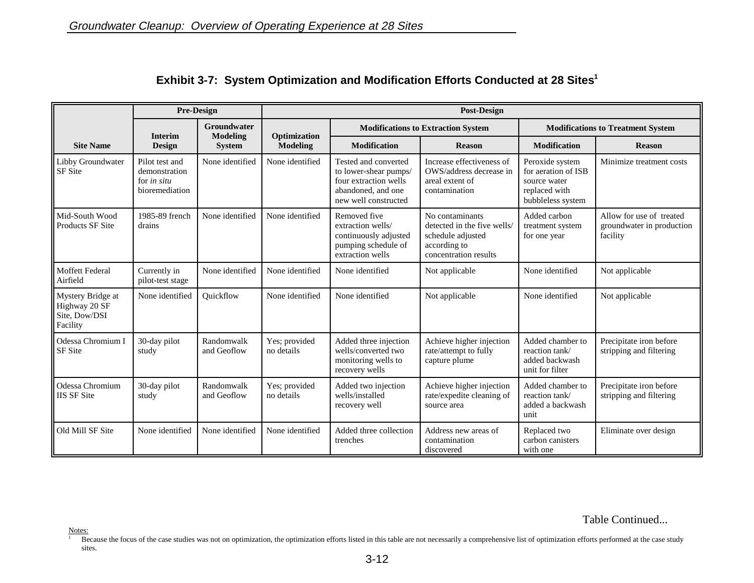### Exhibit 3-7: System Optimization and Modification Efforts Conducted at 28 Sites[1]

| Site Name | Pre-Design | | Post-Design | | | | |
|---|---|---|---|---|---|---|---|
| | Interim Design | Groundwater Modeling System | Optimization Modeling | Modifications to Extraction System | | Modifications to Treatment System | |
| | | | | Modification | Reason | Modification | Reason |
| Libby Groundwater SF Site | Pilot test and demonstration for *in situ* bioremediation | None identified | None identified | Tested and converted to lower-shear pumps/ four extraction wells abandoned, and one new well constructed | Increase effectiveness of OWS/address decrease in areal extent of contamination | Peroxide system for aeration of ISB source water replaced with bubbleless system | Minimize treatment costs |
| Mid-South Wood Products SF Site | 1985-89 french drains | None identified | None identified | Removed five extraction wells/ continuously adjusted pumping schedule of extraction wells | No contaminants detected in the five wells/ schedule adjusted according to concentration results | Added carbon treatment system for one year | Allow for use of treated groundwater in production facility |
| Moffett Federal Airfield | Currently in pilot-test stage | None identified | None identified | None identified | Not applicable | None identified | Not applicable |
| Mystery Bridge at Highway 20 SF Site, Dow/DSI Facility | None identified | Quickflow | None identified | None identified | Not applicable | None identified | Not applicable |
| Odessa Chromium I SF Site | 30-day pilot study | Randomwalk and Geoflow | Yes; provided no details | Added three injection wells/converted two monitoring wells to recovery wells | Achieve higher injection rate/attempt to fully capture plume | Added chamber to reaction tank/ added backwash unit for filter | Precipitate iron before stripping and filtering |
| Odessa Chromium IIS SF Site | 30-day pilot study | Randomwalk and Geoflow | Yes; provided no details | Added two injection wells/installed recovery well | Achieve higher injection rate/expedite cleaning of source area | Added chamber to reaction tank/ added a backwash unit | Precipitate iron before stripping and filtering |
| Old Mill SF Site | None identified | None identified | None identified | Added three collection trenches | Address new areas of contamination discovered | Replaced two carbon canisters with one | Eliminate over design |

Table Continued...

Notes:
[1] Because the focus of the case studies was not on optimization, the optimization efforts listed in this table are not necessarily a comprehensive list of optimization efforts performed at the case study sites.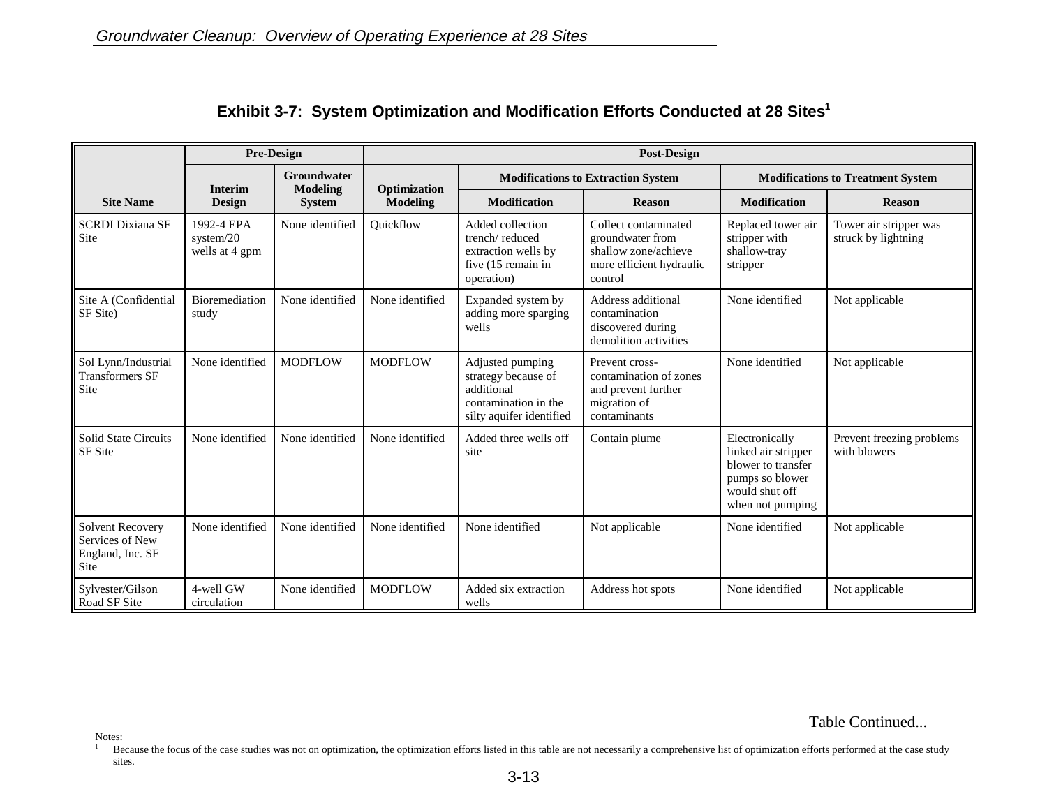### Exhibit 3-7: System Optimization and Modification Efforts Conducted at 28 Sites[1]

| Site Name | Pre-Design | | Post-Design | | | | |
|---|---|---|---|---|---|---|---|
| | Interim Design | Groundwater Modeling System | Optimization Modeling | Modifications to Extraction System | | Modifications to Treatment System | |
| | | | | Modification | Reason | Modification | Reason |
| SCRDI Dixiana SF Site | 1992-4 EPA system/20 wells at 4 gpm | None identified | Quickflow | Added collection trench/ reduced extraction wells by five (15 remain in operation) | Collect contaminated groundwater from shallow zone/achieve more efficient hydraulic control | Replaced tower air stripper with shallow-tray stripper | Tower air stripper was struck by lightning |
| Site A (Confidential SF Site) | Bioremediation study | None identified | None identified | Expanded system by adding more sparging wells | Address additional contamination discovered during demolition activities | None identified | Not applicable |
| Sol Lynn/Industrial Transformers SF Site | None identified | MODFLOW | MODFLOW | Adjusted pumping strategy because of additional contamination in the silty aquifer identified | Prevent cross-contamination of zones and prevent further migration of contaminants | None identified | Not applicable |
| Solid State Circuits SF Site | None identified | None identified | None identified | Added three wells off site | Contain plume | Electronically linked air stripper blower to transfer pumps so blower would shut off when not pumping | Prevent freezing problems with blowers |
| Solvent Recovery Services of New England, Inc. SF Site | None identified | None identified | None identified | None identified | Not applicable | None identified | Not applicable |
| Sylvester/Gilson Road SF Site | 4-well GW circulation | None identified | MODFLOW | Added six extraction wells | Address hot spots | None identified | Not applicable |

Table Continued...

Notes:

[1] Because the focus of the case studies was not on optimization, the optimization efforts listed in this table are not necessarily a comprehensive list of optimization efforts performed at the case study sites.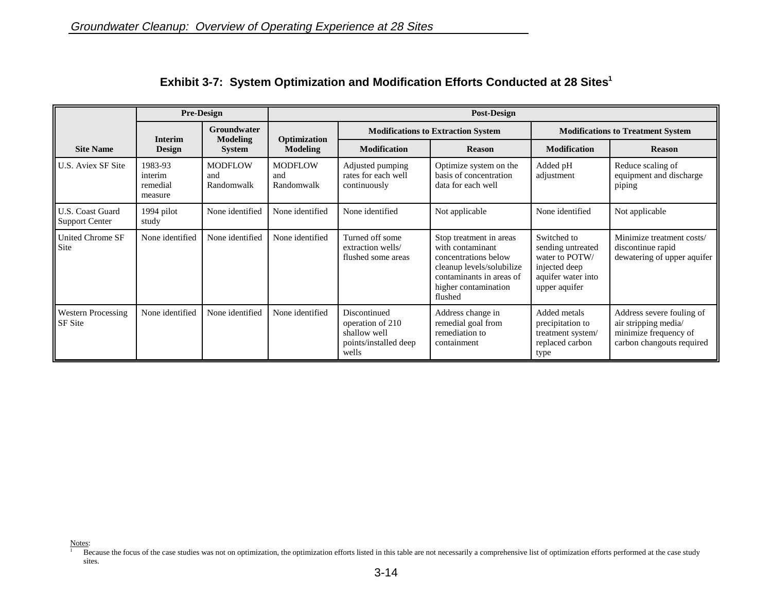## Exhibit 3-7: System Optimization and Modification Efforts Conducted at 28 Sites[1]

| Site Name | Pre-Design | | Post-Design | | | | |
|---|---|---|---|---|---|---|---|
| | Interim Design | Groundwater Modeling System | Optimization Modeling | Modifications to Extraction System | | Modifications to Treatment System | |
| | | | | Modification | Reason | Modification | Reason |
| U.S. Aviex SF Site | 1983-93 interim remedial measure | MODFLOW and Randomwalk | MODFLOW and Randomwalk | Adjusted pumping rates for each well continuously | Optimize system on the basis of concentration data for each well | Added pH adjustment | Reduce scaling of equipment and discharge piping |
| U.S. Coast Guard Support Center | 1994 pilot study | None identified | None identified | None identified | Not applicable | None identified | Not applicable |
| United Chrome SF Site | None identified | None identified | None identified | Turned off some extraction wells/ flushed some areas | Stop treatment in areas with contaminant concentrations below cleanup levels/solubilize contaminants in areas of higher contamination flushed | Switched to sending untreated water to POTW/ injected deep aquifer water into upper aquifer | Minimize treatment costs/ discontinue rapid dewatering of upper aquifer |
| Western Processing SF Site | None identified | None identified | None identified | Discontinued operation of 210 shallow well points/installed deep wells | Address change in remedial goal from remediation to containment | Added metals precipitation to treatment system/ replaced carbon type | Address severe fouling of air stripping media/ minimize frequency of carbon changeouts required |

Notes:

[1] Because the focus of the case studies was not on optimization, the optimization efforts listed in this table are not necessarily a comprehensive list of optimization efforts performed at the case study sites.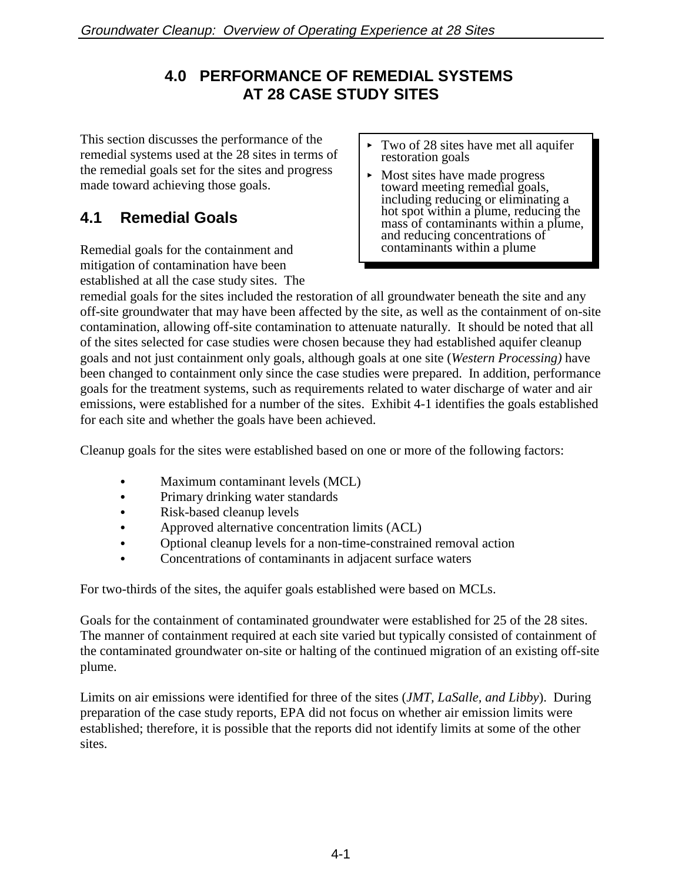# 4.0 PERFORMANCE OF REMEDIAL SYSTEMS AT 28 CASE STUDY SITES

This section discusses the performance of the remedial systems used at the 28 sites in terms of the remedial goals set for the sites and progress made toward achieving those goals.

> - Two of 28 sites have met all aquifer restoration goals
> - Most sites have made progress toward meeting remedial goals, including reducing or eliminating a hot spot within a plume, reducing the mass of contaminants within a plume, and reducing concentrations of contaminants within a plume

## 4.1 Remedial Goals

Remedial goals for the containment and mitigation of contamination have been established at all the case study sites. The remedial goals for the sites included the restoration of all groundwater beneath the site and any off-site groundwater that may have been affected by the site, as well as the containment of on-site contamination, allowing off-site contamination to attenuate naturally. It should be noted that all of the sites selected for case studies were chosen because they had established aquifer cleanup goals and not just containment only goals, although goals at one site (*Western Processing)* have been changed to containment only since the case studies were prepared. In addition, performance goals for the treatment systems, such as requirements related to water discharge of water and air emissions, were established for a number of the sites. Exhibit 4-1 identifies the goals established for each site and whether the goals have been achieved.

Cleanup goals for the sites were established based on one or more of the following factors:

- Maximum contaminant levels (MCL)
- Primary drinking water standards
- Risk-based cleanup levels
- Approved alternative concentration limits (ACL)
- Optional cleanup levels for a non-time-constrained removal action
- Concentrations of contaminants in adjacent surface waters

For two-thirds of the sites, the aquifer goals established were based on MCLs.

Goals for the containment of contaminated groundwater were established for 25 of the 28 sites. The manner of containment required at each site varied but typically consisted of containment of the contaminated groundwater on-site or halting of the continued migration of an existing off-site plume.

Limits on air emissions were identified for three of the sites (*JMT, LaSalle, and Libby*). During preparation of the case study reports, EPA did not focus on whether air emission limits were established; therefore, it is possible that the reports did not identify limits at some of the other sites.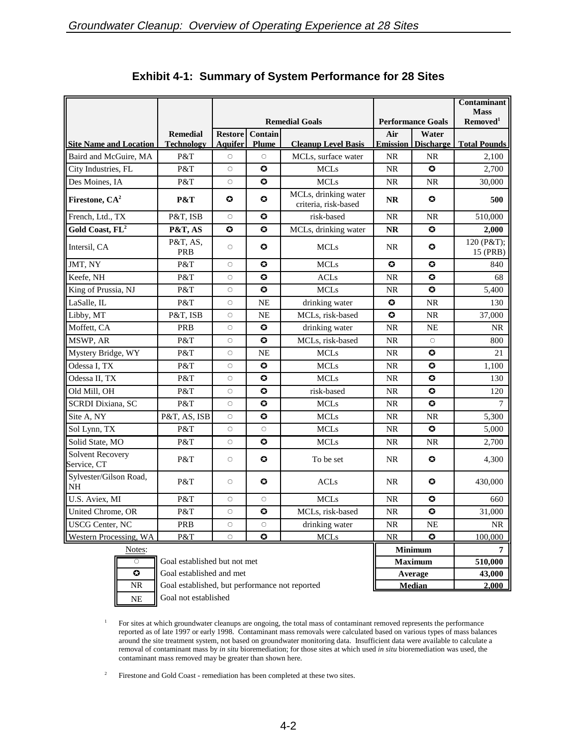## Exhibit 4-1: Summary of System Performance for 28 Sites

| Site Name and Location | Remedial Technology | Remedial Goals | | | Performance Goals | | Contaminant Mass Removed[1] |
|---|---|---|---|---|---|---|---|
| | | Restore Aquifer | Contain Plume | Cleanup Level Basis | Air Emission | Water Discharge | Total Pounds |
| Baird and McGuire, MA | P&T | ○ | ○ | MCLs, surface water | NR | NR | 2,100 |
| City Industries, FL | P&T | ○ | ✪ | MCLs | NR | ✪ | 2,700 |
| Des Moines, IA | P&T | ○ | ✪ | MCLs | NR | NR | 30,000 |
| **Firestone, CA[2]** | **P&T** | ✪ | ✪ | MCLs, drinking water criteria, risk-based | **NR** | ✪ | **500** |
| French, Ltd., TX | P&T, ISB | ○ | ✪ | risk-based | NR | NR | 510,000 |
| **Gold Coast, FL[2]** | **P&T, AS** | ✪ | ✪ | MCLs, drinking water | **NR** | ✪ | **2,000** |
| Intersil, CA | P&T, AS, PRB | ○ | ✪ | MCLs | NR | ✪ | 120 (P&T); 15 (PRB) |
| JMT, NY | P&T | ○ | ✪ | MCLs | ✪ | ✪ | 840 |
| Keefe, NH | P&T | ○ | ✪ | ACLs | NR | ✪ | 68 |
| King of Prussia, NJ | P&T | ○ | ✪ | MCLs | NR | ✪ | 5,400 |
| LaSalle, IL | P&T | ○ | NE | drinking water | ✪ | NR | 130 |
| Libby, MT | P&T, ISB | ○ | NE | MCLs, risk-based | ✪ | NR | 37,000 |
| Moffett, CA | PRB | ○ | ✪ | drinking water | NR | NE | NR |
| MSWP, AR | P&T | ○ | ✪ | MCLs, risk-based | NR | ○ | 800 |
| Mystery Bridge, WY | P&T | ○ | NE | MCLs | NR | ✪ | 21 |
| Odessa I, TX | P&T | ○ | ✪ | MCLs | NR | ✪ | 1,100 |
| Odessa II, TX | P&T | ○ | ✪ | MCLs | NR | ✪ | 130 |
| Old Mill, OH | P&T | ○ | ✪ | risk-based | NR | ✪ | 120 |
| SCRDI Dixiana, SC | P&T | ○ | ✪ | MCLs | NR | ✪ | 7 |
| Site A, NY | P&T, AS, ISB | ○ | ✪ | MCLs | NR | NR | 5,300 |
| Sol Lynn, TX | P&T | ○ | ○ | MCLs | NR | ✪ | 5,000 |
| Solid State, MO | P&T | ○ | ✪ | MCLs | NR | NR | 2,700 |
| Solvent Recovery Service, CT | P&T | ○ | ✪ | To be set | NR | ✪ | 4,300 |
| Sylvester/Gilson Road, NH | P&T | ○ | ✪ | ACLs | NR | ✪ | 430,000 |
| U.S. Aviex, MI | P&T | ○ | ○ | MCLs | NR | ✪ | 660 |
| United Chrome, OR | P&T | ○ | ✪ | MCLs, risk-based | NR | ✪ | 31,000 |
| USCG Center, NC | PRB | ○ | ○ | drinking water | NR | NE | NR |
| Western Processing, WA | P&T | ○ | ✪ | MCLs | NR | ✪ | 100,000 |

| Summary | Total Pounds |
|---|---|
| Minimum | 7 |
| Maximum | 510,000 |
| Average | 43,000 |
| Median | 2,000 |

Notes:

| Symbol | Meaning |
|---|---|
| ○ | Goal established but not met |
| ✪ | Goal established and met |
| NR | Goal established, but performance not reported |
| NE | Goal not established |

[1] For sites at which groundwater cleanups are ongoing, the total mass of contaminant removed represents the performance reported as of late 1997 or early 1998. Contaminant mass removals were calculated based on various types of mass balances around the site treatment system, not based on groundwater monitoring data. Insufficient data were available to calculate a removal of contaminant mass by *in situ* bioremediation; for those sites at which used *in situ* bioremediation was used, the contaminant mass removed may be greater than shown here.

[2] Firestone and Gold Coast - remediation has been completed at these two sites.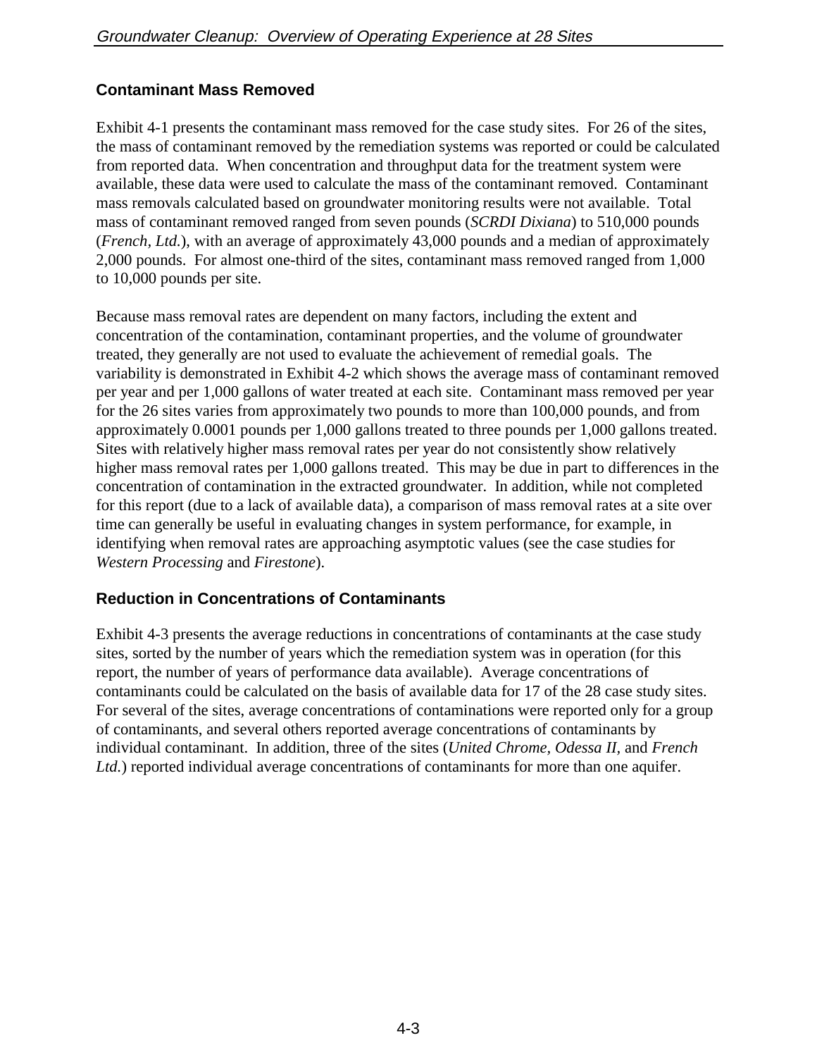## Contaminant Mass Removed

Exhibit 4-1 presents the contaminant mass removed for the case study sites. For 26 of the sites, the mass of contaminant removed by the remediation systems was reported or could be calculated from reported data. When concentration and throughput data for the treatment system were available, these data were used to calculate the mass of the contaminant removed. Contaminant mass removals calculated based on groundwater monitoring results were not available. Total mass of contaminant removed ranged from seven pounds (*SCRDI Dixiana*) to 510,000 pounds (*French, Ltd.*), with an average of approximately 43,000 pounds and a median of approximately 2,000 pounds. For almost one-third of the sites, contaminant mass removed ranged from 1,000 to 10,000 pounds per site.

Because mass removal rates are dependent on many factors, including the extent and concentration of the contamination, contaminant properties, and the volume of groundwater treated, they generally are not used to evaluate the achievement of remedial goals. The variability is demonstrated in Exhibit 4-2 which shows the average mass of contaminant removed per year and per 1,000 gallons of water treated at each site. Contaminant mass removed per year for the 26 sites varies from approximately two pounds to more than 100,000 pounds, and from approximately 0.0001 pounds per 1,000 gallons treated to three pounds per 1,000 gallons treated. Sites with relatively higher mass removal rates per year do not consistently show relatively higher mass removal rates per 1,000 gallons treated. This may be due in part to differences in the concentration of contamination in the extracted groundwater. In addition, while not completed for this report (due to a lack of available data), a comparison of mass removal rates at a site over time can generally be useful in evaluating changes in system performance, for example, in identifying when removal rates are approaching asymptotic values (see the case studies for *Western Processing* and *Firestone*).

## Reduction in Concentrations of Contaminants

Exhibit 4-3 presents the average reductions in concentrations of contaminants at the case study sites, sorted by the number of years which the remediation system was in operation (for this report, the number of years of performance data available). Average concentrations of contaminants could be calculated on the basis of available data for 17 of the 28 case study sites. For several of the sites, average concentrations of contaminations were reported only for a group of contaminants, and several others reported average concentrations of contaminants by individual contaminant. In addition, three of the sites (*United Chrome, Odessa II,* and *French Ltd.*) reported individual average concentrations of contaminants for more than one aquifer.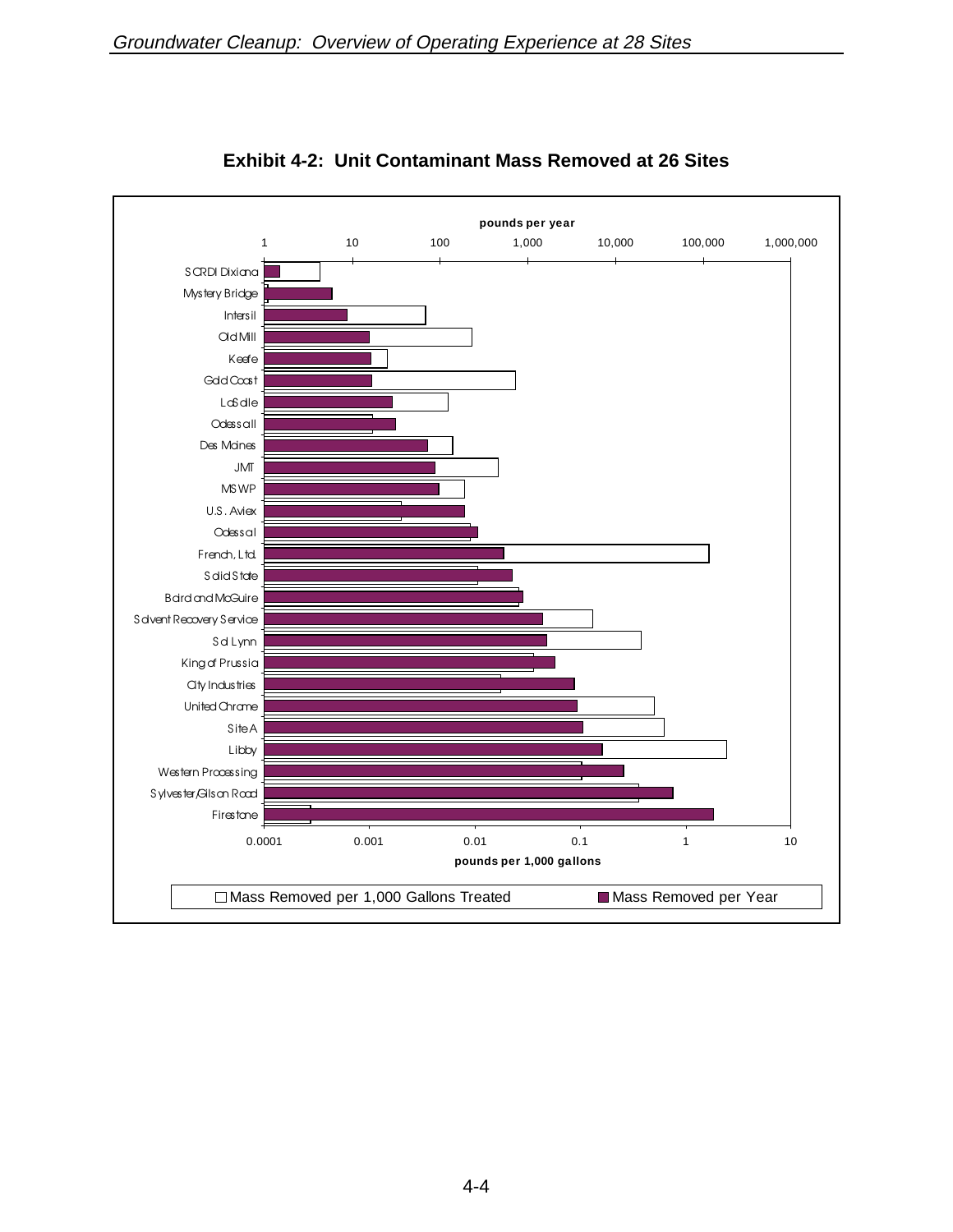**Exhibit 4-2: Unit Contaminant Mass Removed at 26 Sites**

pounds per year

1 10 100 1,000 10,000 100,000 1,000,000

SCRDI Dixiana

Mystery Bridge

Intersil

Old Mill

Keefe

Gold Coast

LaSalle

Odessa II

Des Moines

JMT

MSWP

U.S. Aviex

Odessa I

French, Ltd.

Solid State

Baird and McGuire

Solvent Recovery Service

Sol Lynn

King of Prussia

City Industries

United Chrome

Site A

Libby

Western Processing

Sylvester/Gilson Road

Firestone

0.0001 0.001 0.01 0.1 1 10

pounds per 1,000 gallons

□ Mass Removed per 1,000 Gallons Treated ■ Mass Removed per Year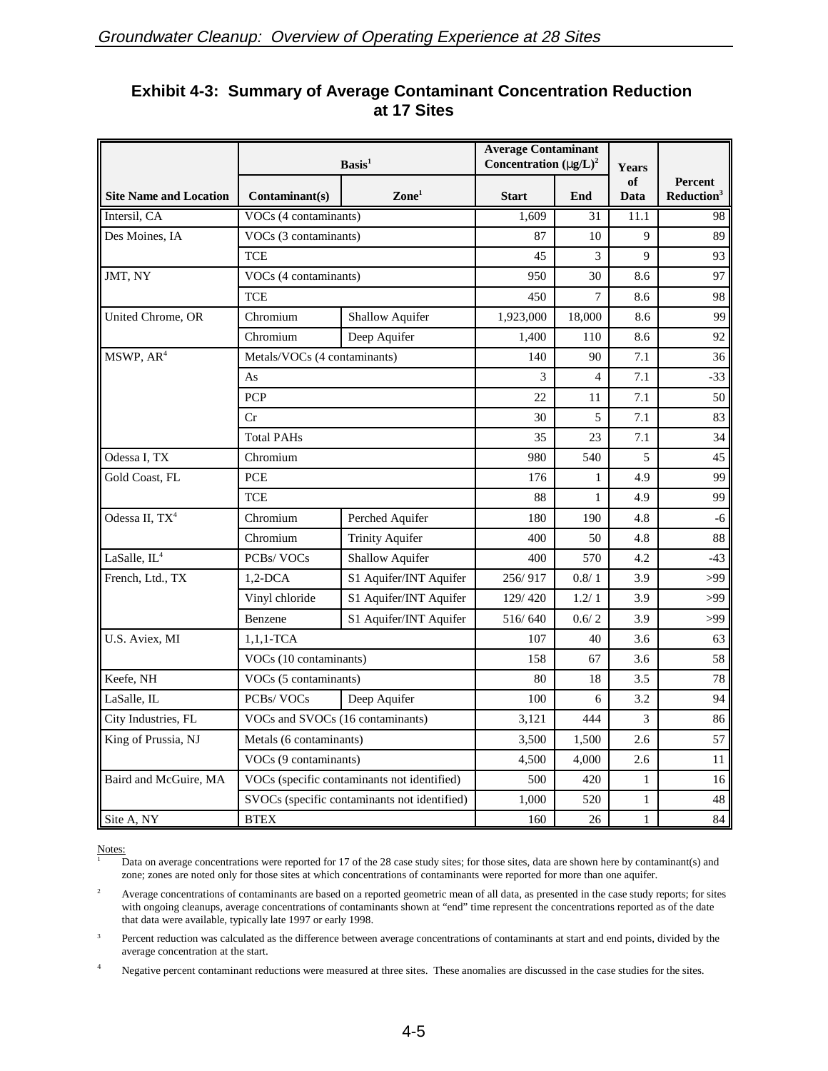## Exhibit 4-3: Summary of Average Contaminant Concentration Reduction at 17 Sites

| Site Name and Location | Basis[1] | | Average Contaminant Concentration (µg/L)[2] | | Years of Data | Percent Reduction[3] |
|---|---|---|---|---|---|---|
| | Contaminant(s) | Zone[1] | Start | End | | |
| Intersil, CA | VOCs (4 contaminants) | | 1,609 | 31 | 11.1 | 98 |
| Des Moines, IA | VOCs (3 contaminants) | | 87 | 10 | 9 | 89 |
| | TCE | | 45 | 3 | 9 | 93 |
| JMT, NY | VOCs (4 contaminants) | | 950 | 30 | 8.6 | 97 |
| | TCE | | 450 | 7 | 8.6 | 98 |
| United Chrome, OR | Chromium | Shallow Aquifer | 1,923,000 | 18,000 | 8.6 | 99 |
| | Chromium | Deep Aquifer | 1,400 | 110 | 8.6 | 92 |
| MSWP, AR[4] | Metals/VOCs (4 contaminants) | | 140 | 90 | 7.1 | 36 |
| | As | | 3 | 4 | 7.1 | -33 |
| | PCP | | 22 | 11 | 7.1 | 50 |
| | Cr | | 30 | 5 | 7.1 | 83 |
| | Total PAHs | | 35 | 23 | 7.1 | 34 |
| Odessa I, TX | Chromium | | 980 | 540 | 5 | 45 |
| Gold Coast, FL | PCE | | 176 | 1 | 4.9 | 99 |
| | TCE | | 88 | 1 | 4.9 | 99 |
| Odessa II, TX[4] | Chromium | Perched Aquifer | 180 | 190 | 4.8 | -6 |
| | Chromium | Trinity Aquifer | 400 | 50 | 4.8 | 88 |
| LaSalle, IL[4] | PCBs/ VOCs | Shallow Aquifer | 400 | 570 | 4.2 | -43 |
| French, Ltd., TX | 1,2-DCA | S1 Aquifer/INT Aquifer | 256/ 917 | 0.8/ 1 | 3.9 | >99 |
| | Vinyl chloride | S1 Aquifer/INT Aquifer | 129/ 420 | 1.2/ 1 | 3.9 | >99 |
| | Benzene | S1 Aquifer/INT Aquifer | 516/ 640 | 0.6/ 2 | 3.9 | >99 |
| U.S. Aviex, MI | 1,1,1-TCA | | 107 | 40 | 3.6 | 63 |
| | VOCs (10 contaminants) | | 158 | 67 | 3.6 | 58 |
| Keefe, NH | VOCs (5 contaminants) | | 80 | 18 | 3.5 | 78 |
| LaSalle, IL | PCBs/ VOCs | Deep Aquifer | 100 | 6 | 3.2 | 94 |
| City Industries, FL | VOCs and SVOCs (16 contaminants) | | 3,121 | 444 | 3 | 86 |
| King of Prussia, NJ | Metals (6 contaminants) | | 3,500 | 1,500 | 2.6 | 57 |
| | VOCs (9 contaminants) | | 4,500 | 4,000 | 2.6 | 11 |
| Baird and McGuire, MA | VOCs (specific contaminants not identified) | | 500 | 420 | 1 | 16 |
| | SVOCs (specific contaminants not identified) | | 1,000 | 520 | 1 | 48 |
| Site A, NY | BTEX | | 160 | 26 | 1 | 84 |

Notes:

1. Data on average concentrations were reported for 17 of the 28 case study sites; for those sites, data are shown here by contaminant(s) and zone; zones are noted only for those sites at which concentrations of contaminants were reported for more than one aquifer.
2. Average concentrations of contaminants are based on a reported geometric mean of all data, as presented in the case study reports; for sites with ongoing cleanups, average concentrations of contaminants shown at "end" time represent the concentrations reported as of the date that data were available, typically late 1997 or early 1998.
3. Percent reduction was calculated as the difference between average concentrations of contaminants at start and end points, divided by the average concentration at the start.
4. Negative percent contaminant reductions were measured at three sites. These anomalies are discussed in the case studies for the sites.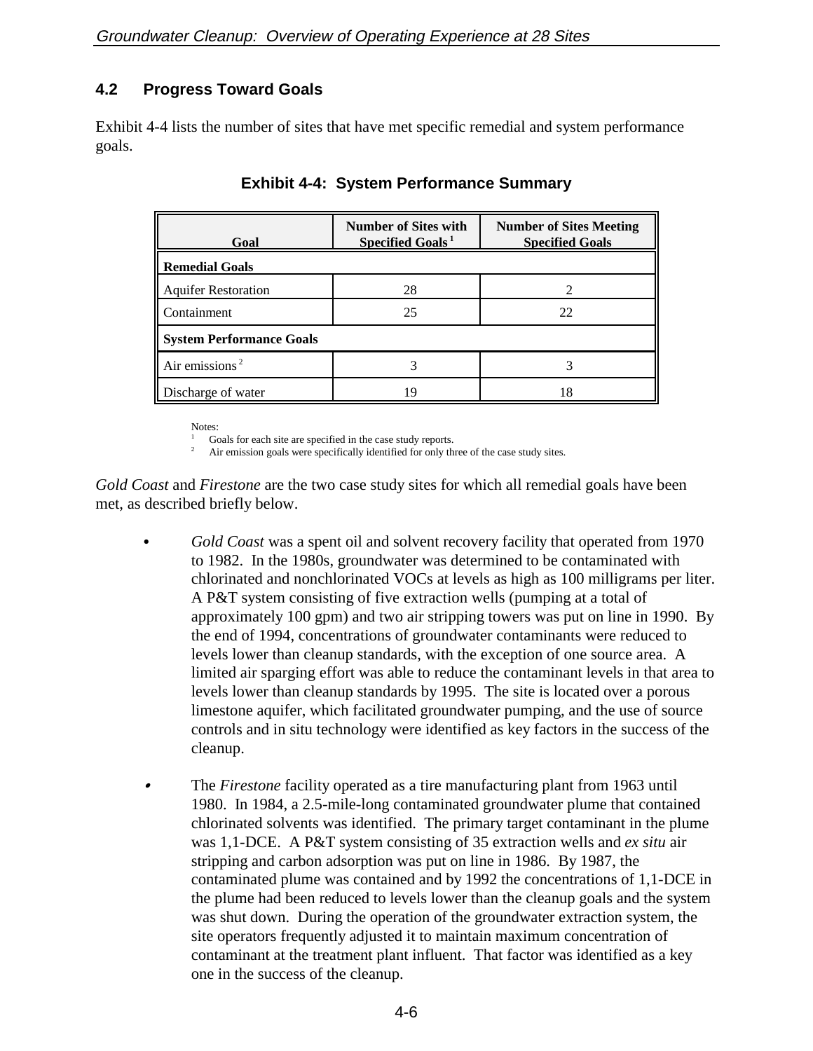## 4.2 Progress Toward Goals

Exhibit 4-4 lists the number of sites that have met specific remedial and system performance goals.

**Exhibit 4-4: System Performance Summary**

| Goal | Number of Sites with Specified Goals [1] | Number of Sites Meeting Specified Goals |
|---|---|---|
| **Remedial Goals** | | |
| Aquifer Restoration | 28 | 2 |
| Containment | 25 | 22 |
| **System Performance Goals** | | |
| Air emissions [2] | 3 | 3 |
| Discharge of water | 19 | 18 |

Notes:
[1] Goals for each site are specified in the case study reports.
[2] Air emission goals were specifically identified for only three of the case study sites.

*Gold Coast* and *Firestone* are the two case study sites for which all remedial goals have been met, as described briefly below.

- *Gold Coast* was a spent oil and solvent recovery facility that operated from 1970 to 1982. In the 1980s, groundwater was determined to be contaminated with chlorinated and nonchlorinated VOCs at levels as high as 100 milligrams per liter. A P&T system consisting of five extraction wells (pumping at a total of approximately 100 gpm) and two air stripping towers was put on line in 1990. By the end of 1994, concentrations of groundwater contaminants were reduced to levels lower than cleanup standards, with the exception of one source area. A limited air sparging effort was able to reduce the contaminant levels in that area to levels lower than cleanup standards by 1995. The site is located over a porous limestone aquifer, which facilitated groundwater pumping, and the use of source controls and in situ technology were identified as key factors in the success of the cleanup.

- The *Firestone* facility operated as a tire manufacturing plant from 1963 until 1980. In 1984, a 2.5-mile-long contaminated groundwater plume that contained chlorinated solvents was identified. The primary target contaminant in the plume was 1,1-DCE. A P&T system consisting of 35 extraction wells and *ex situ* air stripping and carbon adsorption was put on line in 1986. By 1987, the contaminated plume was contained and by 1992 the concentrations of 1,1-DCE in the plume had been reduced to levels lower than the cleanup goals and the system was shut down. During the operation of the groundwater extraction system, the site operators frequently adjusted it to maintain maximum concentration of contaminant at the treatment plant influent. That factor was identified as a key one in the success of the cleanup.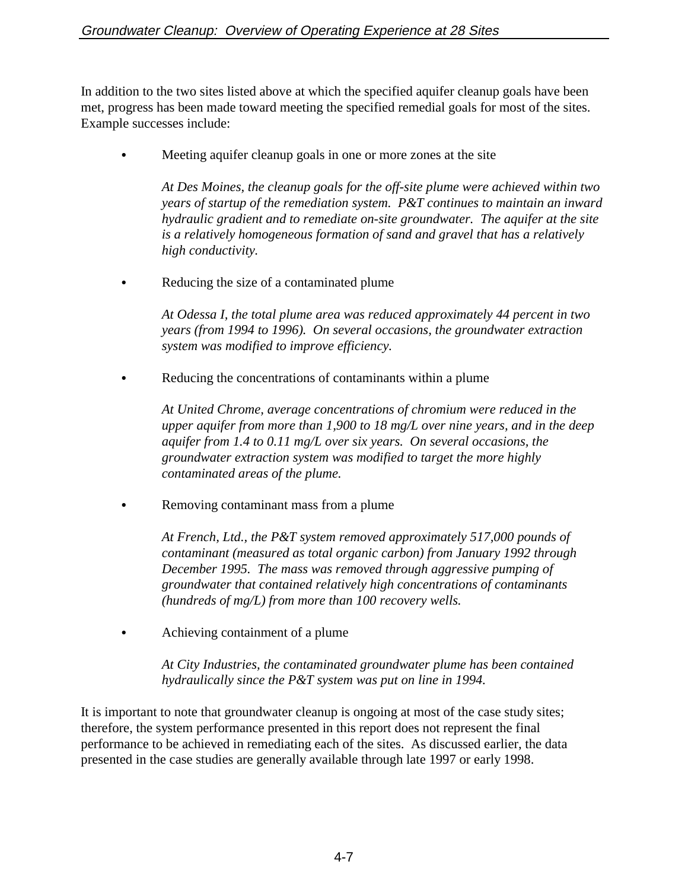In addition to the two sites listed above at which the specified aquifer cleanup goals have been met, progress has been made toward meeting the specified remedial goals for most of the sites. Example successes include:

- Meeting aquifer cleanup goals in one or more zones at the site

  *At Des Moines, the cleanup goals for the off-site plume were achieved within two years of startup of the remediation system. P&T continues to maintain an inward hydraulic gradient and to remediate on-site groundwater. The aquifer at the site is a relatively homogeneous formation of sand and gravel that has a relatively high conductivity.*

- Reducing the size of a contaminated plume

  *At Odessa I, the total plume area was reduced approximately 44 percent in two years (from 1994 to 1996). On several occasions, the groundwater extraction system was modified to improve efficiency.*

- Reducing the concentrations of contaminants within a plume

  *At United Chrome, average concentrations of chromium were reduced in the upper aquifer from more than 1,900 to 18 mg/L over nine years, and in the deep aquifer from 1.4 to 0.11 mg/L over six years. On several occasions, the groundwater extraction system was modified to target the more highly contaminated areas of the plume.*

- Removing contaminant mass from a plume

  *At French, Ltd., the P&T system removed approximately 517,000 pounds of contaminant (measured as total organic carbon) from January 1992 through December 1995. The mass was removed through aggressive pumping of groundwater that contained relatively high concentrations of contaminants (hundreds of mg/L) from more than 100 recovery wells.*

- Achieving containment of a plume

  *At City Industries, the contaminated groundwater plume has been contained hydraulically since the P&T system was put on line in 1994.*

It is important to note that groundwater cleanup is ongoing at most of the case study sites; therefore, the system performance presented in this report does not represent the final performance to be achieved in remediating each of the sites. As discussed earlier, the data presented in the case studies are generally available through late 1997 or early 1998.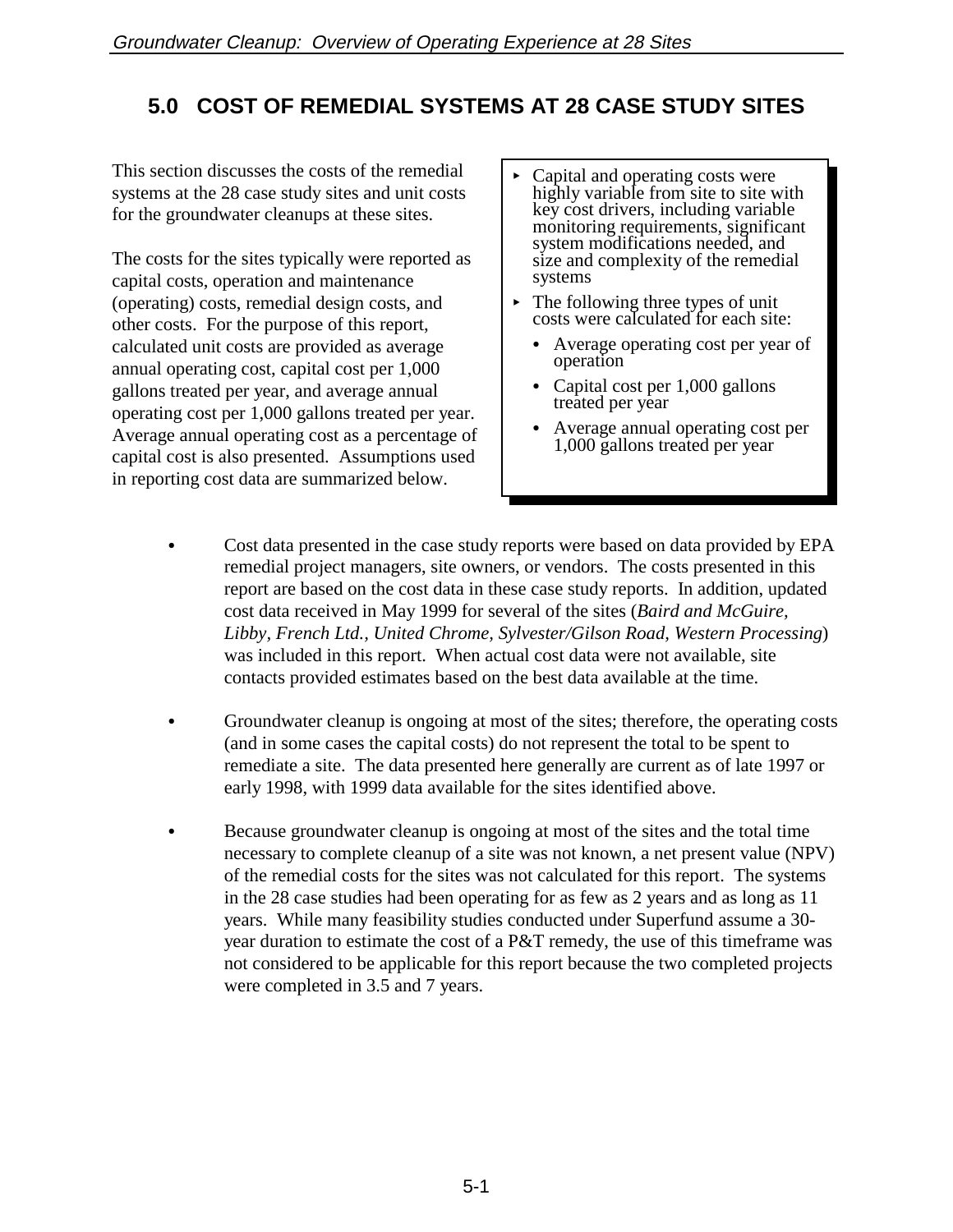# 5.0 COST OF REMEDIAL SYSTEMS AT 28 CASE STUDY SITES

This section discusses the costs of the remedial systems at the 28 case study sites and unit costs for the groundwater cleanups at these sites.

The costs for the sites typically were reported as capital costs, operation and maintenance (operating) costs, remedial design costs, and other costs. For the purpose of this report, calculated unit costs are provided as average annual operating cost, capital cost per 1,000 gallons treated per year, and average annual operating cost per 1,000 gallons treated per year. Average annual operating cost as a percentage of capital cost is also presented. Assumptions used in reporting cost data are summarized below.

- Capital and operating costs were highly variable from site to site with key cost drivers, including variable monitoring requirements, significant system modifications needed, and size and complexity of the remedial systems
- The following three types of unit costs were calculated for each site:
  - Average operating cost per year of operation
  - Capital cost per 1,000 gallons treated per year
  - Average annual operating cost per 1,000 gallons treated per year

- Cost data presented in the case study reports were based on data provided by EPA remedial project managers, site owners, or vendors. The costs presented in this report are based on the cost data in these case study reports. In addition, updated cost data received in May 1999 for several of the sites (*Baird and McGuire, Libby, French Ltd., United Chrome, Sylvester/Gilson Road, Western Processing*) was included in this report. When actual cost data were not available, site contacts provided estimates based on the best data available at the time.

- Groundwater cleanup is ongoing at most of the sites; therefore, the operating costs (and in some cases the capital costs) do not represent the total to be spent to remediate a site. The data presented here generally are current as of late 1997 or early 1998, with 1999 data available for the sites identified above.

- Because groundwater cleanup is ongoing at most of the sites and the total time necessary to complete cleanup of a site was not known, a net present value (NPV) of the remedial costs for the sites was not calculated for this report. The systems in the 28 case studies had been operating for as few as 2 years and as long as 11 years. While many feasibility studies conducted under Superfund assume a 30-year duration to estimate the cost of a P&T remedy, the use of this timeframe was not considered to be applicable for this report because the two completed projects were completed in 3.5 and 7 years.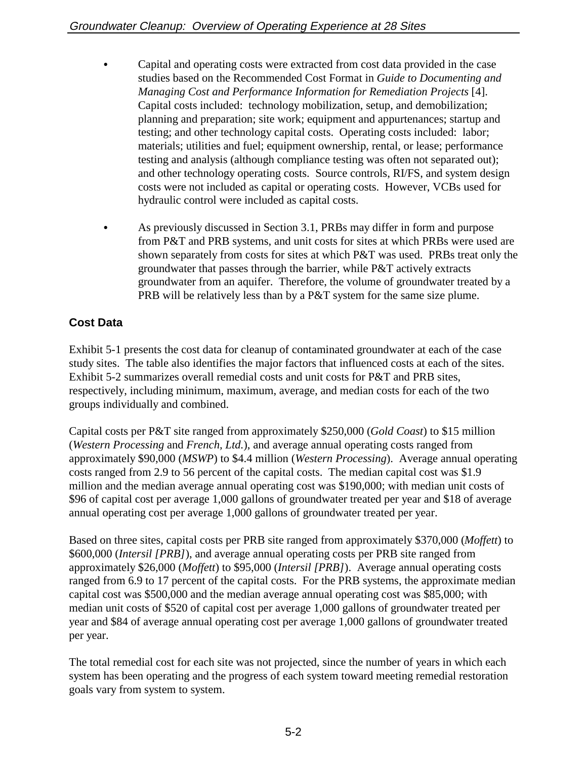- Capital and operating costs were extracted from cost data provided in the case studies based on the Recommended Cost Format in *Guide to Documenting and Managing Cost and Performance Information for Remediation Projects* [4]. Capital costs included: technology mobilization, setup, and demobilization; planning and preparation; site work; equipment and appurtenances; startup and testing; and other technology capital costs. Operating costs included: labor; materials; utilities and fuel; equipment ownership, rental, or lease; performance testing and analysis (although compliance testing was often not separated out); and other technology operating costs. Source controls, RI/FS, and system design costs were not included as capital or operating costs. However, VCBs used for hydraulic control were included as capital costs.

- As previously discussed in Section 3.1, PRBs may differ in form and purpose from P&T and PRB systems, and unit costs for sites at which PRBs were used are shown separately from costs for sites at which P&T was used. PRBs treat only the groundwater that passes through the barrier, while P&T actively extracts groundwater from an aquifer. Therefore, the volume of groundwater treated by a PRB will be relatively less than by a P&T system for the same size plume.

### Cost Data

Exhibit 5-1 presents the cost data for cleanup of contaminated groundwater at each of the case study sites. The table also identifies the major factors that influenced costs at each of the sites. Exhibit 5-2 summarizes overall remedial costs and unit costs for P&T and PRB sites, respectively, including minimum, maximum, average, and median costs for each of the two groups individually and combined.

Capital costs per P&T site ranged from approximately $250,000 (*Gold Coast*) to $15 million (*Western Processing* and *French, Ltd.*), and average annual operating costs ranged from approximately $90,000 (*MSWP*) to $4.4 million (*Western Processing*). Average annual operating costs ranged from 2.9 to 56 percent of the capital costs. The median capital cost was $1.9 million and the median average annual operating cost was $190,000; with median unit costs of $96 of capital cost per average 1,000 gallons of groundwater treated per year and $18 of average annual operating cost per average 1,000 gallons of groundwater treated per year.

Based on three sites, capital costs per PRB site ranged from approximately $370,000 (*Moffett*) to $600,000 (*Intersil [PRB]*), and average annual operating costs per PRB site ranged from approximately $26,000 (*Moffett*) to $95,000 (*Intersil [PRB]*). Average annual operating costs ranged from 6.9 to 17 percent of the capital costs. For the PRB systems, the approximate median capital cost was $500,000 and the median average annual operating cost was $85,000; with median unit costs of $520 of capital cost per average 1,000 gallons of groundwater treated per year and $84 of average annual operating cost per average 1,000 gallons of groundwater treated per year.

The total remedial cost for each site was not projected, since the number of years in which each system has been operating and the progress of each system toward meeting remedial restoration goals vary from system to system.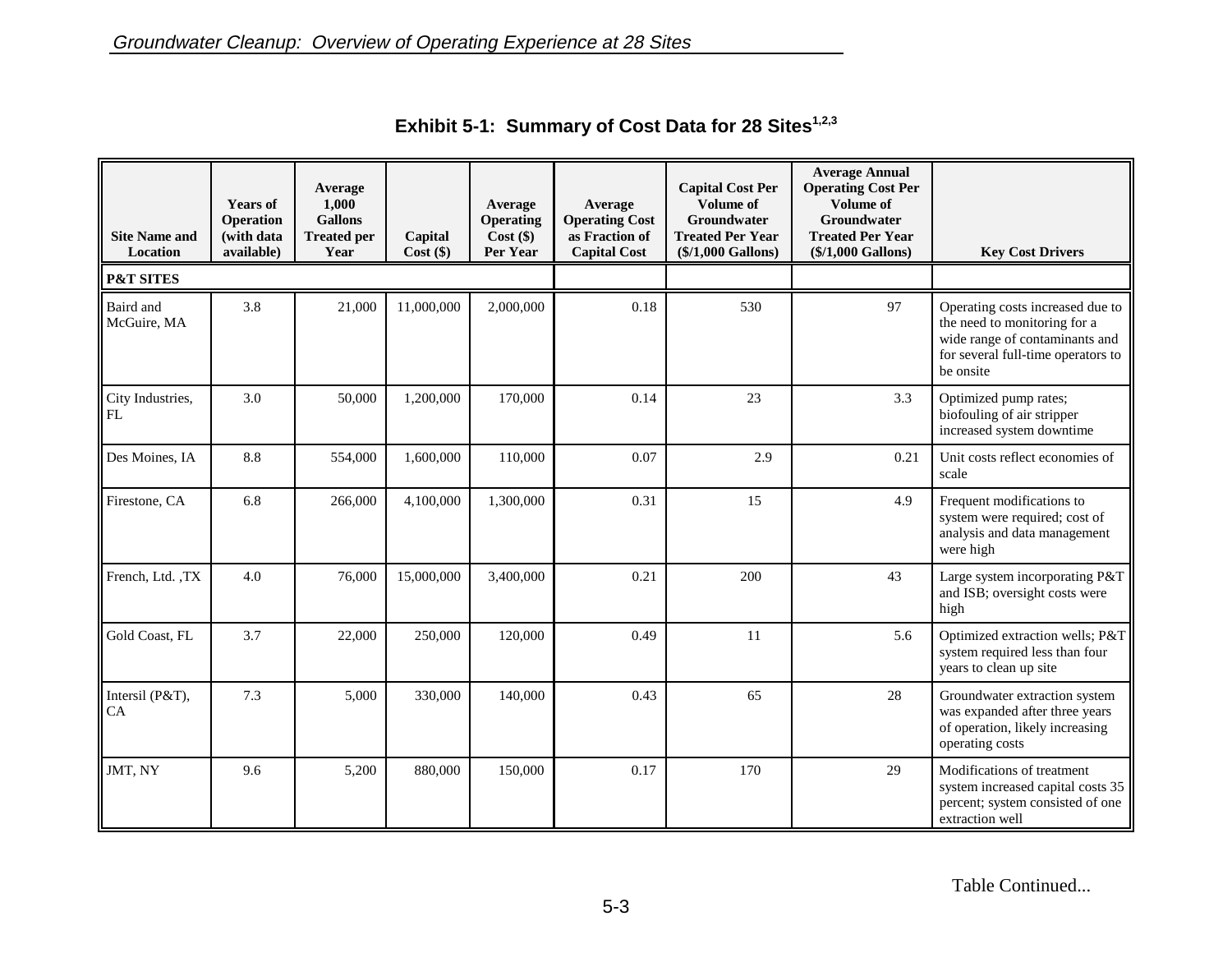**Exhibit 5-1: Summary of Cost Data for 28 Sites[1,2,3]**

| Site Name and Location | Years of Operation (with data available) | Average 1,000 Gallons Treated per Year | Capital Cost ($) | Average Operating Cost ($) Per Year | Average Operating Cost as Fraction of Capital Cost | Capital Cost Per Volume of Groundwater Treated Per Year ($/1,000 Gallons) | Average Annual Operating Cost Per Volume of Groundwater Treated Per Year ($/1,000 Gallons) | Key Cost Drivers |
|---|---|---|---|---|---|---|---|---|
| **P&T SITES** | | | | | | | | |
| Baird and McGuire, MA | 3.8 | 21,000 | 11,000,000 | 2,000,000 | 0.18 | 530 | 97 | Operating costs increased due to the need to monitoring for a wide range of contaminants and for several full-time operators to be onsite |
| City Industries, FL | 3.0 | 50,000 | 1,200,000 | 170,000 | 0.14 | 23 | 3.3 | Optimized pump rates; biofouling of air stripper increased system downtime |
| Des Moines, IA | 8.8 | 554,000 | 1,600,000 | 110,000 | 0.07 | 2.9 | 0.21 | Unit costs reflect economies of scale |
| Firestone, CA | 6.8 | 266,000 | 4,100,000 | 1,300,000 | 0.31 | 15 | 4.9 | Frequent modifications to system were required; cost of analysis and data management were high |
| French, Ltd. ,TX | 4.0 | 76,000 | 15,000,000 | 3,400,000 | 0.21 | 200 | 43 | Large system incorporating P&T and ISB; oversight costs were high |
| Gold Coast, FL | 3.7 | 22,000 | 250,000 | 120,000 | 0.49 | 11 | 5.6 | Optimized extraction wells; P&T system required less than four years to clean up site |
| Intersil (P&T), CA | 7.3 | 5,000 | 330,000 | 140,000 | 0.43 | 65 | 28 | Groundwater extraction system was expanded after three years of operation, likely increasing operating costs |
| JMT, NY | 9.6 | 5,200 | 880,000 | 150,000 | 0.17 | 170 | 29 | Modifications of treatment system increased capital costs 35 percent; system consisted of one extraction well |

Table Continued...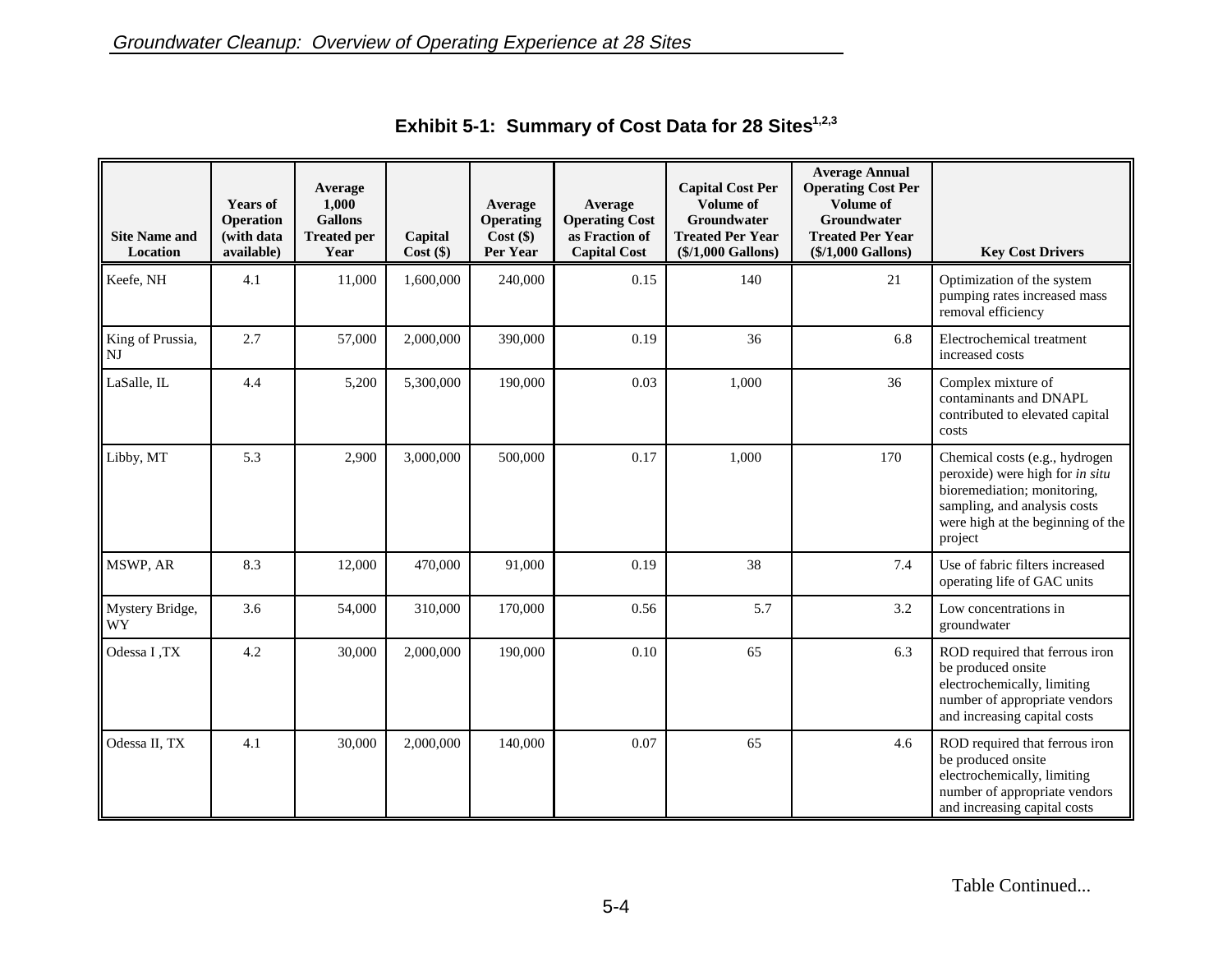## Exhibit 5-1: Summary of Cost Data for 28 Sites[1,2,3]

| Site Name and Location | Years of Operation (with data available) | Average 1,000 Gallons Treated per Year | Capital Cost ($) | Average Operating Cost ($) Per Year | Average Operating Cost as Fraction of Capital Cost | Capital Cost Per Volume of Groundwater Treated Per Year ($/1,000 Gallons) | Average Annual Operating Cost Per Volume of Groundwater Treated Per Year ($/1,000 Gallons) | Key Cost Drivers |
|---|---|---|---|---|---|---|---|---|
| Keefe, NH | 4.1 | 11,000 | 1,600,000 | 240,000 | 0.15 | 140 | 21 | Optimization of the system pumping rates increased mass removal efficiency |
| King of Prussia, NJ | 2.7 | 57,000 | 2,000,000 | 390,000 | 0.19 | 36 | 6.8 | Electrochemical treatment increased costs |
| LaSalle, IL | 4.4 | 5,200 | 5,300,000 | 190,000 | 0.03 | 1,000 | 36 | Complex mixture of contaminants and DNAPL contributed to elevated capital costs |
| Libby, MT | 5.3 | 2,900 | 3,000,000 | 500,000 | 0.17 | 1,000 | 170 | Chemical costs (e.g., hydrogen peroxide) were high for *in situ* bioremediation; monitoring, sampling, and analysis costs were high at the beginning of the project |
| MSWP, AR | 8.3 | 12,000 | 470,000 | 91,000 | 0.19 | 38 | 7.4 | Use of fabric filters increased operating life of GAC units |
| Mystery Bridge, WY | 3.6 | 54,000 | 310,000 | 170,000 | 0.56 | 5.7 | 3.2 | Low concentrations in groundwater |
| Odessa I ,TX | 4.2 | 30,000 | 2,000,000 | 190,000 | 0.10 | 65 | 6.3 | ROD required that ferrous iron be produced onsite electrochemically, limiting number of appropriate vendors and increasing capital costs |
| Odessa II, TX | 4.1 | 30,000 | 2,000,000 | 140,000 | 0.07 | 65 | 4.6 | ROD required that ferrous iron be produced onsite electrochemically, limiting number of appropriate vendors and increasing capital costs |

Table Continued...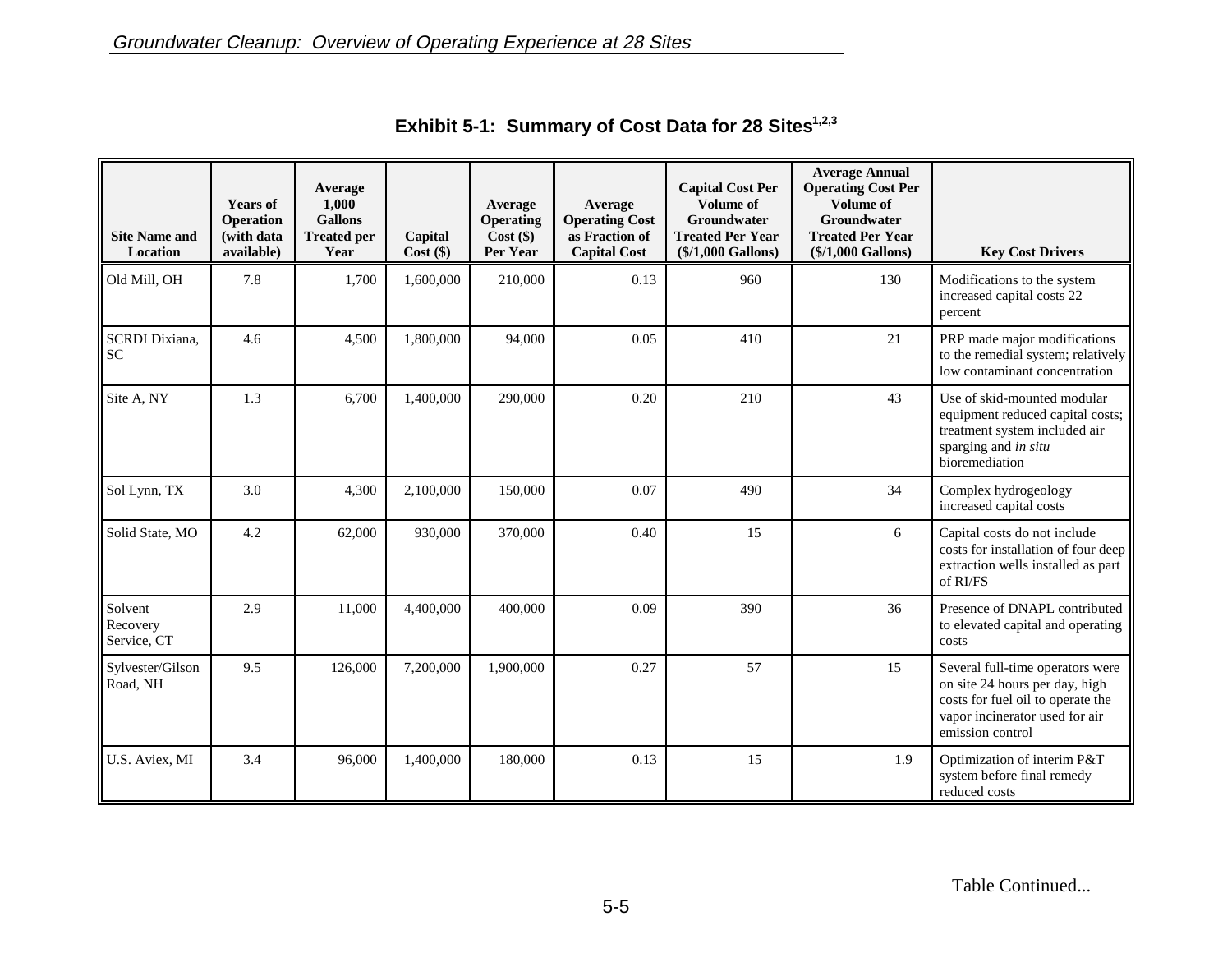### Exhibit 5-1: Summary of Cost Data for 28 Sites[1,2,3]

| Site Name and Location | Years of Operation (with data available) | Average 1,000 Gallons Treated per Year | Capital Cost ($) | Average Operating Cost ($) Per Year | Average Operating Cost as Fraction of Capital Cost | Capital Cost Per Volume of Groundwater Treated Per Year ($/1,000 Gallons) | Average Annual Operating Cost Per Volume of Groundwater Treated Per Year ($/1,000 Gallons) | Key Cost Drivers |
|---|---|---|---|---|---|---|---|---|
| Old Mill, OH | 7.8 | 1,700 | 1,600,000 | 210,000 | 0.13 | 960 | 130 | Modifications to the system increased capital costs 22 percent |
| SCRDI Dixiana, SC | 4.6 | 4,500 | 1,800,000 | 94,000 | 0.05 | 410 | 21 | PRP made major modifications to the remedial system; relatively low contaminant concentration |
| Site A, NY | 1.3 | 6,700 | 1,400,000 | 290,000 | 0.20 | 210 | 43 | Use of skid-mounted modular equipment reduced capital costs; treatment system included air sparging and *in situ* bioremediation |
| Sol Lynn, TX | 3.0 | 4,300 | 2,100,000 | 150,000 | 0.07 | 490 | 34 | Complex hydrogeology increased capital costs |
| Solid State, MO | 4.2 | 62,000 | 930,000 | 370,000 | 0.40 | 15 | 6 | Capital costs do not include costs for installation of four deep extraction wells installed as part of RI/FS |
| Solvent Recovery Service, CT | 2.9 | 11,000 | 4,400,000 | 400,000 | 0.09 | 390 | 36 | Presence of DNAPL contributed to elevated capital and operating costs |
| Sylvester/Gilson Road, NH | 9.5 | 126,000 | 7,200,000 | 1,900,000 | 0.27 | 57 | 15 | Several full-time operators were on site 24 hours per day, high costs for fuel oil to operate the vapor incinerator used for air emission control |
| U.S. Aviex, MI | 3.4 | 96,000 | 1,400,000 | 180,000 | 0.13 | 15 | 1.9 | Optimization of interim P&T system before final remedy reduced costs |

Table Continued...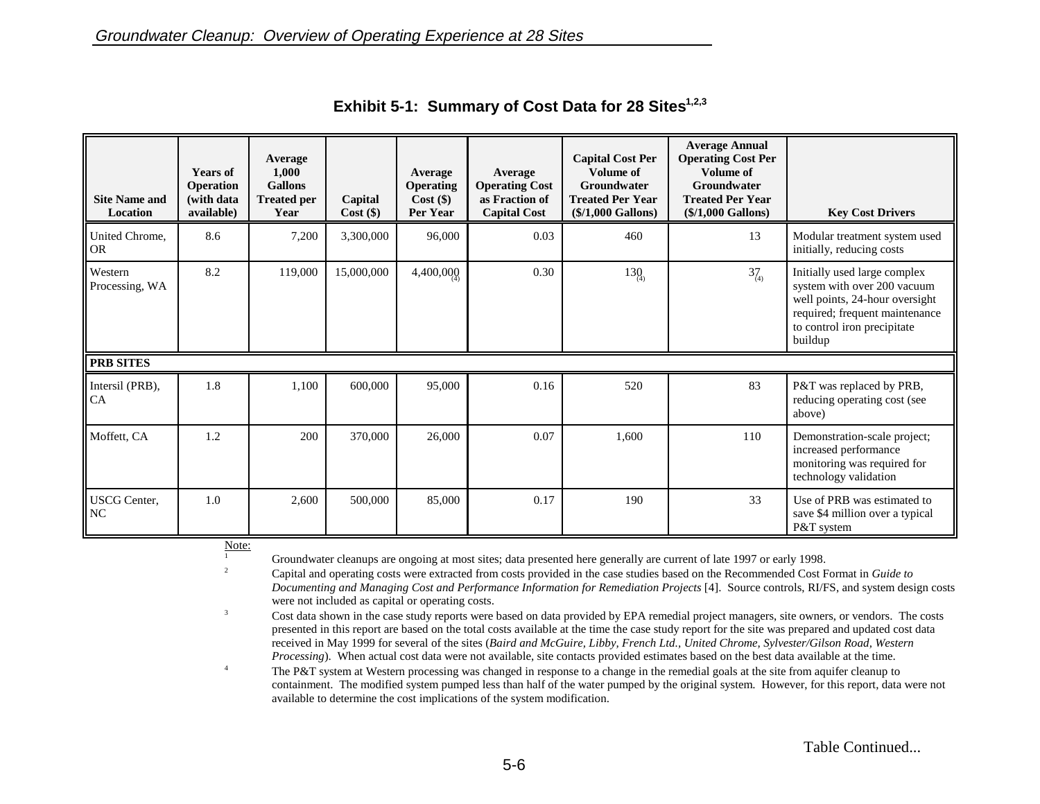## Exhibit 5-1: Summary of Cost Data for 28 Sites[1,2,3]

| Site Name and Location | Years of Operation (with data available) | Average 1,000 Gallons Treated per Year | Capital Cost ($) | Average Operating Cost ($) Per Year | Average Operating Cost as Fraction of Capital Cost | Capital Cost Per Volume of Groundwater Treated Per Year ($/1,000 Gallons) | Average Annual Operating Cost Per Volume of Groundwater Treated Per Year ($/1,000 Gallons) | Key Cost Drivers |
|---|---|---|---|---|---|---|---|---|
| United Chrome, OR | 8.6 | 7,200 | 3,300,000 | 96,000 | 0.03 | 460 | 13 | Modular treatment system used initially, reducing costs |
| Western Processing, WA | 8.2 | 119,000 | 15,000,000 | 4,400,000 (4) | 0.30 | 130 (4) | 37 (4) | Initially used large complex system with over 200 vacuum well points, 24-hour oversight required; frequent maintenance to control iron precipitate buildup |
| **PRB SITES** | | | | | | | | |
| Intersil (PRB), CA | 1.8 | 1,100 | 600,000 | 95,000 | 0.16 | 520 | 83 | P&T was replaced by PRB, reducing operating cost (see above) |
| Moffett, CA | 1.2 | 200 | 370,000 | 26,000 | 0.07 | 1,600 | 110 | Demonstration-scale project; increased performance monitoring was required for technology validation |
| USCG Center, NC | 1.0 | 2,600 | 500,000 | 85,000 | 0.17 | 190 | 33 | Use of PRB was estimated to save $4 million over a typical P&T system |

Note:

1. Groundwater cleanups are ongoing at most sites; data presented here generally are current of late 1997 or early 1998.
2. Capital and operating costs were extracted from costs provided in the case studies based on the Recommended Cost Format in *Guide to Documenting and Managing Cost and Performance Information for Remediation Projects* [4]. Source controls, RI/FS, and system design costs were not included as capital or operating costs.
3. Cost data shown in the case study reports were based on data provided by EPA remedial project managers, site owners, or vendors. The costs presented in this report are based on the total costs available at the time the case study report for the site was prepared and updated cost data received in May 1999 for several of the sites (*Baird and McGuire, Libby, French Ltd., United Chrome, Sylvester/Gilson Road, Western Processing*). When actual cost data were not available, site contacts provided estimates based on the best data available at the time.
4. The P&T system at Western processing was changed in response to a change in the remedial goals at the site from aquifer cleanup to containment. The modified system pumped less than half of the water pumped by the original system. However, for this report, data were not available to determine the cost implications of the system modification.

Table Continued...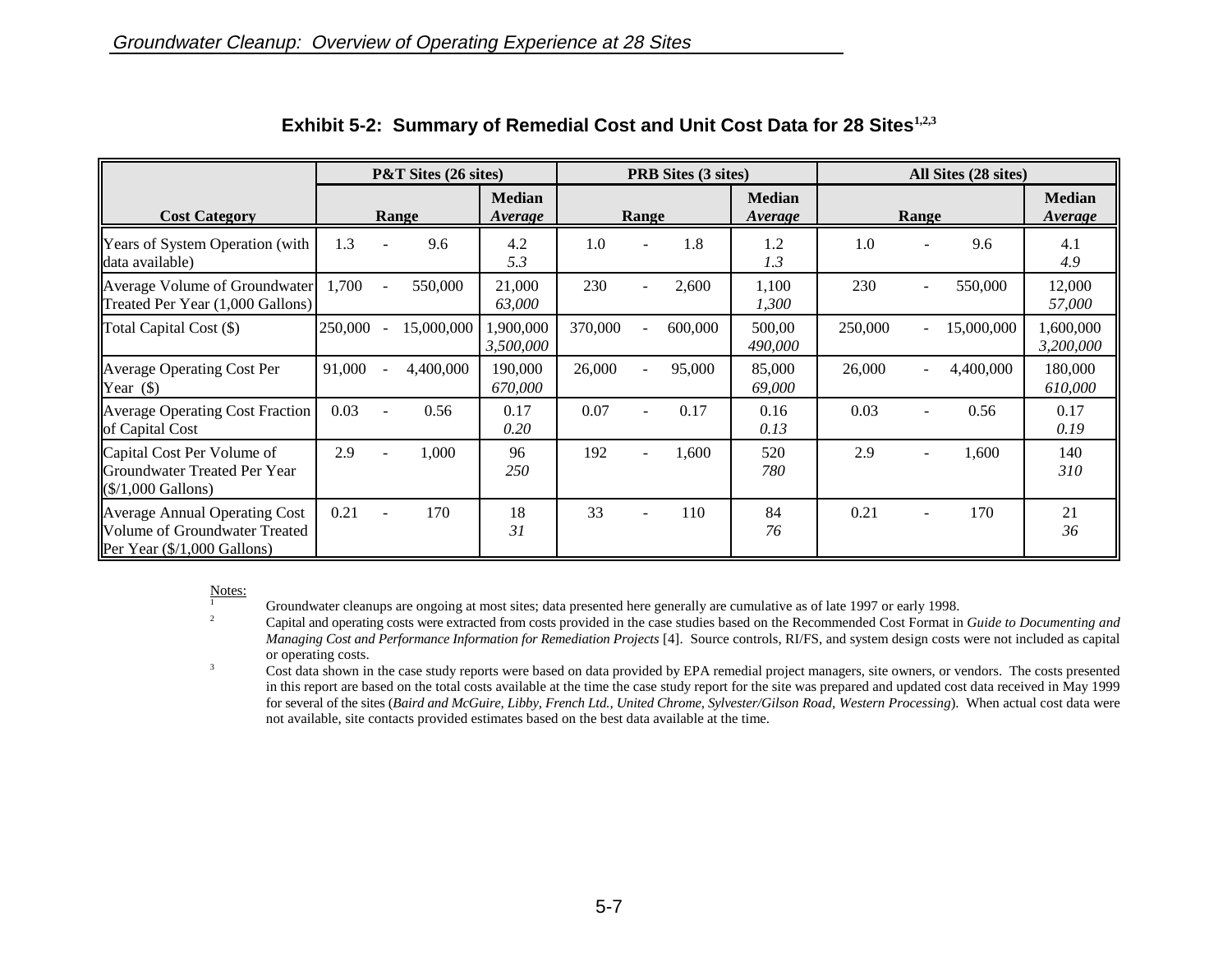## Exhibit 5-2: Summary of Remedial Cost and Unit Cost Data for 28 Sites[1,2,3]

| Cost Category | P&T Sites (26 sites) | | | | PRB Sites (3 sites) | | | | All Sites (28 sites) | | | |
|---|---|---|---|---|---|---|---|---|---|---|---|---|
| | Range | | | Median *Average* | Range | | | Median *Average* | Range | | | Median *Average* |
| Years of System Operation (with data available) | 1.3 | - | 9.6 | 4.2 *5.3* | 1.0 | - | 1.8 | 1.2 *1.3* | 1.0 | - | 9.6 | 4.1 *4.9* |
| Average Volume of Groundwater Treated Per Year (1,000 Gallons) | 1,700 | - | 550,000 | 21,000 *63,000* | 230 | - | 2,600 | 1,100 *1,300* | 230 | - | 550,000 | 12,000 *57,000* |
| Total Capital Cost ($) | 250,000 | - | 15,000,000 | 1,900,000 *3,500,000* | 370,000 | - | 600,000 | 500,00 *490,000* | 250,000 | - | 15,000,000 | 1,600,000 *3,200,000* |
| Average Operating Cost Per Year ($) | 91,000 | - | 4,400,000 | 190,000 *670,000* | 26,000 | - | 95,000 | 85,000 *69,000* | 26,000 | - | 4,400,000 | 180,000 *610,000* |
| Average Operating Cost Fraction of Capital Cost | 0.03 | - | 0.56 | 0.17 *0.20* | 0.07 | - | 0.17 | 0.16 *0.13* | 0.03 | - | 0.56 | 0.17 *0.19* |
| Capital Cost Per Volume of Groundwater Treated Per Year ($/1,000 Gallons) | 2.9 | - | 1,000 | 96 *250* | 192 | - | 1,600 | 520 *780* | 2.9 | - | 1,600 | 140 *310* |
| Average Annual Operating Cost Volume of Groundwater Treated Per Year ($/1,000 Gallons) | 0.21 | - | 170 | 18 *31* | 33 | - | 110 | 84 *76* | 0.21 | - | 170 | 21 *36* |

Notes:

1. Groundwater cleanups are ongoing at most sites; data presented here generally are cumulative as of late 1997 or early 1998.
2. Capital and operating costs were extracted from costs provided in the case studies based on the Recommended Cost Format in *Guide to Documenting and Managing Cost and Performance Information for Remediation Projects* [4]. Source controls, RI/FS, and system design costs were not included as capital or operating costs.
3. Cost data shown in the case study reports were based on data provided by EPA remedial project managers, site owners, or vendors. The costs presented in this report are based on the total costs available at the time the case study report for the site was prepared and updated cost data received in May 1999 for several of the sites (*Baird and McGuire, Libby, French Ltd., United Chrome, Sylvester/Gilson Road, Western Processing*). When actual cost data were not available, site contacts provided estimates based on the best data available at the time.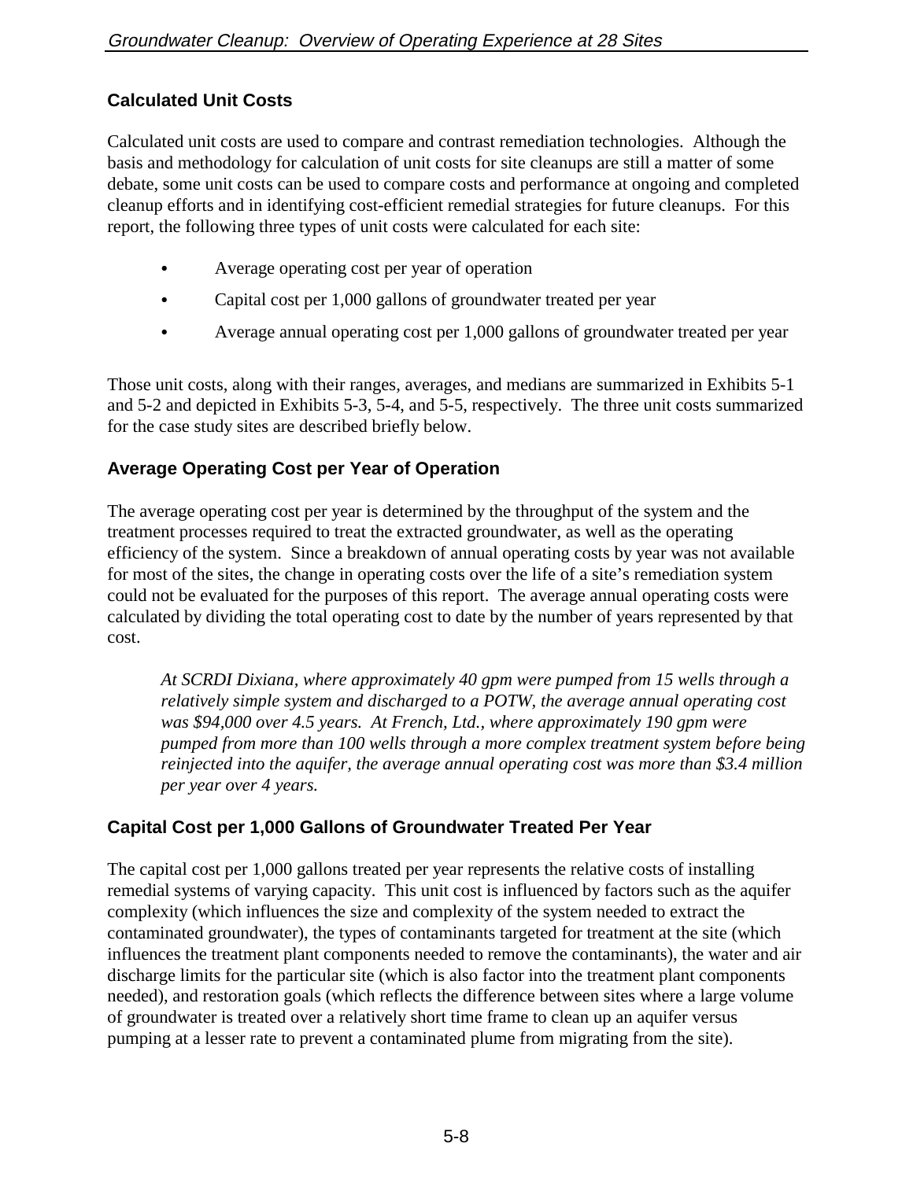### Calculated Unit Costs

Calculated unit costs are used to compare and contrast remediation technologies. Although the basis and methodology for calculation of unit costs for site cleanups are still a matter of some debate, some unit costs can be used to compare costs and performance at ongoing and completed cleanup efforts and in identifying cost-efficient remedial strategies for future cleanups. For this report, the following three types of unit costs were calculated for each site:

- Average operating cost per year of operation
- Capital cost per 1,000 gallons of groundwater treated per year
- Average annual operating cost per 1,000 gallons of groundwater treated per year

Those unit costs, along with their ranges, averages, and medians are summarized in Exhibits 5-1 and 5-2 and depicted in Exhibits 5-3, 5-4, and 5-5, respectively. The three unit costs summarized for the case study sites are described briefly below.

### Average Operating Cost per Year of Operation

The average operating cost per year is determined by the throughput of the system and the treatment processes required to treat the extracted groundwater, as well as the operating efficiency of the system. Since a breakdown of annual operating costs by year was not available for most of the sites, the change in operating costs over the life of a site's remediation system could not be evaluated for the purposes of this report. The average annual operating costs were calculated by dividing the total operating cost to date by the number of years represented by that cost.

> *At SCRDI Dixiana, where approximately 40 gpm were pumped from 15 wells through a relatively simple system and discharged to a POTW, the average annual operating cost was $94,000 over 4.5 years. At French, Ltd., where approximately 190 gpm were pumped from more than 100 wells through a more complex treatment system before being reinjected into the aquifer, the average annual operating cost was more than $3.4 million per year over 4 years.*

### Capital Cost per 1,000 Gallons of Groundwater Treated Per Year

The capital cost per 1,000 gallons treated per year represents the relative costs of installing remedial systems of varying capacity. This unit cost is influenced by factors such as the aquifer complexity (which influences the size and complexity of the system needed to extract the contaminated groundwater), the types of contaminants targeted for treatment at the site (which influences the treatment plant components needed to remove the contaminants), the water and air discharge limits for the particular site (which is also factor into the treatment plant components needed), and restoration goals (which reflects the difference between sites where a large volume of groundwater is treated over a relatively short time frame to clean up an aquifer versus pumping at a lesser rate to prevent a contaminated plume from migrating from the site).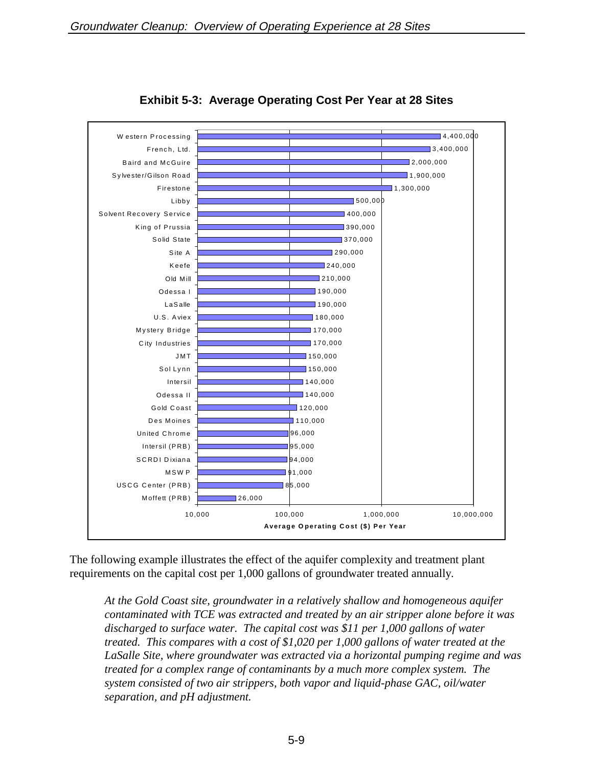**Exhibit 5-3: Average Operating Cost Per Year at 28 Sites**

| Site | Average Operating Cost ($) Per Year |
| --- | --- |
| Western Processing | 4,400,000 |
| French, Ltd. | 3,400,000 |
| Baird and McGuire | 2,000,000 |
| Sylvester/Gilson Road | 1,900,000 |
| Firestone | 1,300,000 |
| Libby | 500,000 |
| Solvent Recovery Service | 400,000 |
| King of Prussia | 390,000 |
| Solid State | 370,000 |
| Site A | 290,000 |
| Keefe | 240,000 |
| Old Mill | 210,000 |
| Odessa I | 190,000 |
| LaSalle | 190,000 |
| U.S. Aviex | 180,000 |
| Mystery Bridge | 170,000 |
| City Industries | 170,000 |
| JMT | 150,000 |
| Sol Lynn | 150,000 |
| Intersil | 140,000 |
| Odessa II | 140,000 |
| Gold Coast | 120,000 |
| Des Moines | 110,000 |
| United Chrome | 96,000 |
| Intersil (PRB) | 95,000 |
| SCRDI Dixiana | 94,000 |
| MSWP | 91,000 |
| USCG Center (PRB) | 85,000 |
| Moffett (PRB) | 26,000 |

The following example illustrates the effect of the aquifer complexity and treatment plant requirements on the capital cost per 1,000 gallons of groundwater treated annually.

> *At the Gold Coast site, groundwater in a relatively shallow and homogeneous aquifer contaminated with TCE was extracted and treated by an air stripper alone before it was discharged to surface water. The capital cost was $11 per 1,000 gallons of water treated. This compares with a cost of $1,020 per 1,000 gallons of water treated at the LaSalle Site, where groundwater was extracted via a horizontal pumping regime and was treated for a complex range of contaminants by a much more complex system. The system consisted of two air strippers, both vapor and liquid-phase GAC, oil/water separation, and pH adjustment.*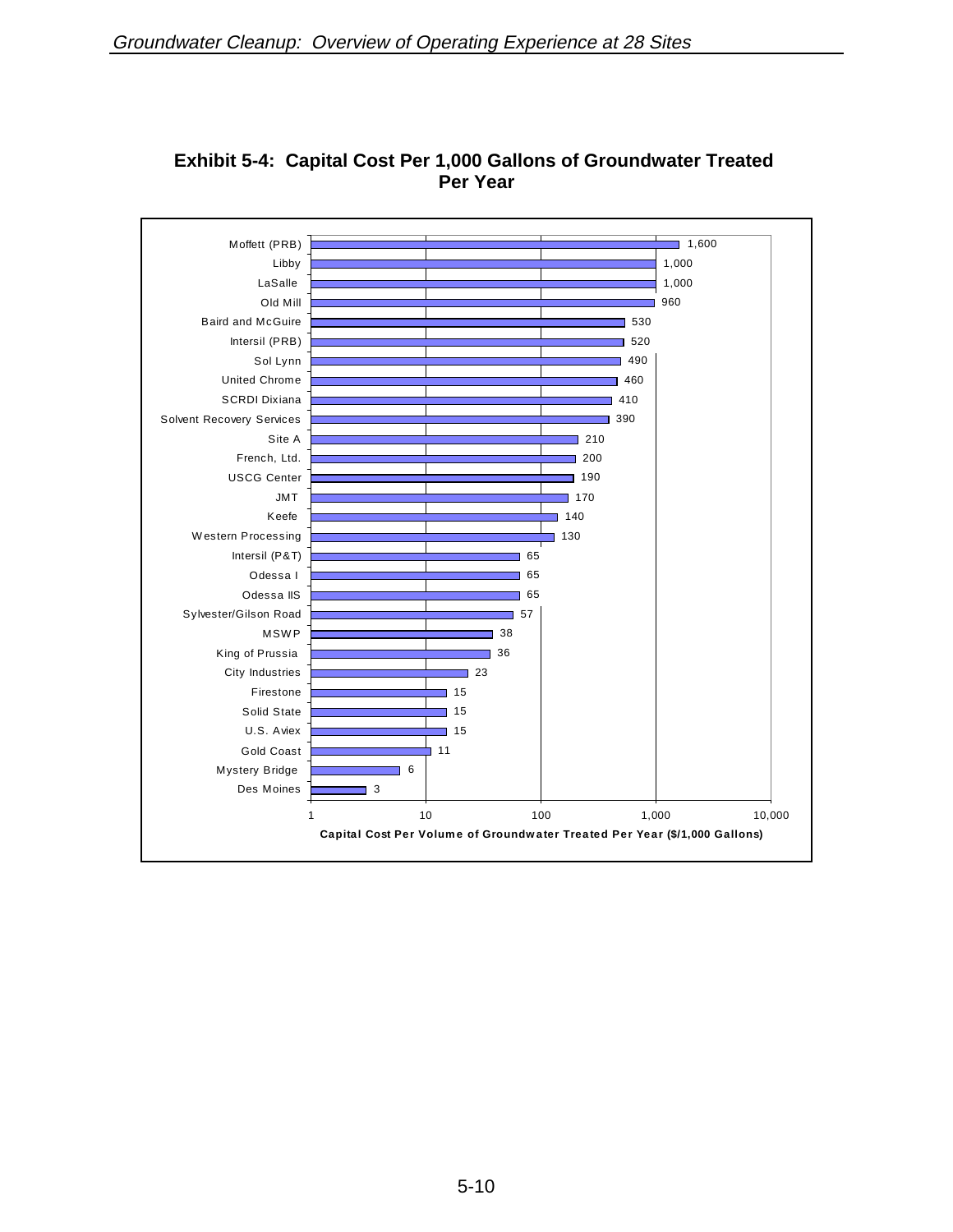## Exhibit 5-4: Capital Cost Per 1,000 Gallons of Groundwater Treated Per Year

| Site | Capital Cost Per Volume of Groundwater Treated Per Year ($/1,000 Gallons) |
|---|---|
| Moffett (PRB) | 1,600 |
| Libby | 1,000 |
| LaSalle | 1,000 |
| Old Mill | 960 |
| Baird and McGuire | 530 |
| Intersil (PRB) | 520 |
| Sol Lynn | 490 |
| United Chrome | 460 |
| SCRDI Dixiana | 410 |
| Solvent Recovery Services | 390 |
| Site A | 210 |
| French, Ltd. | 200 |
| USCG Center | 190 |
| JMT | 170 |
| Keefe | 140 |
| Western Processing | 130 |
| Intersil (P&T) | 65 |
| Odessa I | 65 |
| Odessa IIS | 65 |
| Sylvester/Gilson Road | 57 |
| MSWP | 38 |
| King of Prussia | 36 |
| City Industries | 23 |
| Firestone | 15 |
| Solid State | 15 |
| U.S. Aviex | 15 |
| Gold Coast | 11 |
| Mystery Bridge | 6 |
| Des Moines | 3 |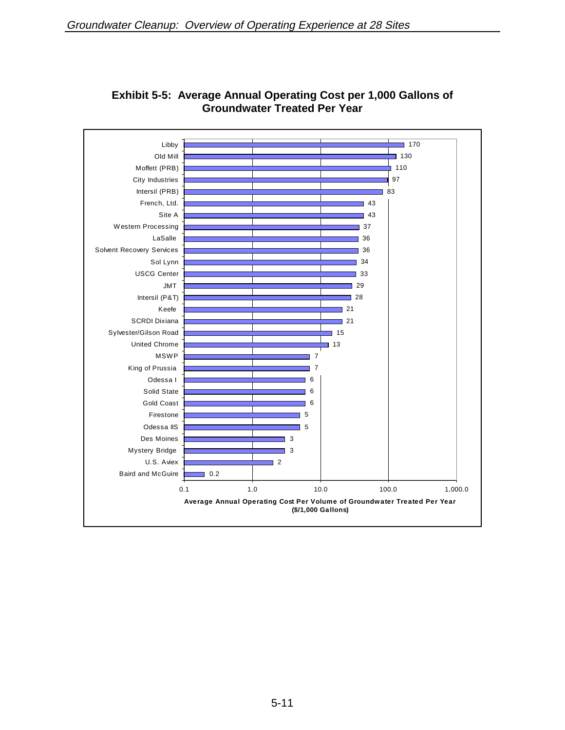**Exhibit 5-5: Average Annual Operating Cost per 1,000 Gallons of Groundwater Treated Per Year**

| Site | Average Annual Operating Cost Per Volume of Groundwater Treated Per Year ($/1,000 Gallons) |
|---|---|
| Libby | 170 |
| Old Mill | 130 |
| Moffett (PRB) | 110 |
| City Industries | 97 |
| Intersil (PRB) | 83 |
| French, Ltd. | 43 |
| Site A | 43 |
| Western Processing | 37 |
| LaSalle | 36 |
| Solvent Recovery Services | 36 |
| Sol Lynn | 34 |
| USCG Center | 33 |
| JMT | 29 |
| Intersil (P&T) | 28 |
| Keefe | 21 |
| SCRDI Dixiana | 21 |
| Sylvester/Gilson Road | 15 |
| United Chrome | 13 |
| MSWP | 7 |
| King of Prussia | 7 |
| Odessa I | 6 |
| Solid State | 6 |
| Gold Coast | 6 |
| Firestone | 5 |
| Odessa IIS | 5 |
| Des Moines | 3 |
| Mystery Bridge | 3 |
| U.S. Aviex | 2 |
| Baird and McGuire | 0.2 |

Axis (logarithmic scale): 0.1, 1.0, 10.0, 100.0, 1,000.0

**Average Annual Operating Cost Per Volume of Groundwater Treated Per Year ($/1,000 Gallons)**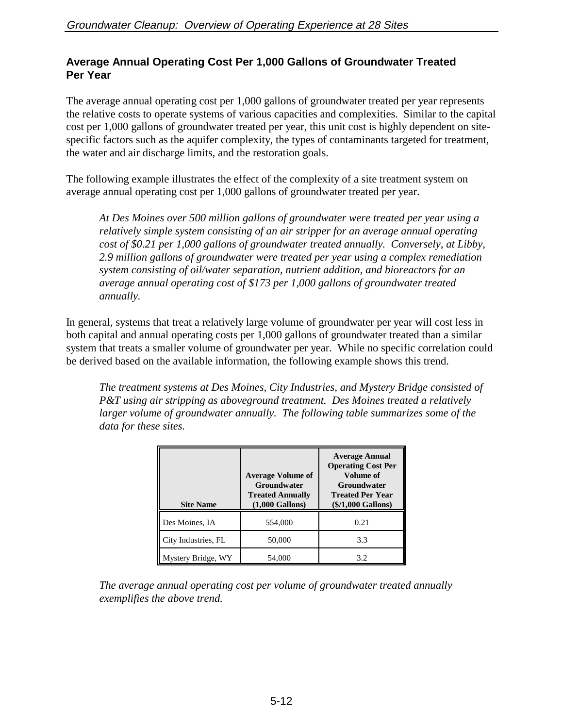### Average Annual Operating Cost Per 1,000 Gallons of Groundwater Treated Per Year

The average annual operating cost per 1,000 gallons of groundwater treated per year represents the relative costs to operate systems of various capacities and complexities. Similar to the capital cost per 1,000 gallons of groundwater treated per year, this unit cost is highly dependent on site-specific factors such as the aquifer complexity, the types of contaminants targeted for treatment, the water and air discharge limits, and the restoration goals.

The following example illustrates the effect of the complexity of a site treatment system on average annual operating cost per 1,000 gallons of groundwater treated per year.

> *At Des Moines over 500 million gallons of groundwater were treated per year using a relatively simple system consisting of an air stripper for an average annual operating cost of $0.21 per 1,000 gallons of groundwater treated annually. Conversely, at Libby, 2.9 million gallons of groundwater were treated per year using a complex remediation system consisting of oil/water separation, nutrient addition, and bioreactors for an average annual operating cost of $173 per 1,000 gallons of groundwater treated annually.*

In general, systems that treat a relatively large volume of groundwater per year will cost less in both capital and annual operating costs per 1,000 gallons of groundwater treated than a similar system that treats a smaller volume of groundwater per year. While no specific correlation could be derived based on the available information, the following example shows this trend.

> *The treatment systems at Des Moines, City Industries, and Mystery Bridge consisted of P&T using air stripping as aboveground treatment. Des Moines treated a relatively larger volume of groundwater annually. The following table summarizes some of the data for these sites.*

| Site Name | Average Volume of Groundwater Treated Annually (1,000 Gallons) | Average Annual Operating Cost Per Volume of Groundwater Treated Per Year ($/1,000 Gallons) |
|---|---|---|
| Des Moines, IA | 554,000 | 0.21 |
| City Industries, FL | 50,000 | 3.3 |
| Mystery Bridge, WY | 54,000 | 3.2 |

> *The average annual operating cost per volume of groundwater treated annually exemplifies the above trend.*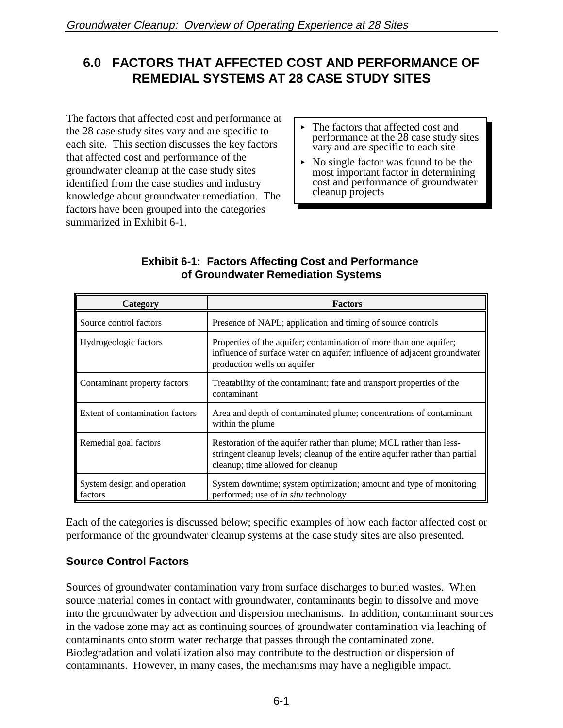# 6.0 FACTORS THAT AFFECTED COST AND PERFORMANCE OF REMEDIAL SYSTEMS AT 28 CASE STUDY SITES

The factors that affected cost and performance at the 28 case study sites vary and are specific to each site. This section discusses the key factors that affected cost and performance of the groundwater cleanup at the case study sites identified from the case studies and industry knowledge about groundwater remediation. The factors have been grouped into the categories summarized in Exhibit 6-1.

- The factors that affected cost and performance at the 28 case study sites vary and are specific to each site
- No single factor was found to be the most important factor in determining cost and performance of groundwater cleanup projects

**Exhibit 6-1: Factors Affecting Cost and Performance of Groundwater Remediation Systems**

| Category | Factors |
|---|---|
| Source control factors | Presence of NAPL; application and timing of source controls |
| Hydrogeologic factors | Properties of the aquifer; contamination of more than one aquifer; influence of surface water on aquifer; influence of adjacent groundwater production wells on aquifer |
| Contaminant property factors | Treatability of the contaminant; fate and transport properties of the contaminant |
| Extent of contamination factors | Area and depth of contaminated plume; concentrations of contaminant within the plume |
| Remedial goal factors | Restoration of the aquifer rather than plume; MCL rather than less-stringent cleanup levels; cleanup of the entire aquifer rather than partial cleanup; time allowed for cleanup |
| System design and operation factors | System downtime; system optimization; amount and type of monitoring performed; use of *in situ* technology |

Each of the categories is discussed below; specific examples of how each factor affected cost or performance of the groundwater cleanup systems at the case study sites are also presented.

## Source Control Factors

Sources of groundwater contamination vary from surface discharges to buried wastes. When source material comes in contact with groundwater, contaminants begin to dissolve and move into the groundwater by advection and dispersion mechanisms. In addition, contaminant sources in the vadose zone may act as continuing sources of groundwater contamination via leaching of contaminants onto storm water recharge that passes through the contaminated zone. Biodegradation and volatilization also may contribute to the destruction or dispersion of contaminants. However, in many cases, the mechanisms may have a negligible impact.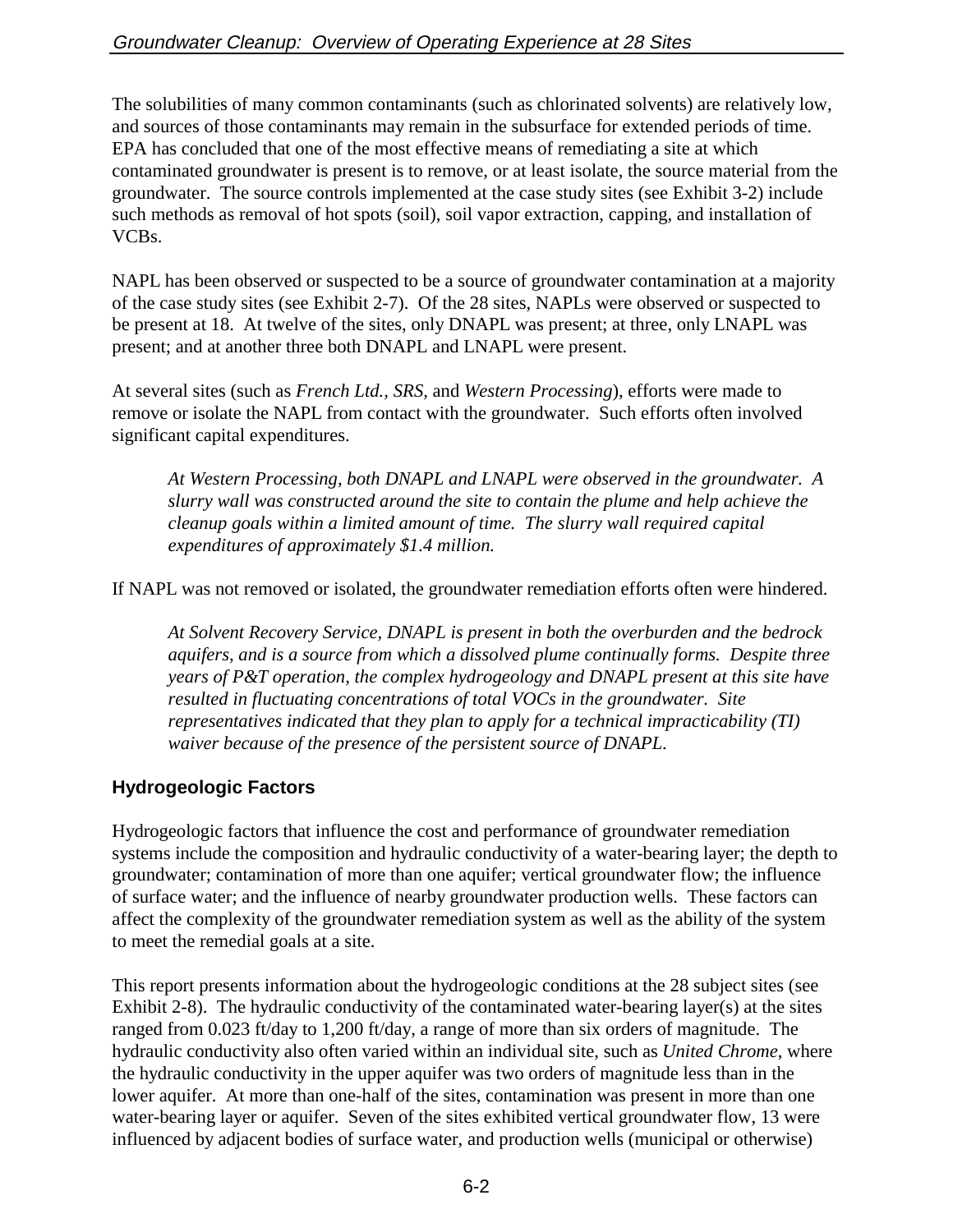The solubilities of many common contaminants (such as chlorinated solvents) are relatively low, and sources of those contaminants may remain in the subsurface for extended periods of time. EPA has concluded that one of the most effective means of remediating a site at which contaminated groundwater is present is to remove, or at least isolate, the source material from the groundwater. The source controls implemented at the case study sites (see Exhibit 3-2) include such methods as removal of hot spots (soil), soil vapor extraction, capping, and installation of VCBs.

NAPL has been observed or suspected to be a source of groundwater contamination at a majority of the case study sites (see Exhibit 2-7). Of the 28 sites, NAPLs were observed or suspected to be present at 18. At twelve of the sites, only DNAPL was present; at three, only LNAPL was present; and at another three both DNAPL and LNAPL were present.

At several sites (such as *French Ltd.*, *SRS*, and *Western Processing*), efforts were made to remove or isolate the NAPL from contact with the groundwater. Such efforts often involved significant capital expenditures.

> *At Western Processing, both DNAPL and LNAPL were observed in the groundwater. A slurry wall was constructed around the site to contain the plume and help achieve the cleanup goals within a limited amount of time. The slurry wall required capital expenditures of approximately $1.4 million.*

If NAPL was not removed or isolated, the groundwater remediation efforts often were hindered.

> *At Solvent Recovery Service, DNAPL is present in both the overburden and the bedrock aquifers, and is a source from which a dissolved plume continually forms. Despite three years of P&T operation, the complex hydrogeology and DNAPL present at this site have resulted in fluctuating concentrations of total VOCs in the groundwater. Site representatives indicated that they plan to apply for a technical impracticability (TI) waiver because of the presence of the persistent source of DNAPL.*

### Hydrogeologic Factors

Hydrogeologic factors that influence the cost and performance of groundwater remediation systems include the composition and hydraulic conductivity of a water-bearing layer; the depth to groundwater; contamination of more than one aquifer; vertical groundwater flow; the influence of surface water; and the influence of nearby groundwater production wells. These factors can affect the complexity of the groundwater remediation system as well as the ability of the system to meet the remedial goals at a site.

This report presents information about the hydrogeologic conditions at the 28 subject sites (see Exhibit 2-8). The hydraulic conductivity of the contaminated water-bearing layer(s) at the sites ranged from 0.023 ft/day to 1,200 ft/day, a range of more than six orders of magnitude. The hydraulic conductivity also often varied within an individual site, such as *United Chrome*, where the hydraulic conductivity in the upper aquifer was two orders of magnitude less than in the lower aquifer. At more than one-half of the sites, contamination was present in more than one water-bearing layer or aquifer. Seven of the sites exhibited vertical groundwater flow, 13 were influenced by adjacent bodies of surface water, and production wells (municipal or otherwise)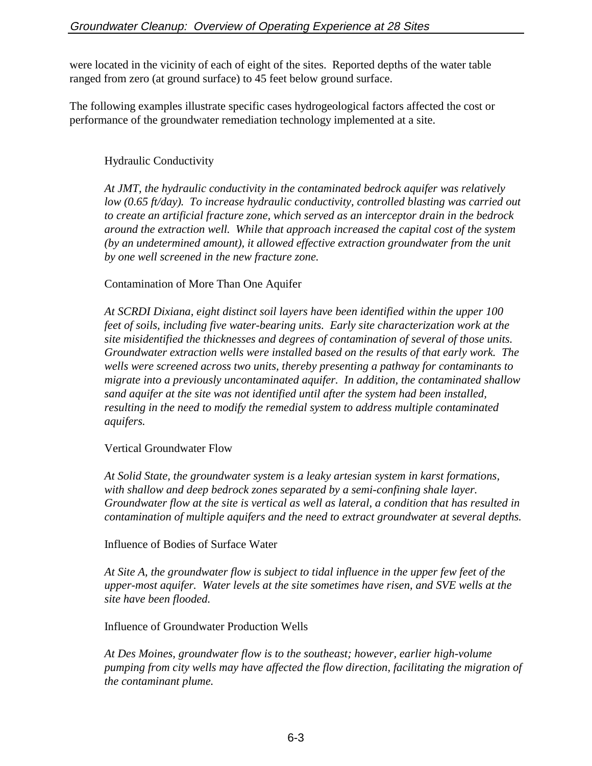were located in the vicinity of each of eight of the sites. Reported depths of the water table ranged from zero (at ground surface) to 45 feet below ground surface.

The following examples illustrate specific cases hydrogeological factors affected the cost or performance of the groundwater remediation technology implemented at a site.

Hydraulic Conductivity

*At JMT, the hydraulic conductivity in the contaminated bedrock aquifer was relatively low (0.65 ft/day). To increase hydraulic conductivity, controlled blasting was carried out to create an artificial fracture zone, which served as an interceptor drain in the bedrock around the extraction well. While that approach increased the capital cost of the system (by an undetermined amount), it allowed effective extraction groundwater from the unit by one well screened in the new fracture zone.*

Contamination of More Than One Aquifer

*At SCRDI Dixiana, eight distinct soil layers have been identified within the upper 100 feet of soils, including five water-bearing units. Early site characterization work at the site misidentified the thicknesses and degrees of contamination of several of those units. Groundwater extraction wells were installed based on the results of that early work. The wells were screened across two units, thereby presenting a pathway for contaminants to migrate into a previously uncontaminated aquifer. In addition, the contaminated shallow sand aquifer at the site was not identified until after the system had been installed, resulting in the need to modify the remedial system to address multiple contaminated aquifers.*

Vertical Groundwater Flow

*At Solid State, the groundwater system is a leaky artesian system in karst formations, with shallow and deep bedrock zones separated by a semi-confining shale layer. Groundwater flow at the site is vertical as well as lateral, a condition that has resulted in contamination of multiple aquifers and the need to extract groundwater at several depths.*

Influence of Bodies of Surface Water

*At Site A, the groundwater flow is subject to tidal influence in the upper few feet of the upper-most aquifer. Water levels at the site sometimes have risen, and SVE wells at the site have been flooded.*

Influence of Groundwater Production Wells

*At Des Moines, groundwater flow is to the southeast; however, earlier high-volume pumping from city wells may have affected the flow direction, facilitating the migration of the contaminant plume.*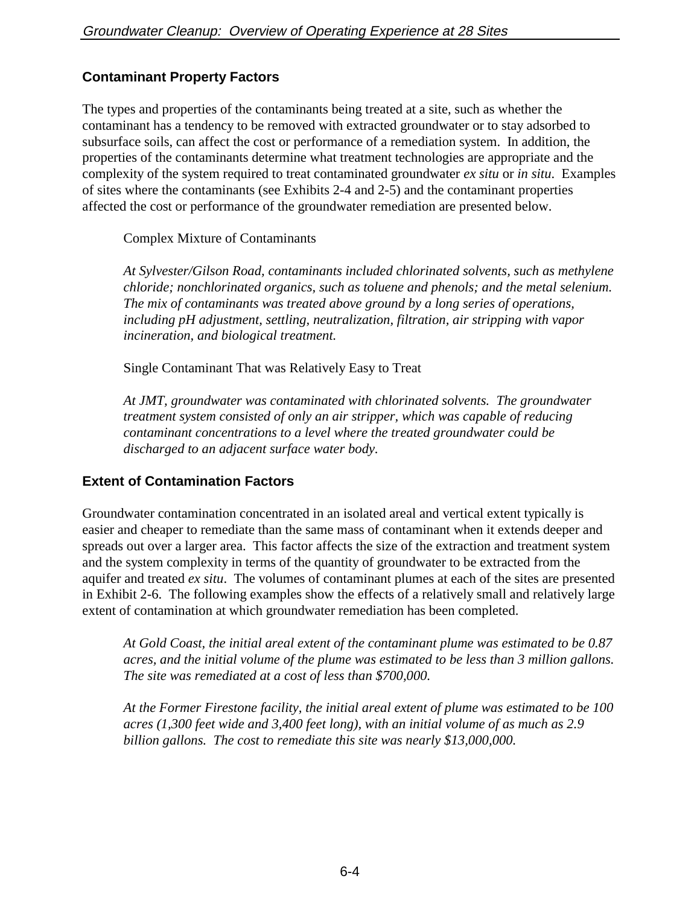## Contaminant Property Factors

The types and properties of the contaminants being treated at a site, such as whether the contaminant has a tendency to be removed with extracted groundwater or to stay adsorbed to subsurface soils, can affect the cost or performance of a remediation system. In addition, the properties of the contaminants determine what treatment technologies are appropriate and the complexity of the system required to treat contaminated groundwater *ex situ* or *in situ*. Examples of sites where the contaminants (see Exhibits 2-4 and 2-5) and the contaminant properties affected the cost or performance of the groundwater remediation are presented below.

Complex Mixture of Contaminants

*At Sylvester/Gilson Road, contaminants included chlorinated solvents, such as methylene chloride; nonchlorinated organics, such as toluene and phenols; and the metal selenium. The mix of contaminants was treated above ground by a long series of operations, including pH adjustment, settling, neutralization, filtration, air stripping with vapor incineration, and biological treatment.*

Single Contaminant That was Relatively Easy to Treat

*At JMT, groundwater was contaminated with chlorinated solvents. The groundwater treatment system consisted of only an air stripper, which was capable of reducing contaminant concentrations to a level where the treated groundwater could be discharged to an adjacent surface water body.*

## Extent of Contamination Factors

Groundwater contamination concentrated in an isolated areal and vertical extent typically is easier and cheaper to remediate than the same mass of contaminant when it extends deeper and spreads out over a larger area. This factor affects the size of the extraction and treatment system and the system complexity in terms of the quantity of groundwater to be extracted from the aquifer and treated *ex situ*. The volumes of contaminant plumes at each of the sites are presented in Exhibit 2-6. The following examples show the effects of a relatively small and relatively large extent of contamination at which groundwater remediation has been completed.

*At Gold Coast, the initial areal extent of the contaminant plume was estimated to be 0.87 acres, and the initial volume of the plume was estimated to be less than 3 million gallons. The site was remediated at a cost of less than $700,000.*

*At the Former Firestone facility, the initial areal extent of plume was estimated to be 100 acres (1,300 feet wide and 3,400 feet long), with an initial volume of as much as 2.9 billion gallons. The cost to remediate this site was nearly $13,000,000.*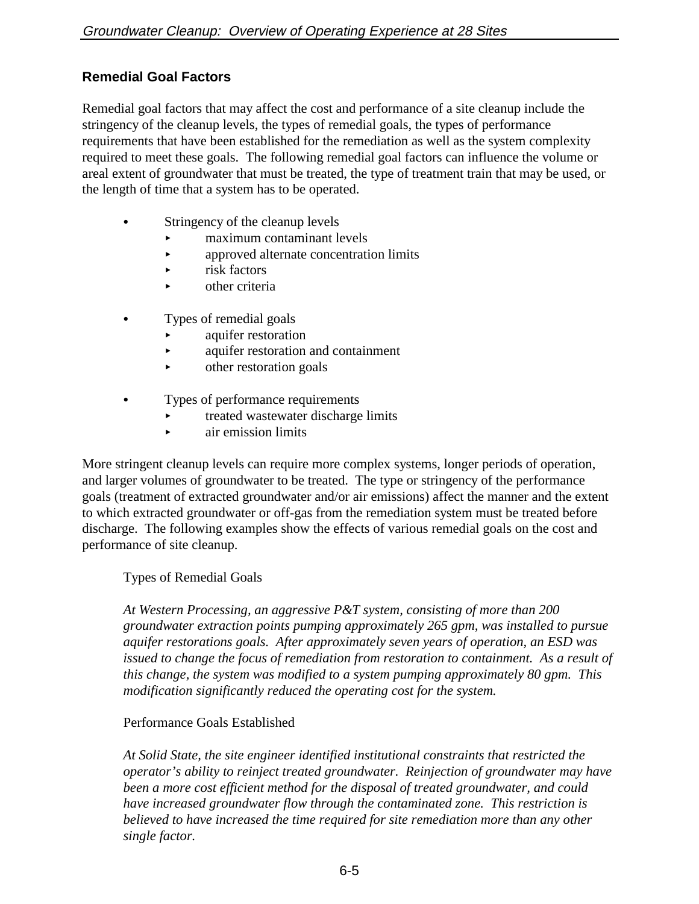### Remedial Goal Factors

Remedial goal factors that may affect the cost and performance of a site cleanup include the stringency of the cleanup levels, the types of remedial goals, the types of performance requirements that have been established for the remediation as well as the system complexity required to meet these goals. The following remedial goal factors can influence the volume or areal extent of groundwater that must be treated, the type of treatment train that may be used, or the length of time that a system has to be operated.

- Stringency of the cleanup levels
  - maximum contaminant levels
  - approved alternate concentration limits
  - risk factors
  - other criteria

- Types of remedial goals
  - aquifer restoration
  - aquifer restoration and containment
  - other restoration goals

- Types of performance requirements
  - treated wastewater discharge limits
  - air emission limits

More stringent cleanup levels can require more complex systems, longer periods of operation, and larger volumes of groundwater to be treated. The type or stringency of the performance goals (treatment of extracted groundwater and/or air emissions) affect the manner and the extent to which extracted groundwater or off-gas from the remediation system must be treated before discharge. The following examples show the effects of various remedial goals on the cost and performance of site cleanup.

Types of Remedial Goals

*At Western Processing, an aggressive P&T system, consisting of more than 200 groundwater extraction points pumping approximately 265 gpm, was installed to pursue aquifer restorations goals. After approximately seven years of operation, an ESD was issued to change the focus of remediation from restoration to containment. As a result of this change, the system was modified to a system pumping approximately 80 gpm. This modification significantly reduced the operating cost for the system.*

Performance Goals Established

*At Solid State, the site engineer identified institutional constraints that restricted the operator's ability to reinject treated groundwater. Reinjection of groundwater may have been a more cost efficient method for the disposal of treated groundwater, and could have increased groundwater flow through the contaminated zone. This restriction is believed to have increased the time required for site remediation more than any other single factor.*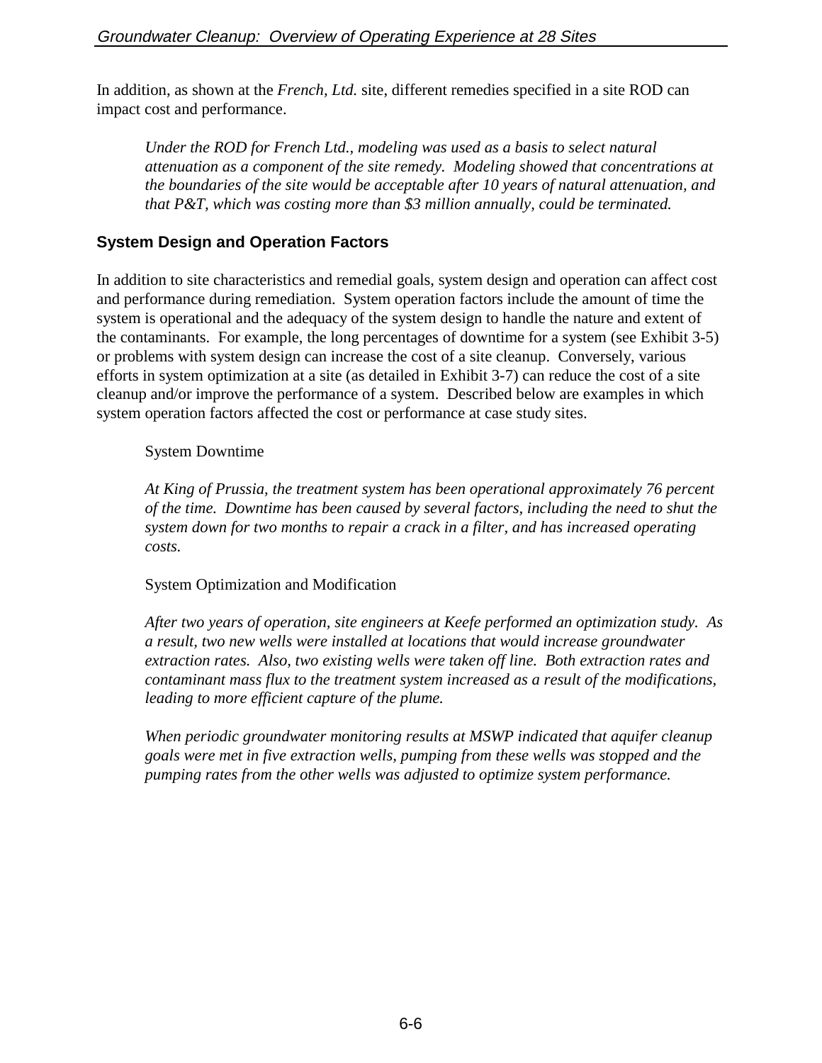In addition, as shown at the *French, Ltd.* site, different remedies specified in a site ROD can impact cost and performance.

> *Under the ROD for French Ltd., modeling was used as a basis to select natural attenuation as a component of the site remedy. Modeling showed that concentrations at the boundaries of the site would be acceptable after 10 years of natural attenuation, and that P&T, which was costing more than $3 million annually, could be terminated.*

## System Design and Operation Factors

In addition to site characteristics and remedial goals, system design and operation can affect cost and performance during remediation. System operation factors include the amount of time the system is operational and the adequacy of the system design to handle the nature and extent of the contaminants. For example, the long percentages of downtime for a system (see Exhibit 3-5) or problems with system design can increase the cost of a site cleanup. Conversely, various efforts in system optimization at a site (as detailed in Exhibit 3-7) can reduce the cost of a site cleanup and/or improve the performance of a system. Described below are examples in which system operation factors affected the cost or performance at case study sites.

> System Downtime
>
> *At King of Prussia, the treatment system has been operational approximately 76 percent of the time. Downtime has been caused by several factors, including the need to shut the system down for two months to repair a crack in a filter, and has increased operating costs.*
>
> System Optimization and Modification
>
> *After two years of operation, site engineers at Keefe performed an optimization study. As a result, two new wells were installed at locations that would increase groundwater extraction rates. Also, two existing wells were taken off line. Both extraction rates and contaminant mass flux to the treatment system increased as a result of the modifications, leading to more efficient capture of the plume.*
>
> *When periodic groundwater monitoring results at MSWP indicated that aquifer cleanup goals were met in five extraction wells, pumping from these wells was stopped and the pumping rates from the other wells was adjusted to optimize system performance.*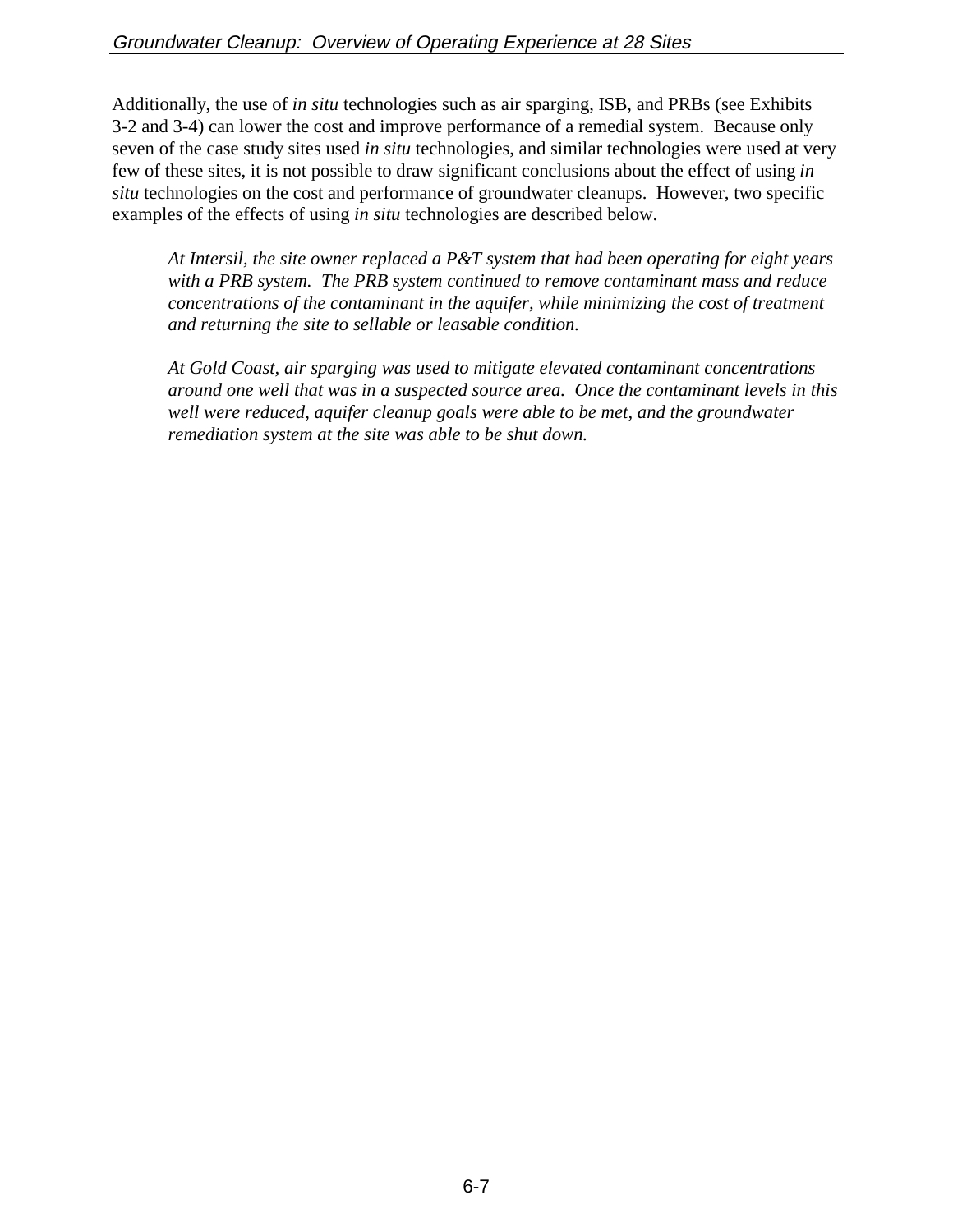Additionally, the use of *in situ* technologies such as air sparging, ISB, and PRBs (see Exhibits 3-2 and 3-4) can lower the cost and improve performance of a remedial system. Because only seven of the case study sites used *in situ* technologies, and similar technologies were used at very few of these sites, it is not possible to draw significant conclusions about the effect of using *in situ* technologies on the cost and performance of groundwater cleanups. However, two specific examples of the effects of using *in situ* technologies are described below.

> *At Intersil, the site owner replaced a P&T system that had been operating for eight years with a PRB system. The PRB system continued to remove contaminant mass and reduce concentrations of the contaminant in the aquifer, while minimizing the cost of treatment and returning the site to sellable or leasable condition.*
>
> *At Gold Coast, air sparging was used to mitigate elevated contaminant concentrations around one well that was in a suspected source area. Once the contaminant levels in this well were reduced, aquifer cleanup goals were able to be met, and the groundwater remediation system at the site was able to be shut down.*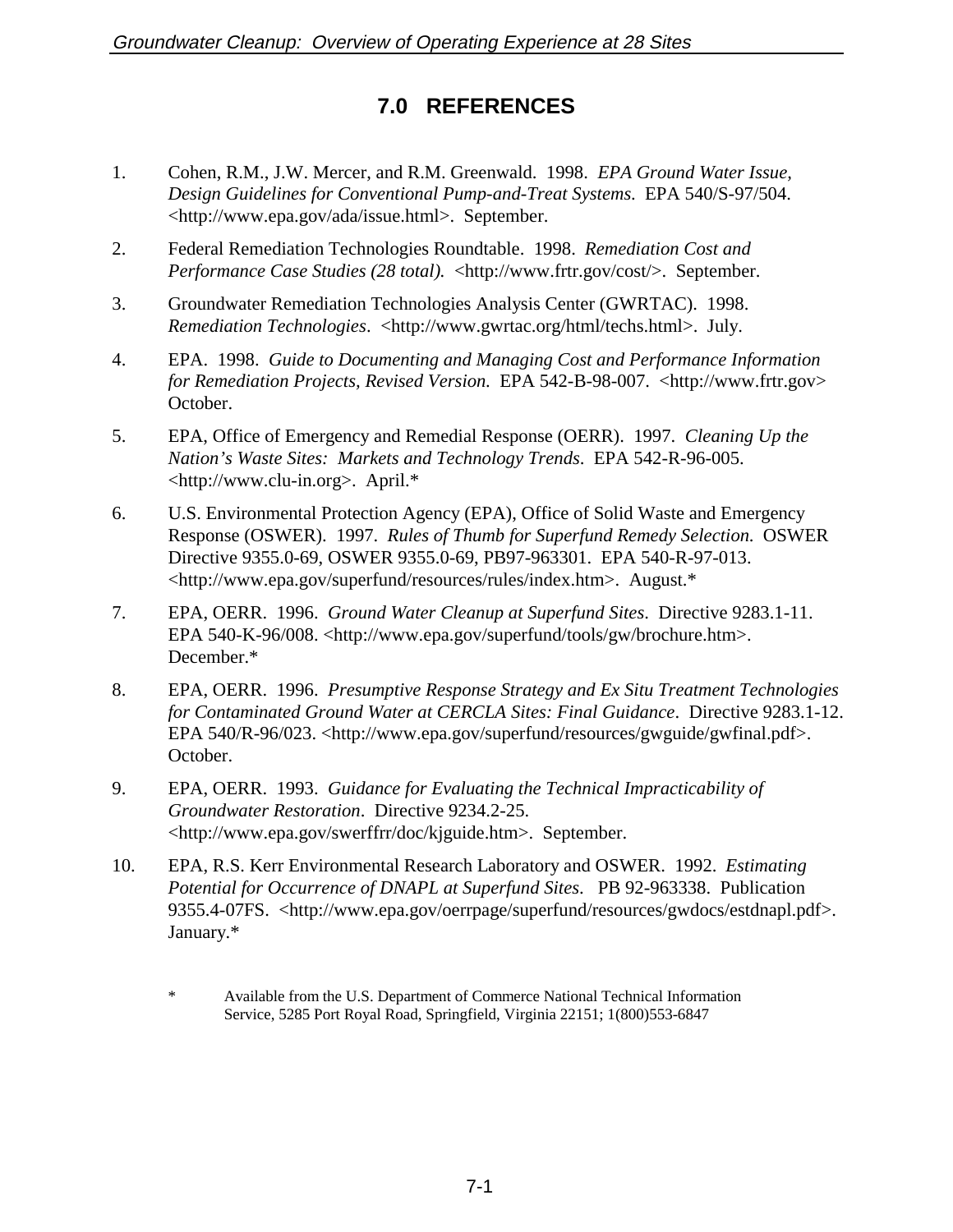# 7.0 REFERENCES

1. Cohen, R.M., J.W. Mercer, and R.M. Greenwald. 1998. *EPA Ground Water Issue, Design Guidelines for Conventional Pump-and-Treat Systems*. EPA 540/S-97/504. <http://www.epa.gov/ada/issue.html>. September.

2. Federal Remediation Technologies Roundtable. 1998. *Remediation Cost and Performance Case Studies (28 total).* <http://www.frtr.gov/cost/>. September.

3. Groundwater Remediation Technologies Analysis Center (GWRTAC). 1998. *Remediation Technologies*. <http://www.gwrtac.org/html/techs.html>. July.

4. EPA. 1998. *Guide to Documenting and Managing Cost and Performance Information for Remediation Projects, Revised Version.* EPA 542-B-98-007. <http://www.frtr.gov> October.

5. EPA, Office of Emergency and Remedial Response (OERR). 1997. *Cleaning Up the Nation's Waste Sites: Markets and Technology Trends*. EPA 542-R-96-005. <http://www.clu-in.org>. April.*

6. U.S. Environmental Protection Agency (EPA), Office of Solid Waste and Emergency Response (OSWER). 1997. *Rules of Thumb for Superfund Remedy Selection.* OSWER Directive 9355.0-69, OSWER 9355.0-69, PB97-963301. EPA 540-R-97-013. <http://www.epa.gov/superfund/resources/rules/index.htm>. August.*

7. EPA, OERR. 1996. *Ground Water Cleanup at Superfund Sites*. Directive 9283.1-11. EPA 540-K-96/008. <http://www.epa.gov/superfund/tools/gw/brochure.htm>. December.*

8. EPA, OERR. 1996. *Presumptive Response Strategy and Ex Situ Treatment Technologies for Contaminated Ground Water at CERCLA Sites: Final Guidance*. Directive 9283.1-12. EPA 540/R-96/023. <http://www.epa.gov/superfund/resources/gwguide/gwfinal.pdf>. October.

9. EPA, OERR. 1993. *Guidance for Evaluating the Technical Impracticability of Groundwater Restoration*. Directive 9234.2-25. <http://www.epa.gov/swerffrr/doc/kjguide.htm>. September.

10. EPA, R.S. Kerr Environmental Research Laboratory and OSWER. 1992. *Estimating Potential for Occurrence of DNAPL at Superfund Sites*. PB 92-963338. Publication 9355.4-07FS. <http://www.epa.gov/oerrpage/superfund/resources/gwdocs/estdnapl.pdf>. January.*

\* Available from the U.S. Department of Commerce National Technical Information Service, 5285 Port Royal Road, Springfield, Virginia 22151; 1(800)553-6847